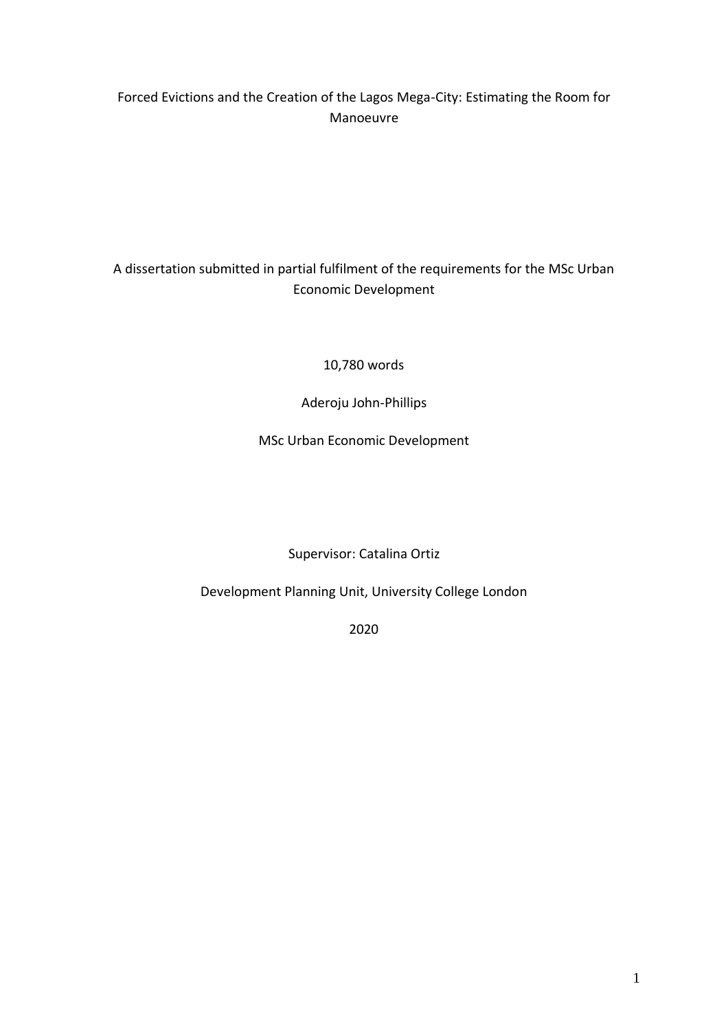# Forced Evictions and the Creation of the Lagos Mega-City: Estimating the Room for Manoeuvre

A dissertation submitted in partial fulfilment of the requirements for the MSc Urban Economic Development

10,780 words

Aderoju John-Phillips

MSc Urban Economic Development

Supervisor: Catalina Ortiz

Development Planning Unit, University College London

2020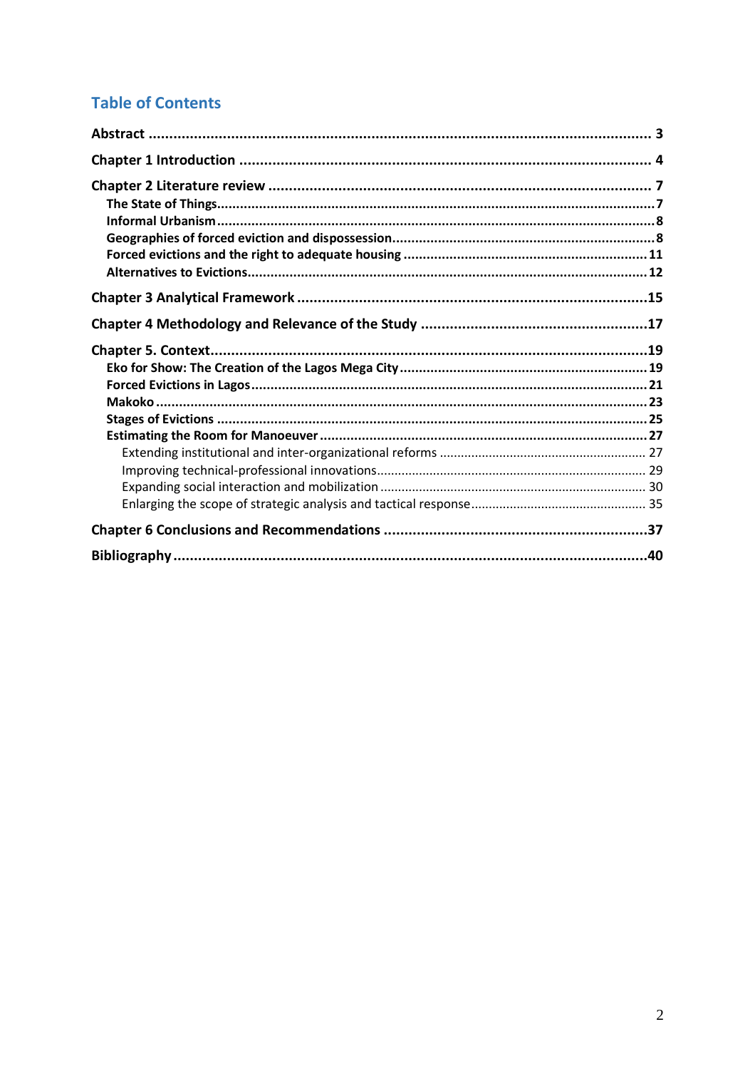## Table of Contents

**Abstract** ........ 3

**Chapter 1 Introduction** ........ 4

**Chapter 2 Literature review** ........ 7
- **The State of Things** ........ 7
- **Informal Urbanism** ........ 8
- **Geographies of forced eviction and dispossession** ........ 8
- **Forced evictions and the right to adequate housing** ........ 11
- **Alternatives to Evictions** ........ 12

**Chapter 3 Analytical Framework** ........ 15

**Chapter 4 Methodology and Relevance of the Study** ........ 17

**Chapter 5. Context** ........ 19
- **Eko for Show: The Creation of the Lagos Mega City** ........ 19
- **Forced Evictions in Lagos** ........ 21
- **Makoko** ........ 23
- **Stages of Evictions** ........ 25
- **Estimating the Room for Manoeuver** ........ 27
  - Extending institutional and inter-organizational reforms ........ 27
  - Improving technical-professional innovations ........ 29
  - Expanding social interaction and mobilization ........ 30
  - Enlarging the scope of strategic analysis and tactical response ........ 35

**Chapter 6 Conclusions and Recommendations** ........ 37

**Bibliography** ........ 40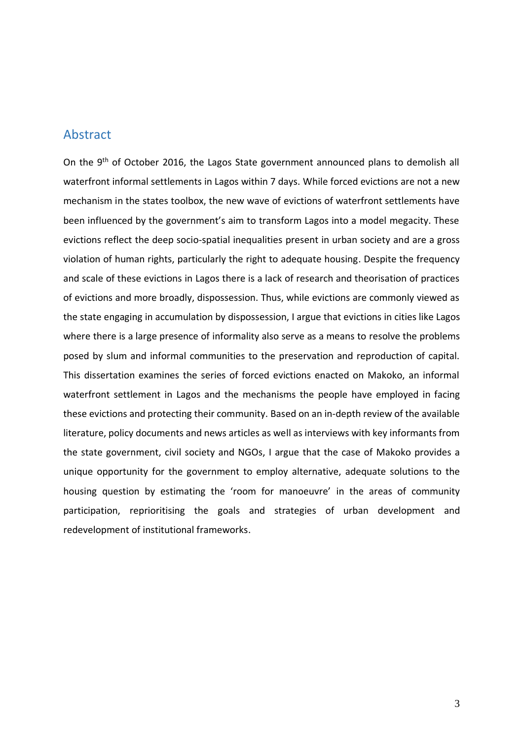## Abstract

On the 9th of October 2016, the Lagos State government announced plans to demolish all waterfront informal settlements in Lagos within 7 days. While forced evictions are not a new mechanism in the states toolbox, the new wave of evictions of waterfront settlements have been influenced by the government's aim to transform Lagos into a model megacity. These evictions reflect the deep socio-spatial inequalities present in urban society and are a gross violation of human rights, particularly the right to adequate housing. Despite the frequency and scale of these evictions in Lagos there is a lack of research and theorisation of practices of evictions and more broadly, dispossession. Thus, while evictions are commonly viewed as the state engaging in accumulation by dispossession, I argue that evictions in cities like Lagos where there is a large presence of informality also serve as a means to resolve the problems posed by slum and informal communities to the preservation and reproduction of capital. This dissertation examines the series of forced evictions enacted on Makoko, an informal waterfront settlement in Lagos and the mechanisms the people have employed in facing these evictions and protecting their community. Based on an in-depth review of the available literature, policy documents and news articles as well as interviews with key informants from the state government, civil society and NGOs, I argue that the case of Makoko provides a unique opportunity for the government to employ alternative, adequate solutions to the housing question by estimating the 'room for manoeuvre' in the areas of community participation, reprioritising the goals and strategies of urban development and redevelopment of institutional frameworks.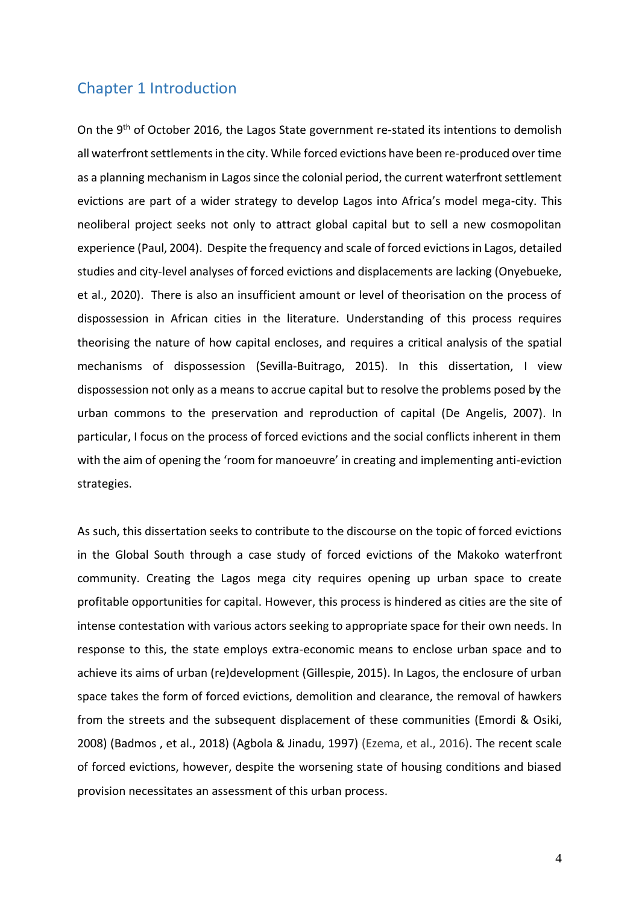# Chapter 1 Introduction

On the 9th of October 2016, the Lagos State government re-stated its intentions to demolish all waterfront settlements in the city. While forced evictions have been re-produced over time as a planning mechanism in Lagos since the colonial period, the current waterfront settlement evictions are part of a wider strategy to develop Lagos into Africa's model mega-city. This neoliberal project seeks not only to attract global capital but to sell a new cosmopolitan experience (Paul, 2004). Despite the frequency and scale of forced evictions in Lagos, detailed studies and city-level analyses of forced evictions and displacements are lacking (Onyebueke, et al., 2020). There is also an insufficient amount or level of theorisation on the process of dispossession in African cities in the literature. Understanding of this process requires theorising the nature of how capital encloses, and requires a critical analysis of the spatial mechanisms of dispossession (Sevilla-Buitrago, 2015). In this dissertation, I view dispossession not only as a means to accrue capital but to resolve the problems posed by the urban commons to the preservation and reproduction of capital (De Angelis, 2007). In particular, I focus on the process of forced evictions and the social conflicts inherent in them with the aim of opening the 'room for manoeuvre' in creating and implementing anti-eviction strategies.

As such, this dissertation seeks to contribute to the discourse on the topic of forced evictions in the Global South through a case study of forced evictions of the Makoko waterfront community. Creating the Lagos mega city requires opening up urban space to create profitable opportunities for capital. However, this process is hindered as cities are the site of intense contestation with various actors seeking to appropriate space for their own needs. In response to this, the state employs extra-economic means to enclose urban space and to achieve its aims of urban (re)development (Gillespie, 2015). In Lagos, the enclosure of urban space takes the form of forced evictions, demolition and clearance, the removal of hawkers from the streets and the subsequent displacement of these communities (Emordi & Osiki, 2008) (Badmos , et al., 2018) (Agbola & Jinadu, 1997) (Ezema, et al., 2016). The recent scale of forced evictions, however, despite the worsening state of housing conditions and biased provision necessitates an assessment of this urban process.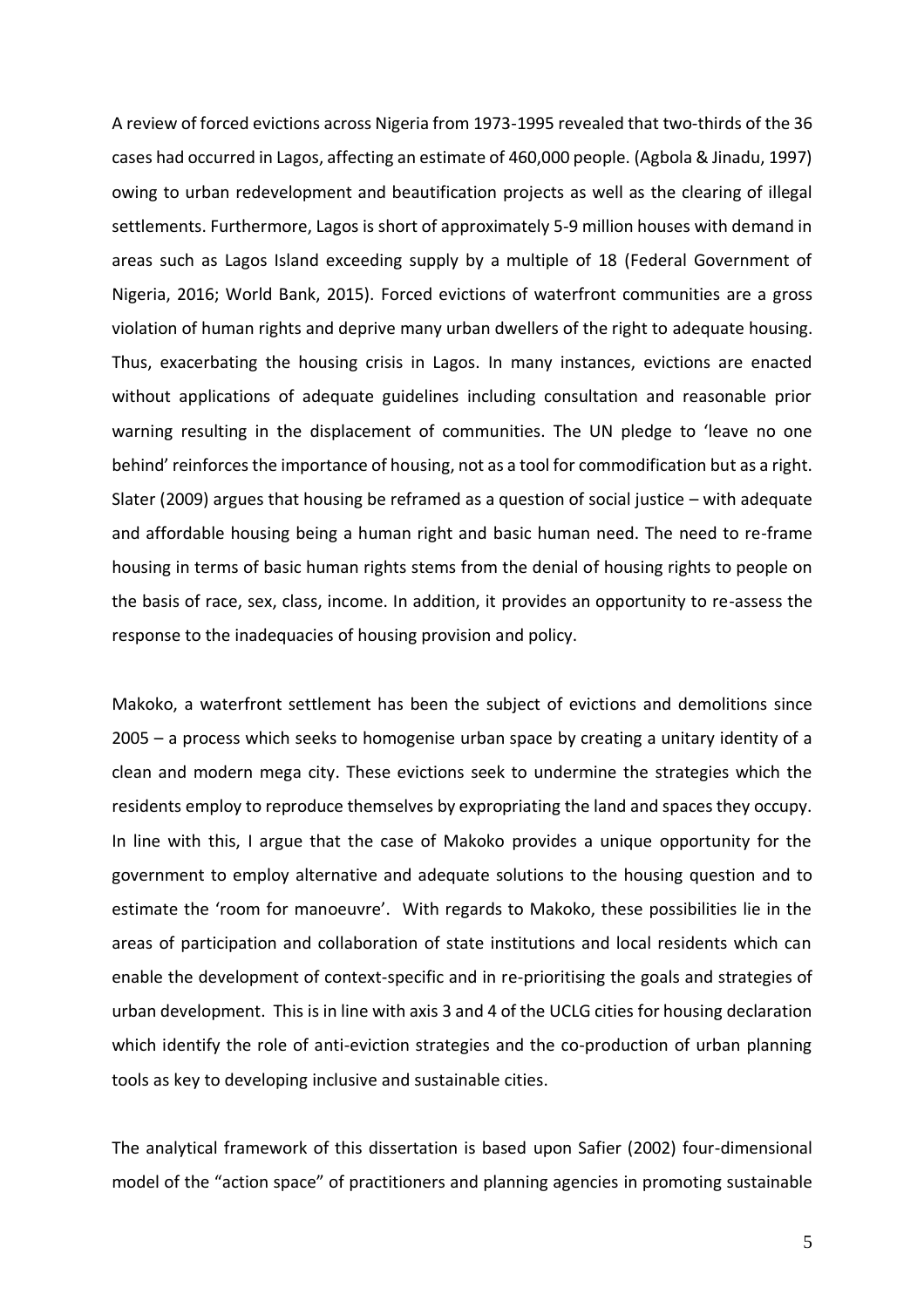A review of forced evictions across Nigeria from 1973-1995 revealed that two-thirds of the 36 cases had occurred in Lagos, affecting an estimate of 460,000 people. (Agbola & Jinadu, 1997) owing to urban redevelopment and beautification projects as well as the clearing of illegal settlements. Furthermore, Lagos is short of approximately 5-9 million houses with demand in areas such as Lagos Island exceeding supply by a multiple of 18 (Federal Government of Nigeria, 2016; World Bank, 2015). Forced evictions of waterfront communities are a gross violation of human rights and deprive many urban dwellers of the right to adequate housing. Thus, exacerbating the housing crisis in Lagos. In many instances, evictions are enacted without applications of adequate guidelines including consultation and reasonable prior warning resulting in the displacement of communities. The UN pledge to 'leave no one behind' reinforces the importance of housing, not as a tool for commodification but as a right. Slater (2009) argues that housing be reframed as a question of social justice – with adequate and affordable housing being a human right and basic human need. The need to re-frame housing in terms of basic human rights stems from the denial of housing rights to people on the basis of race, sex, class, income. In addition, it provides an opportunity to re-assess the response to the inadequacies of housing provision and policy.

Makoko, a waterfront settlement has been the subject of evictions and demolitions since 2005 – a process which seeks to homogenise urban space by creating a unitary identity of a clean and modern mega city. These evictions seek to undermine the strategies which the residents employ to reproduce themselves by expropriating the land and spaces they occupy. In line with this, I argue that the case of Makoko provides a unique opportunity for the government to employ alternative and adequate solutions to the housing question and to estimate the 'room for manoeuvre'. With regards to Makoko, these possibilities lie in the areas of participation and collaboration of state institutions and local residents which can enable the development of context-specific and in re-prioritising the goals and strategies of urban development. This is in line with axis 3 and 4 of the UCLG cities for housing declaration which identify the role of anti-eviction strategies and the co-production of urban planning tools as key to developing inclusive and sustainable cities.

The analytical framework of this dissertation is based upon Safier (2002) four-dimensional model of the "action space" of practitioners and planning agencies in promoting sustainable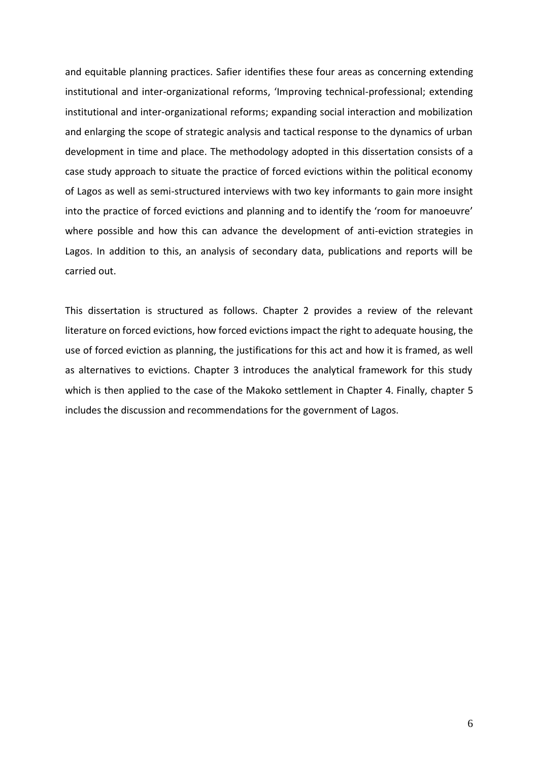and equitable planning practices. Safier identifies these four areas as concerning extending institutional and inter-organizational reforms, 'Improving technical-professional; extending institutional and inter-organizational reforms; expanding social interaction and mobilization and enlarging the scope of strategic analysis and tactical response to the dynamics of urban development in time and place. The methodology adopted in this dissertation consists of a case study approach to situate the practice of forced evictions within the political economy of Lagos as well as semi-structured interviews with two key informants to gain more insight into the practice of forced evictions and planning and to identify the 'room for manoeuvre' where possible and how this can advance the development of anti-eviction strategies in Lagos. In addition to this, an analysis of secondary data, publications and reports will be carried out.

This dissertation is structured as follows. Chapter 2 provides a review of the relevant literature on forced evictions, how forced evictions impact the right to adequate housing, the use of forced eviction as planning, the justifications for this act and how it is framed, as well as alternatives to evictions. Chapter 3 introduces the analytical framework for this study which is then applied to the case of the Makoko settlement in Chapter 4. Finally, chapter 5 includes the discussion and recommendations for the government of Lagos.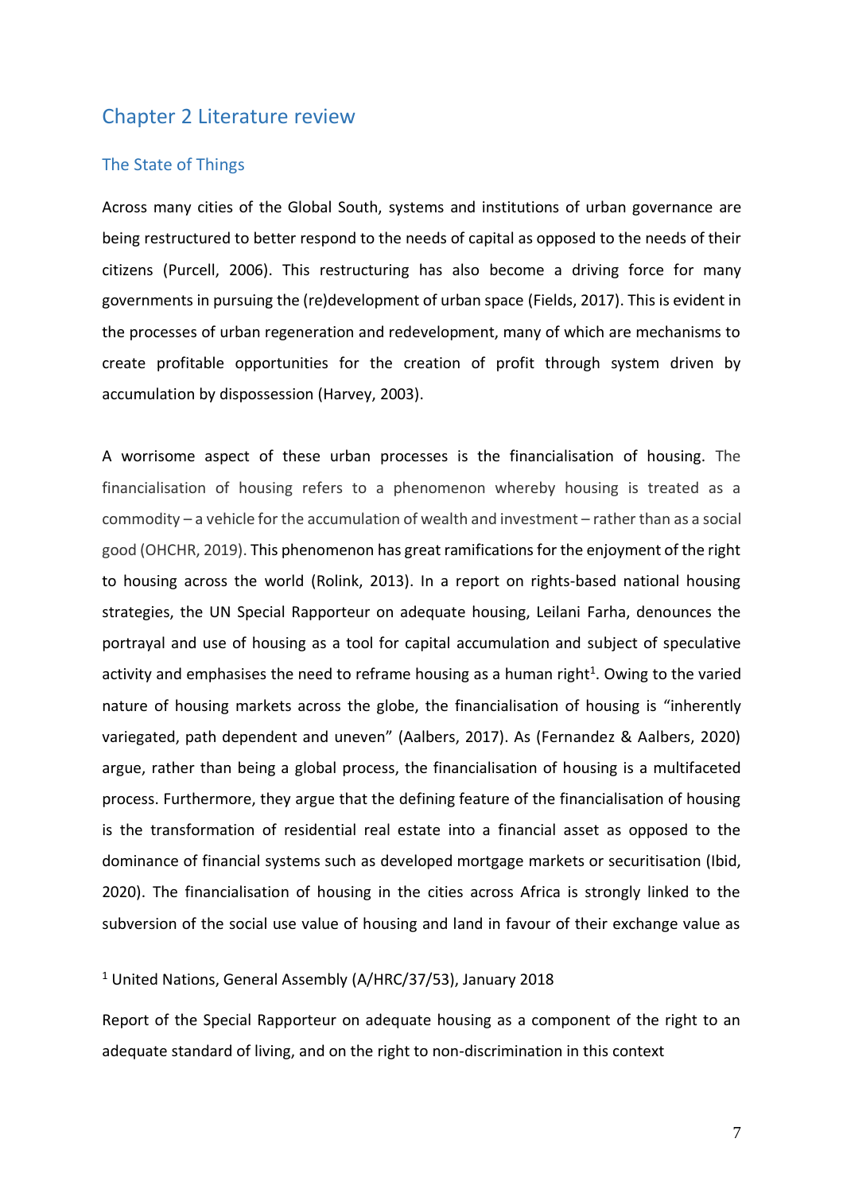# Chapter 2 Literature review

## The State of Things

Across many cities of the Global South, systems and institutions of urban governance are being restructured to better respond to the needs of capital as opposed to the needs of their citizens (Purcell, 2006). This restructuring has also become a driving force for many governments in pursuing the (re)development of urban space (Fields, 2017). This is evident in the processes of urban regeneration and redevelopment, many of which are mechanisms to create profitable opportunities for the creation of profit through system driven by accumulation by dispossession (Harvey, 2003).

A worrisome aspect of these urban processes is the financialisation of housing. The financialisation of housing refers to a phenomenon whereby housing is treated as a commodity – a vehicle for the accumulation of wealth and investment – rather than as a social good (OHCHR, 2019). This phenomenon has great ramifications for the enjoyment of the right to housing across the world (Rolink, 2013). In a report on rights-based national housing strategies, the UN Special Rapporteur on adequate housing, Leilani Farha, denounces the portrayal and use of housing as a tool for capital accumulation and subject of speculative activity and emphasises the need to reframe housing as a human right[1]. Owing to the varied nature of housing markets across the globe, the financialisation of housing is "inherently variegated, path dependent and uneven" (Aalbers, 2017). As (Fernandez & Aalbers, 2020) argue, rather than being a global process, the financialisation of housing is a multifaceted process. Furthermore, they argue that the defining feature of the financialisation of housing is the transformation of residential real estate into a financial asset as opposed to the dominance of financial systems such as developed mortgage markets or securitisation (Ibid, 2020). The financialisation of housing in the cities across Africa is strongly linked to the subversion of the social use value of housing and land in favour of their exchange value as

[1] United Nations, General Assembly (A/HRC/37/53), January 2018

Report of the Special Rapporteur on adequate housing as a component of the right to an adequate standard of living, and on the right to non-discrimination in this context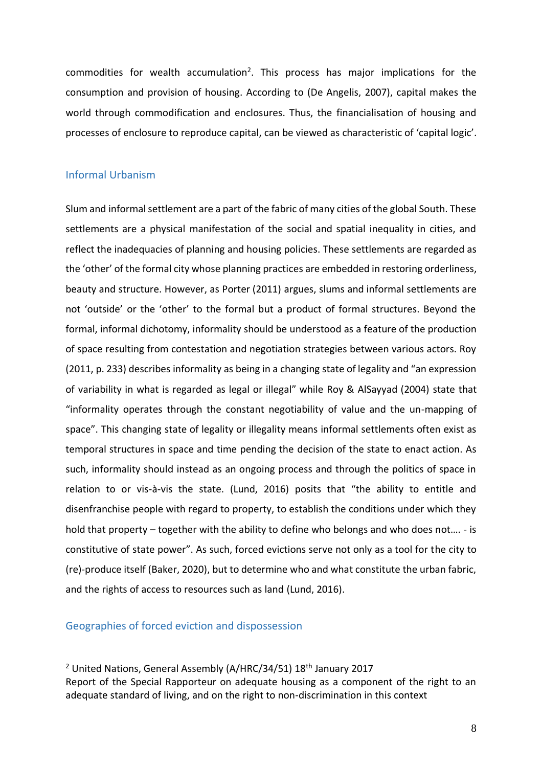commodities for wealth accumulation[2]. This process has major implications for the consumption and provision of housing. According to (De Angelis, 2007), capital makes the world through commodification and enclosures. Thus, the financialisation of housing and processes of enclosure to reproduce capital, can be viewed as characteristic of 'capital logic'.

## Informal Urbanism

Slum and informal settlement are a part of the fabric of many cities of the global South. These settlements are a physical manifestation of the social and spatial inequality in cities, and reflect the inadequacies of planning and housing policies. These settlements are regarded as the 'other' of the formal city whose planning practices are embedded in restoring orderliness, beauty and structure. However, as Porter (2011) argues, slums and informal settlements are not 'outside' or the 'other' to the formal but a product of formal structures. Beyond the formal, informal dichotomy, informality should be understood as a feature of the production of space resulting from contestation and negotiation strategies between various actors. Roy (2011, p. 233) describes informality as being in a changing state of legality and "an expression of variability in what is regarded as legal or illegal" while Roy & AlSayyad (2004) state that "informality operates through the constant negotiability of value and the un-mapping of space". This changing state of legality or illegality means informal settlements often exist as temporal structures in space and time pending the decision of the state to enact action. As such, informality should instead as an ongoing process and through the politics of space in relation to or vis-à-vis the state. (Lund, 2016) posits that "the ability to entitle and disenfranchise people with regard to property, to establish the conditions under which they hold that property – together with the ability to define who belongs and who does not…. - is constitutive of state power". As such, forced evictions serve not only as a tool for the city to (re)-produce itself (Baker, 2020), but to determine who and what constitute the urban fabric, and the rights of access to resources such as land (Lund, 2016).

## Geographies of forced eviction and dispossession

[2] United Nations, General Assembly (A/HRC/34/51) 18th January 2017
Report of the Special Rapporteur on adequate housing as a component of the right to an adequate standard of living, and on the right to non-discrimination in this context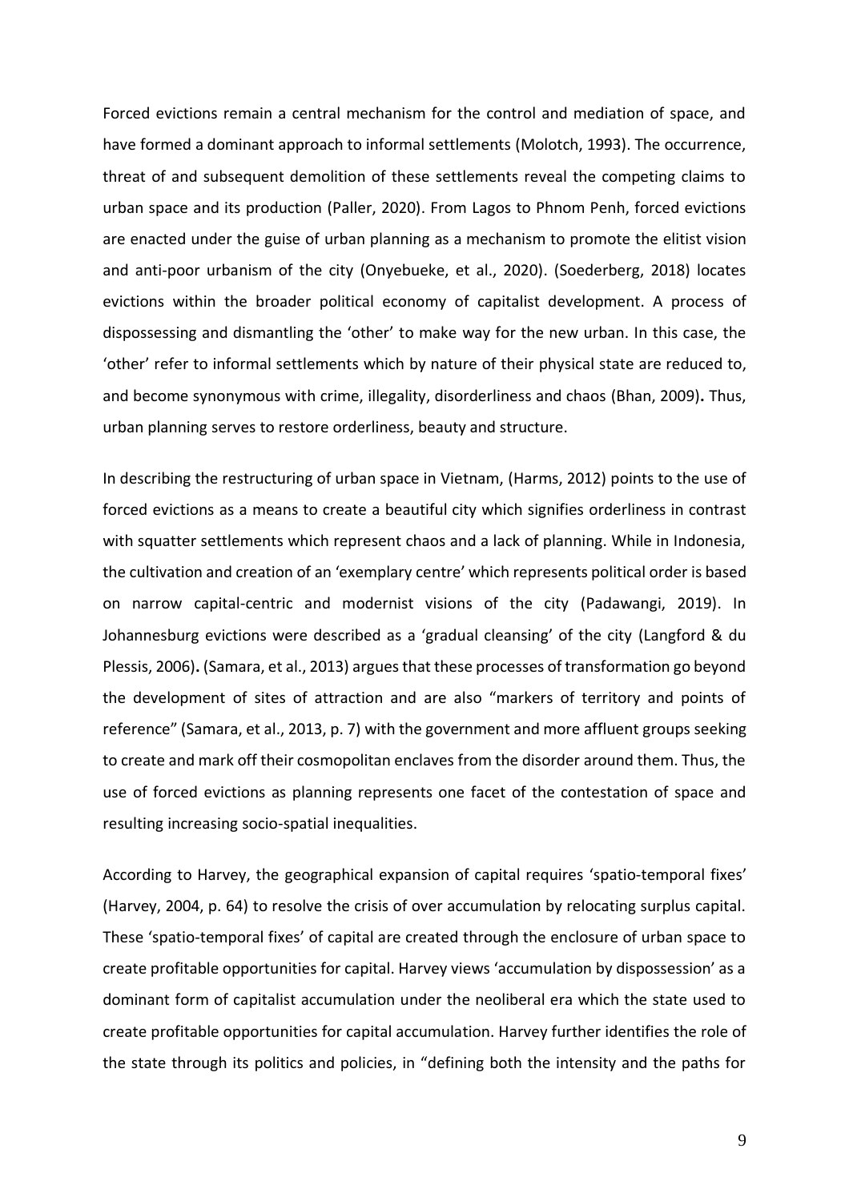Forced evictions remain a central mechanism for the control and mediation of space, and have formed a dominant approach to informal settlements (Molotch, 1993). The occurrence, threat of and subsequent demolition of these settlements reveal the competing claims to urban space and its production (Paller, 2020). From Lagos to Phnom Penh, forced evictions are enacted under the guise of urban planning as a mechanism to promote the elitist vision and anti-poor urbanism of the city (Onyebueke, et al., 2020). (Soederberg, 2018) locates evictions within the broader political economy of capitalist development. A process of dispossessing and dismantling the 'other' to make way for the new urban. In this case, the 'other' refer to informal settlements which by nature of their physical state are reduced to, and become synonymous with crime, illegality, disorderliness and chaos (Bhan, 2009)**.** Thus, urban planning serves to restore orderliness, beauty and structure.

In describing the restructuring of urban space in Vietnam, (Harms, 2012) points to the use of forced evictions as a means to create a beautiful city which signifies orderliness in contrast with squatter settlements which represent chaos and a lack of planning. While in Indonesia, the cultivation and creation of an 'exemplary centre' which represents political order is based on narrow capital-centric and modernist visions of the city (Padawangi, 2019). In Johannesburg evictions were described as a 'gradual cleansing' of the city (Langford & du Plessis, 2006)**.** (Samara, et al., 2013) argues that these processes of transformation go beyond the development of sites of attraction and are also "markers of territory and points of reference" (Samara, et al., 2013, p. 7) with the government and more affluent groups seeking to create and mark off their cosmopolitan enclaves from the disorder around them. Thus, the use of forced evictions as planning represents one facet of the contestation of space and resulting increasing socio-spatial inequalities.

According to Harvey, the geographical expansion of capital requires 'spatio-temporal fixes' (Harvey, 2004, p. 64) to resolve the crisis of over accumulation by relocating surplus capital. These 'spatio-temporal fixes' of capital are created through the enclosure of urban space to create profitable opportunities for capital. Harvey views 'accumulation by dispossession' as a dominant form of capitalist accumulation under the neoliberal era which the state used to create profitable opportunities for capital accumulation. Harvey further identifies the role of the state through its politics and policies, in "defining both the intensity and the paths for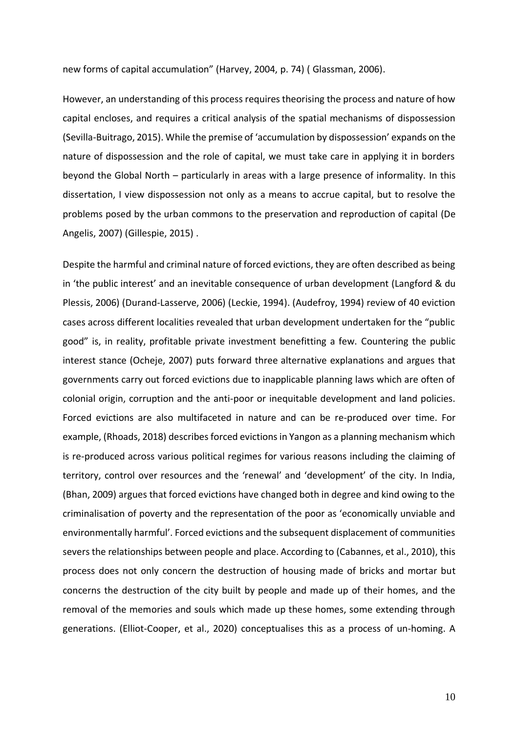new forms of capital accumulation" (Harvey, 2004, p. 74) ( Glassman, 2006).

However, an understanding of this process requires theorising the process and nature of how capital encloses, and requires a critical analysis of the spatial mechanisms of dispossession (Sevilla-Buitrago, 2015). While the premise of 'accumulation by dispossession' expands on the nature of dispossession and the role of capital, we must take care in applying it in borders beyond the Global North – particularly in areas with a large presence of informality. In this dissertation, I view dispossession not only as a means to accrue capital, but to resolve the problems posed by the urban commons to the preservation and reproduction of capital (De Angelis, 2007) (Gillespie, 2015) .

Despite the harmful and criminal nature of forced evictions, they are often described as being in 'the public interest' and an inevitable consequence of urban development (Langford & du Plessis, 2006) (Durand-Lasserve, 2006) (Leckie, 1994). (Audefroy, 1994) review of 40 eviction cases across different localities revealed that urban development undertaken for the "public good" is, in reality, profitable private investment benefitting a few. Countering the public interest stance (Ocheje, 2007) puts forward three alternative explanations and argues that governments carry out forced evictions due to inapplicable planning laws which are often of colonial origin, corruption and the anti-poor or inequitable development and land policies. Forced evictions are also multifaceted in nature and can be re-produced over time. For example, (Rhoads, 2018) describes forced evictions in Yangon as a planning mechanism which is re-produced across various political regimes for various reasons including the claiming of territory, control over resources and the 'renewal' and 'development' of the city. In India, (Bhan, 2009) argues that forced evictions have changed both in degree and kind owing to the criminalisation of poverty and the representation of the poor as 'economically unviable and environmentally harmful'. Forced evictions and the subsequent displacement of communities severs the relationships between people and place. According to (Cabannes, et al., 2010), this process does not only concern the destruction of housing made of bricks and mortar but concerns the destruction of the city built by people and made up of their homes, and the removal of the memories and souls which made up these homes, some extending through generations. (Elliot-Cooper, et al., 2020) conceptualises this as a process of un-homing. A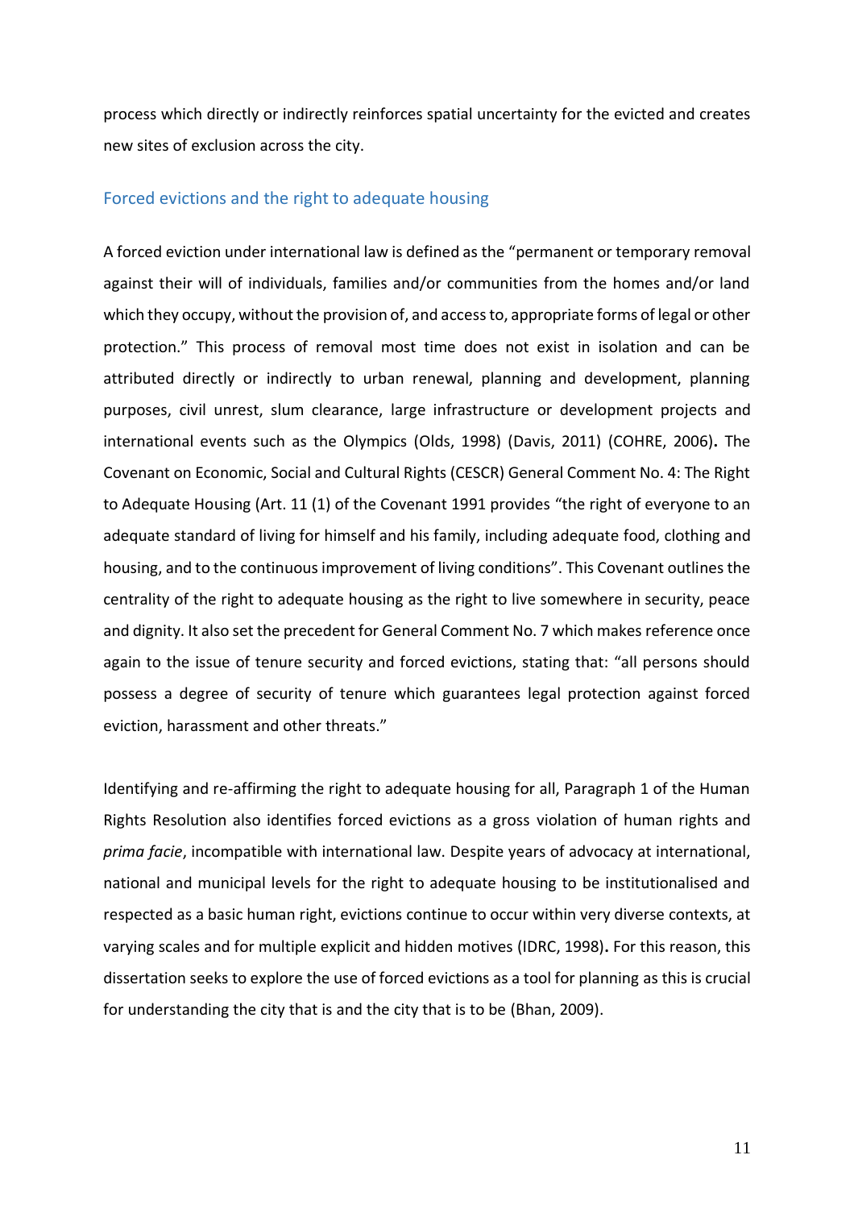process which directly or indirectly reinforces spatial uncertainty for the evicted and creates new sites of exclusion across the city.

## Forced evictions and the right to adequate housing

A forced eviction under international law is defined as the "permanent or temporary removal against their will of individuals, families and/or communities from the homes and/or land which they occupy, without the provision of, and access to, appropriate forms of legal or other protection." This process of removal most time does not exist in isolation and can be attributed directly or indirectly to urban renewal, planning and development, planning purposes, civil unrest, slum clearance, large infrastructure or development projects and international events such as the Olympics (Olds, 1998) (Davis, 2011) (COHRE, 2006)**.** The Covenant on Economic, Social and Cultural Rights (CESCR) General Comment No. 4: The Right to Adequate Housing (Art. 11 (1) of the Covenant 1991 provides "the right of everyone to an adequate standard of living for himself and his family, including adequate food, clothing and housing, and to the continuous improvement of living conditions". This Covenant outlines the centrality of the right to adequate housing as the right to live somewhere in security, peace and dignity. It also set the precedent for General Comment No. 7 which makes reference once again to the issue of tenure security and forced evictions, stating that: "all persons should possess a degree of security of tenure which guarantees legal protection against forced eviction, harassment and other threats."

Identifying and re-affirming the right to adequate housing for all, Paragraph 1 of the Human Rights Resolution also identifies forced evictions as a gross violation of human rights and *prima facie*, incompatible with international law. Despite years of advocacy at international, national and municipal levels for the right to adequate housing to be institutionalised and respected as a basic human right, evictions continue to occur within very diverse contexts, at varying scales and for multiple explicit and hidden motives (IDRC, 1998)**.** For this reason, this dissertation seeks to explore the use of forced evictions as a tool for planning as this is crucial for understanding the city that is and the city that is to be (Bhan, 2009).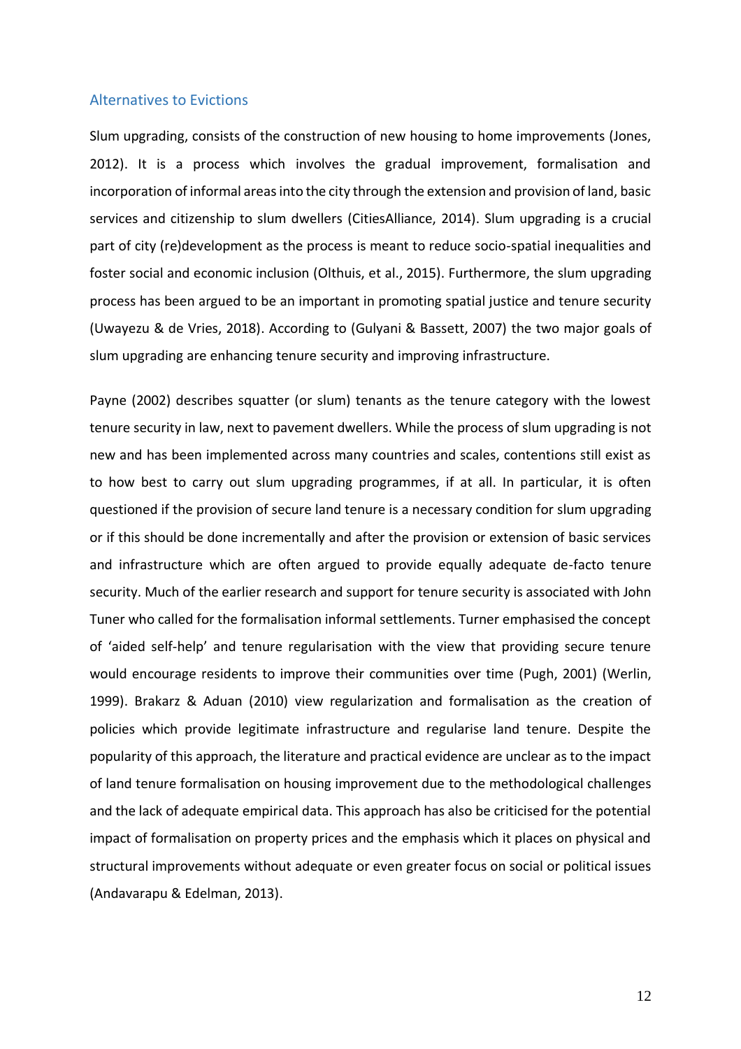## Alternatives to Evictions

Slum upgrading, consists of the construction of new housing to home improvements (Jones, 2012). It is a process which involves the gradual improvement, formalisation and incorporation of informal areas into the city through the extension and provision of land, basic services and citizenship to slum dwellers (CitiesAlliance, 2014). Slum upgrading is a crucial part of city (re)development as the process is meant to reduce socio-spatial inequalities and foster social and economic inclusion (Olthuis, et al., 2015). Furthermore, the slum upgrading process has been argued to be an important in promoting spatial justice and tenure security (Uwayezu & de Vries, 2018). According to (Gulyani & Bassett, 2007) the two major goals of slum upgrading are enhancing tenure security and improving infrastructure.

Payne (2002) describes squatter (or slum) tenants as the tenure category with the lowest tenure security in law, next to pavement dwellers. While the process of slum upgrading is not new and has been implemented across many countries and scales, contentions still exist as to how best to carry out slum upgrading programmes, if at all. In particular, it is often questioned if the provision of secure land tenure is a necessary condition for slum upgrading or if this should be done incrementally and after the provision or extension of basic services and infrastructure which are often argued to provide equally adequate de-facto tenure security. Much of the earlier research and support for tenure security is associated with John Tuner who called for the formalisation informal settlements. Turner emphasised the concept of 'aided self-help' and tenure regularisation with the view that providing secure tenure would encourage residents to improve their communities over time (Pugh, 2001) (Werlin, 1999). Brakarz & Aduan (2010) view regularization and formalisation as the creation of policies which provide legitimate infrastructure and regularise land tenure. Despite the popularity of this approach, the literature and practical evidence are unclear as to the impact of land tenure formalisation on housing improvement due to the methodological challenges and the lack of adequate empirical data. This approach has also be criticised for the potential impact of formalisation on property prices and the emphasis which it places on physical and structural improvements without adequate or even greater focus on social or political issues (Andavarapu & Edelman, 2013).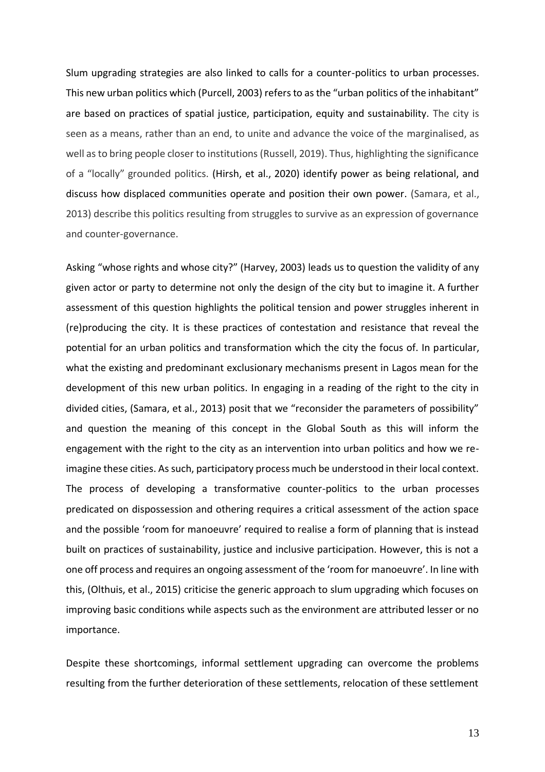Slum upgrading strategies are also linked to calls for a counter-politics to urban processes. This new urban politics which (Purcell, 2003) refers to as the "urban politics of the inhabitant" are based on practices of spatial justice, participation, equity and sustainability. The city is seen as a means, rather than an end, to unite and advance the voice of the marginalised, as well as to bring people closer to institutions (Russell, 2019). Thus, highlighting the significance of a "locally" grounded politics. (Hirsh, et al., 2020) identify power as being relational, and discuss how displaced communities operate and position their own power. (Samara, et al., 2013) describe this politics resulting from struggles to survive as an expression of governance and counter-governance.

Asking "whose rights and whose city?" (Harvey, 2003) leads us to question the validity of any given actor or party to determine not only the design of the city but to imagine it. A further assessment of this question highlights the political tension and power struggles inherent in (re)producing the city. It is these practices of contestation and resistance that reveal the potential for an urban politics and transformation which the city the focus of. In particular, what the existing and predominant exclusionary mechanisms present in Lagos mean for the development of this new urban politics. In engaging in a reading of the right to the city in divided cities, (Samara, et al., 2013) posit that we "reconsider the parameters of possibility" and question the meaning of this concept in the Global South as this will inform the engagement with the right to the city as an intervention into urban politics and how we re-imagine these cities. As such, participatory process much be understood in their local context. The process of developing a transformative counter-politics to the urban processes predicated on dispossession and othering requires a critical assessment of the action space and the possible 'room for manoeuvre' required to realise a form of planning that is instead built on practices of sustainability, justice and inclusive participation. However, this is not a one off process and requires an ongoing assessment of the 'room for manoeuvre'. In line with this, (Olthuis, et al., 2015) criticise the generic approach to slum upgrading which focuses on improving basic conditions while aspects such as the environment are attributed lesser or no importance.

Despite these shortcomings, informal settlement upgrading can overcome the problems resulting from the further deterioration of these settlements, relocation of these settlement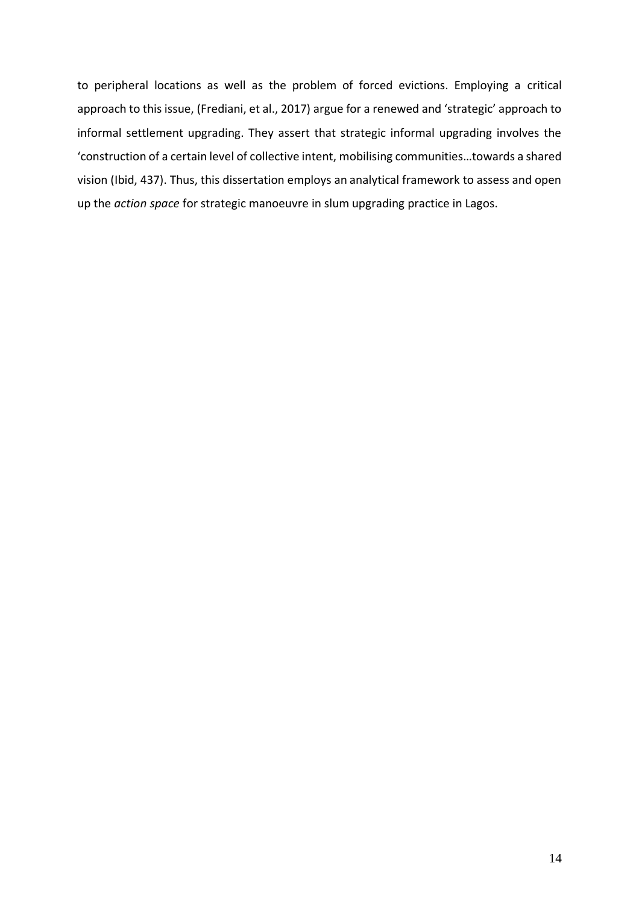to peripheral locations as well as the problem of forced evictions. Employing a critical approach to this issue, (Frediani, et al., 2017) argue for a renewed and 'strategic' approach to informal settlement upgrading. They assert that strategic informal upgrading involves the 'construction of a certain level of collective intent, mobilising communities…towards a shared vision (Ibid, 437). Thus, this dissertation employs an analytical framework to assess and open up the *action space* for strategic manoeuvre in slum upgrading practice in Lagos.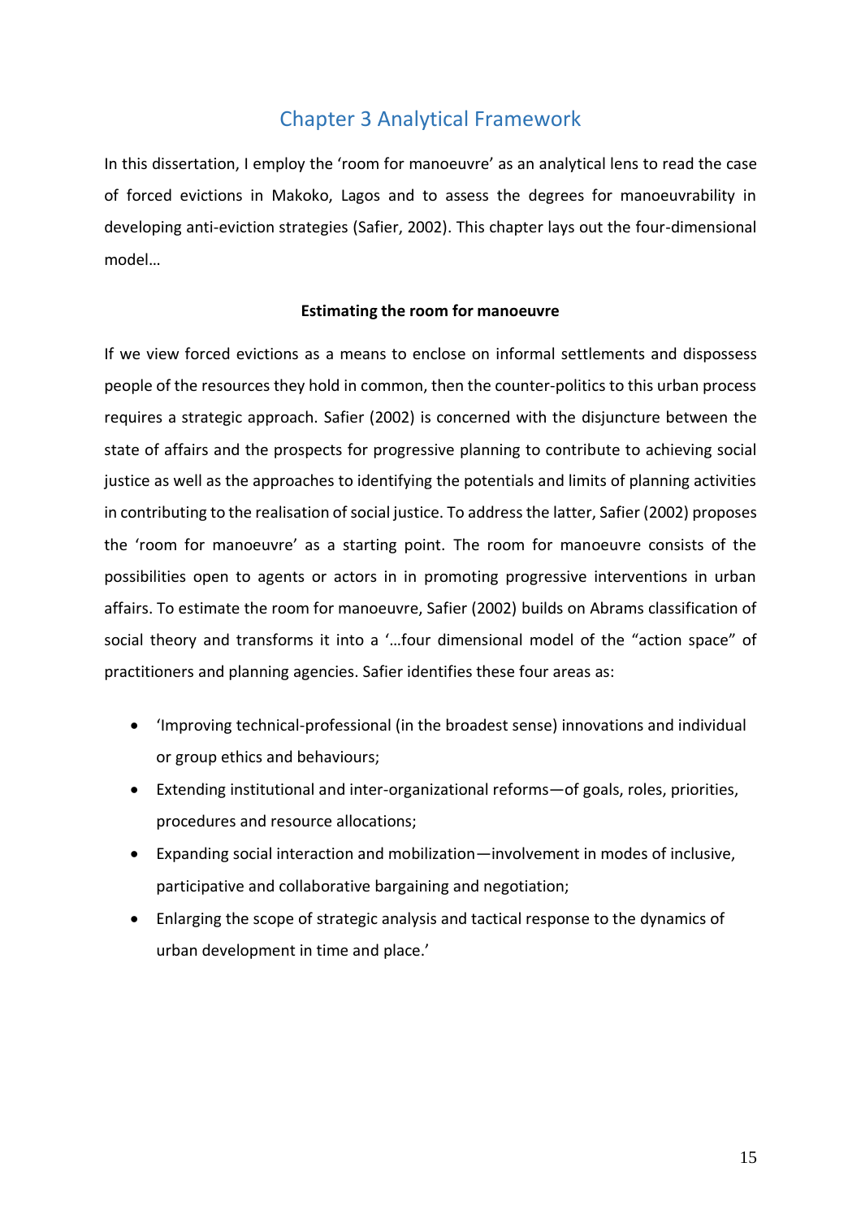# Chapter 3 Analytical Framework

In this dissertation, I employ the 'room for manoeuvre' as an analytical lens to read the case of forced evictions in Makoko, Lagos and to assess the degrees for manoeuvrability in developing anti-eviction strategies (Safier, 2002). This chapter lays out the four-dimensional model…

**Estimating the room for manoeuvre**

If we view forced evictions as a means to enclose on informal settlements and dispossess people of the resources they hold in common, then the counter-politics to this urban process requires a strategic approach. Safier (2002) is concerned with the disjuncture between the state of affairs and the prospects for progressive planning to contribute to achieving social justice as well as the approaches to identifying the potentials and limits of planning activities in contributing to the realisation of social justice. To address the latter, Safier (2002) proposes the 'room for manoeuvre' as a starting point. The room for manoeuvre consists of the possibilities open to agents or actors in in promoting progressive interventions in urban affairs. To estimate the room for manoeuvre, Safier (2002) builds on Abrams classification of social theory and transforms it into a '…four dimensional model of the "action space" of practitioners and planning agencies. Safier identifies these four areas as:

- 'Improving technical-professional (in the broadest sense) innovations and individual or group ethics and behaviours;
- Extending institutional and inter-organizational reforms—of goals, roles, priorities, procedures and resource allocations;
- Expanding social interaction and mobilization—involvement in modes of inclusive, participative and collaborative bargaining and negotiation;
- Enlarging the scope of strategic analysis and tactical response to the dynamics of urban development in time and place.'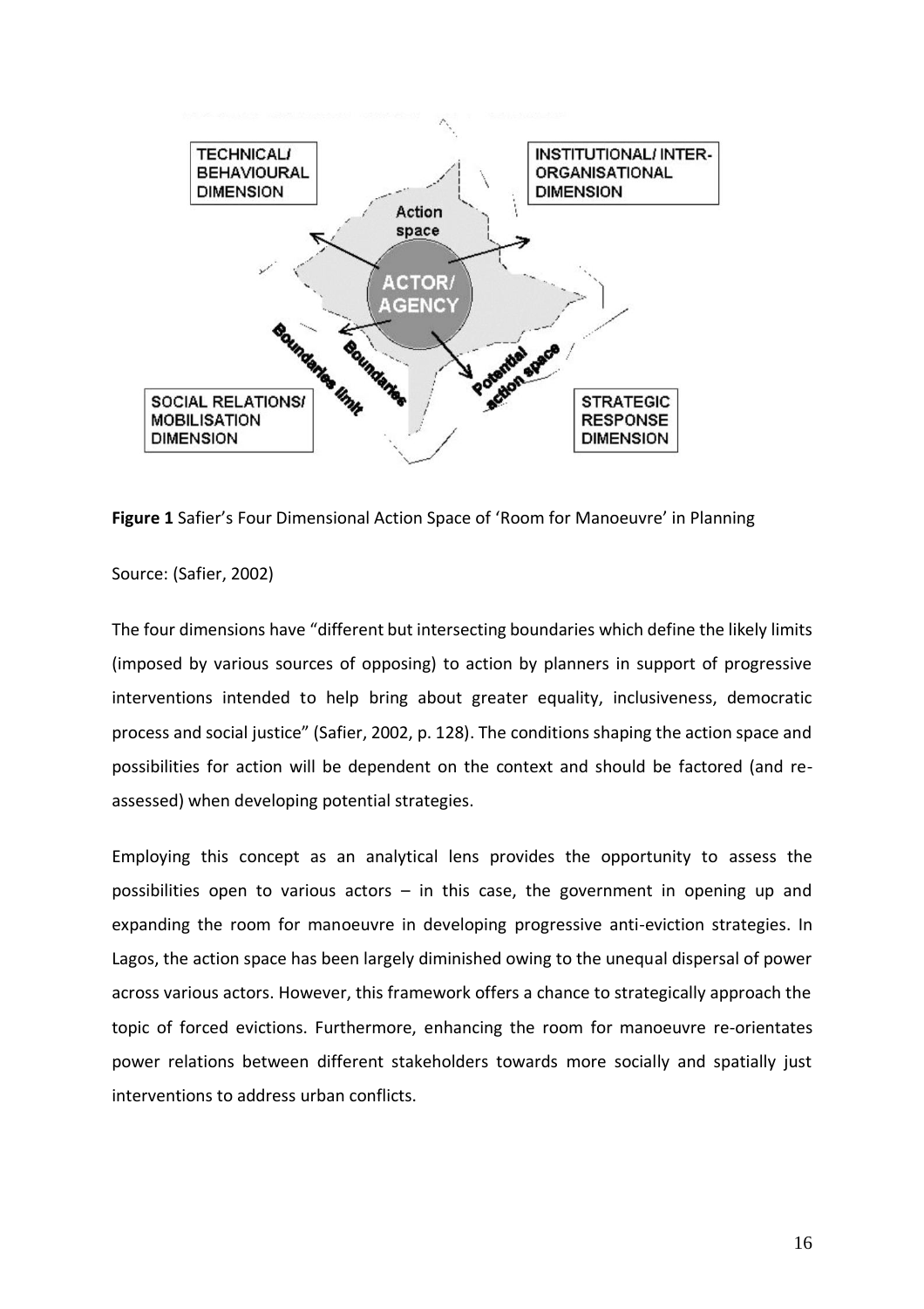**Figure 1** Safier's Four Dimensional Action Space of 'Room for Manoeuvre' in Planning

Source: (Safier, 2002)

The four dimensions have "different but intersecting boundaries which define the likely limits (imposed by various sources of opposing) to action by planners in support of progressive interventions intended to help bring about greater equality, inclusiveness, democratic process and social justice" (Safier, 2002, p. 128). The conditions shaping the action space and possibilities for action will be dependent on the context and should be factored (and re-assessed) when developing potential strategies.

Employing this concept as an analytical lens provides the opportunity to assess the possibilities open to various actors – in this case, the government in opening up and expanding the room for manoeuvre in developing progressive anti-eviction strategies. In Lagos, the action space has been largely diminished owing to the unequal dispersal of power across various actors. However, this framework offers a chance to strategically approach the topic of forced evictions. Furthermore, enhancing the room for manoeuvre re-orientates power relations between different stakeholders towards more socially and spatially just interventions to address urban conflicts.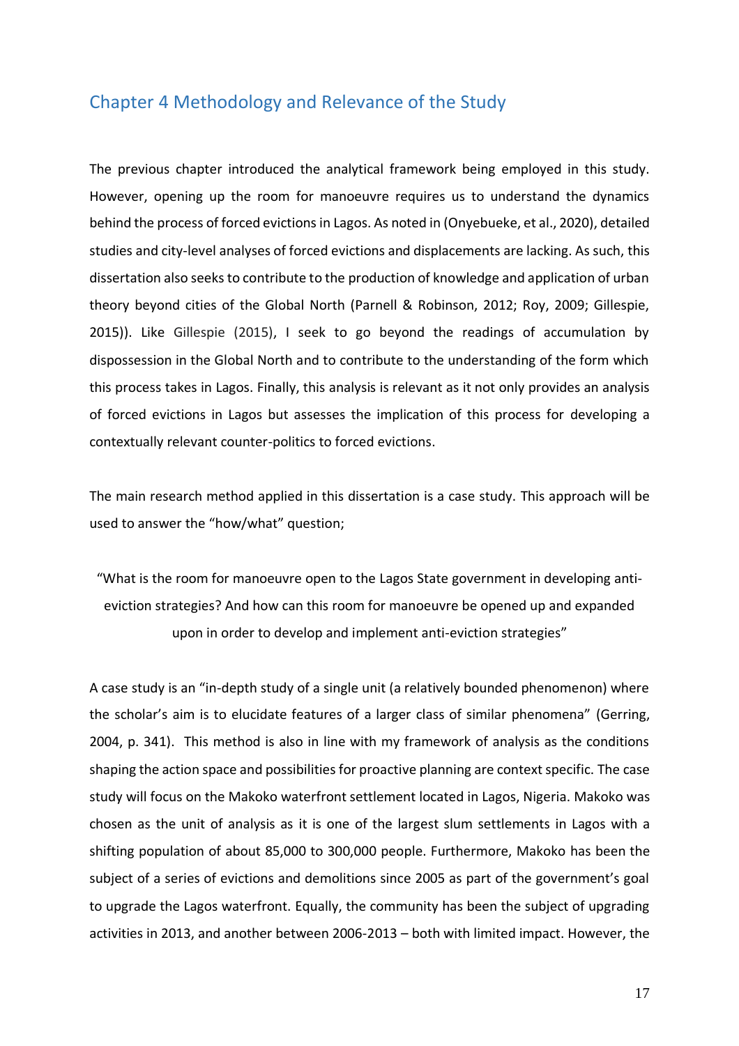# Chapter 4 Methodology and Relevance of the Study

The previous chapter introduced the analytical framework being employed in this study. However, opening up the room for manoeuvre requires us to understand the dynamics behind the process of forced evictions in Lagos. As noted in (Onyebueke, et al., 2020), detailed studies and city-level analyses of forced evictions and displacements are lacking. As such, this dissertation also seeks to contribute to the production of knowledge and application of urban theory beyond cities of the Global North (Parnell & Robinson, 2012; Roy, 2009; Gillespie, 2015)). Like Gillespie (2015), I seek to go beyond the readings of accumulation by dispossession in the Global North and to contribute to the understanding of the form which this process takes in Lagos. Finally, this analysis is relevant as it not only provides an analysis of forced evictions in Lagos but assesses the implication of this process for developing a contextually relevant counter-politics to forced evictions.

The main research method applied in this dissertation is a case study. This approach will be used to answer the "how/what" question;

> "What is the room for manoeuvre open to the Lagos State government in developing anti-eviction strategies? And how can this room for manoeuvre be opened up and expanded upon in order to develop and implement anti-eviction strategies"

A case study is an "in-depth study of a single unit (a relatively bounded phenomenon) where the scholar's aim is to elucidate features of a larger class of similar phenomena" (Gerring, 2004, p. 341). This method is also in line with my framework of analysis as the conditions shaping the action space and possibilities for proactive planning are context specific. The case study will focus on the Makoko waterfront settlement located in Lagos, Nigeria. Makoko was chosen as the unit of analysis as it is one of the largest slum settlements in Lagos with a shifting population of about 85,000 to 300,000 people. Furthermore, Makoko has been the subject of a series of evictions and demolitions since 2005 as part of the government's goal to upgrade the Lagos waterfront. Equally, the community has been the subject of upgrading activities in 2013, and another between 2006-2013 – both with limited impact. However, the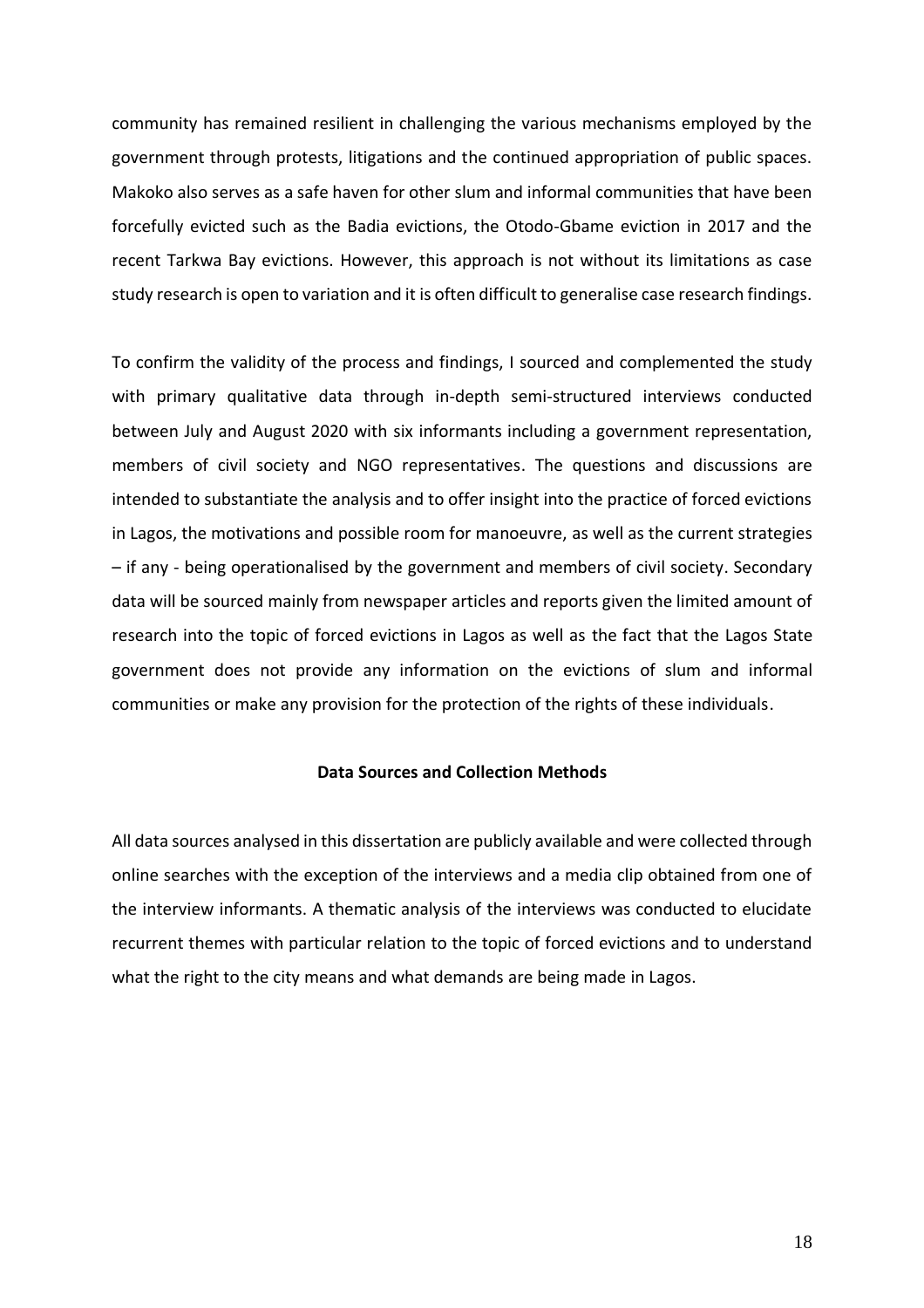community has remained resilient in challenging the various mechanisms employed by the government through protests, litigations and the continued appropriation of public spaces. Makoko also serves as a safe haven for other slum and informal communities that have been forcefully evicted such as the Badia evictions, the Otodo-Gbame eviction in 2017 and the recent Tarkwa Bay evictions. However, this approach is not without its limitations as case study research is open to variation and it is often difficult to generalise case research findings.

To confirm the validity of the process and findings, I sourced and complemented the study with primary qualitative data through in-depth semi-structured interviews conducted between July and August 2020 with six informants including a government representation, members of civil society and NGO representatives. The questions and discussions are intended to substantiate the analysis and to offer insight into the practice of forced evictions in Lagos, the motivations and possible room for manoeuvre, as well as the current strategies – if any - being operationalised by the government and members of civil society. Secondary data will be sourced mainly from newspaper articles and reports given the limited amount of research into the topic of forced evictions in Lagos as well as the fact that the Lagos State government does not provide any information on the evictions of slum and informal communities or make any provision for the protection of the rights of these individuals.

**Data Sources and Collection Methods**

All data sources analysed in this dissertation are publicly available and were collected through online searches with the exception of the interviews and a media clip obtained from one of the interview informants. A thematic analysis of the interviews was conducted to elucidate recurrent themes with particular relation to the topic of forced evictions and to understand what the right to the city means and what demands are being made in Lagos.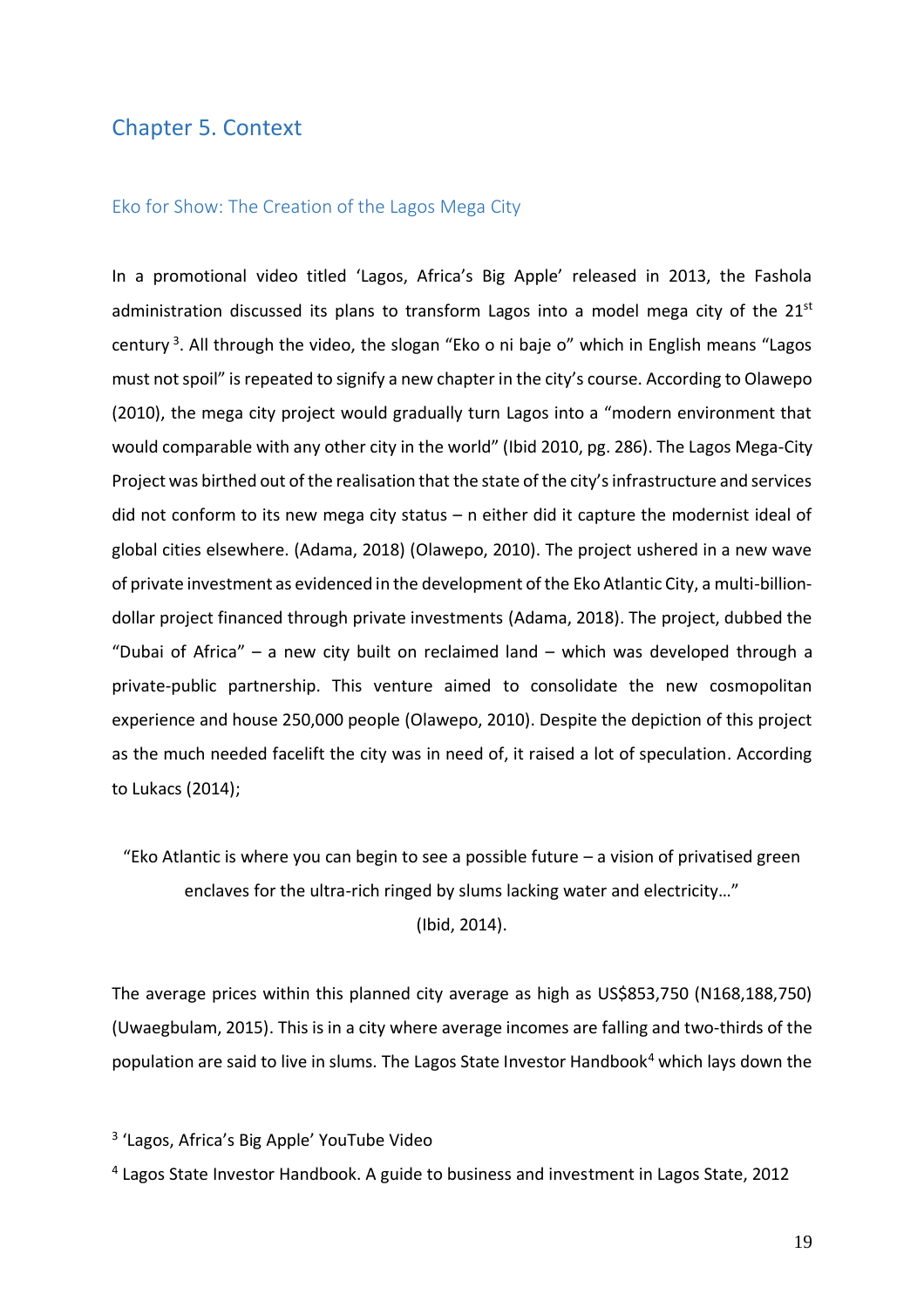# Chapter 5. Context

## Eko for Show: The Creation of the Lagos Mega City

In a promotional video titled 'Lagos, Africa's Big Apple' released in 2013, the Fashola administration discussed its plans to transform Lagos into a model mega city of the 21st century [3]. All through the video, the slogan "Eko o ni baje o" which in English means "Lagos must not spoil" is repeated to signify a new chapter in the city's course. According to Olawepo (2010), the mega city project would gradually turn Lagos into a "modern environment that would comparable with any other city in the world" (Ibid 2010, pg. 286). The Lagos Mega-City Project was birthed out of the realisation that the state of the city's infrastructure and services did not conform to its new mega city status – n either did it capture the modernist ideal of global cities elsewhere. (Adama, 2018) (Olawepo, 2010). The project ushered in a new wave of private investment as evidenced in the development of the Eko Atlantic City, a multi-billion-dollar project financed through private investments (Adama, 2018). The project, dubbed the "Dubai of Africa" – a new city built on reclaimed land – which was developed through a private-public partnership. This venture aimed to consolidate the new cosmopolitan experience and house 250,000 people (Olawepo, 2010). Despite the depiction of this project as the much needed facelift the city was in need of, it raised a lot of speculation. According to Lukacs (2014);

> "Eko Atlantic is where you can begin to see a possible future – a vision of privatised green enclaves for the ultra-rich ringed by slums lacking water and electricity…"
>
> (Ibid, 2014).

The average prices within this planned city average as high as US$853,750 (N168,188,750) (Uwaegbulam, 2015). This is in a city where average incomes are falling and two-thirds of the population are said to live in slums. The Lagos State Investor Handbook[4] which lays down the

[3] 'Lagos, Africa's Big Apple' YouTube Video

[4] Lagos State Investor Handbook. A guide to business and investment in Lagos State, 2012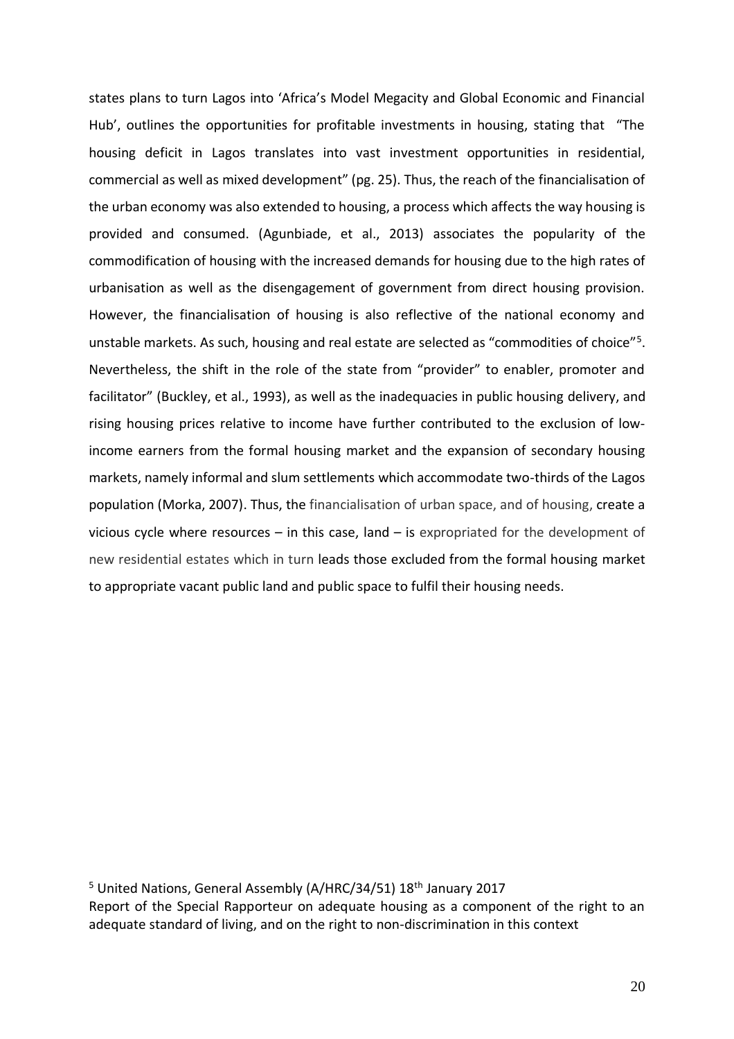states plans to turn Lagos into 'Africa's Model Megacity and Global Economic and Financial Hub', outlines the opportunities for profitable investments in housing, stating that "The housing deficit in Lagos translates into vast investment opportunities in residential, commercial as well as mixed development" (pg. 25). Thus, the reach of the financialisation of the urban economy was also extended to housing, a process which affects the way housing is provided and consumed. (Agunbiade, et al., 2013) associates the popularity of the commodification of housing with the increased demands for housing due to the high rates of urbanisation as well as the disengagement of government from direct housing provision. However, the financialisation of housing is also reflective of the national economy and unstable markets. As such, housing and real estate are selected as "commodities of choice"[5]. Nevertheless, the shift in the role of the state from "provider" to enabler, promoter and facilitator" (Buckley, et al., 1993), as well as the inadequacies in public housing delivery, and rising housing prices relative to income have further contributed to the exclusion of low-income earners from the formal housing market and the expansion of secondary housing markets, namely informal and slum settlements which accommodate two-thirds of the Lagos population (Morka, 2007). Thus, the financialisation of urban space, and of housing, create a vicious cycle where resources – in this case, land – is expropriated for the development of new residential estates which in turn leads those excluded from the formal housing market to appropriate vacant public land and public space to fulfil their housing needs.

[5] United Nations, General Assembly (A/HRC/34/51) 18th January 2017
Report of the Special Rapporteur on adequate housing as a component of the right to an adequate standard of living, and on the right to non-discrimination in this context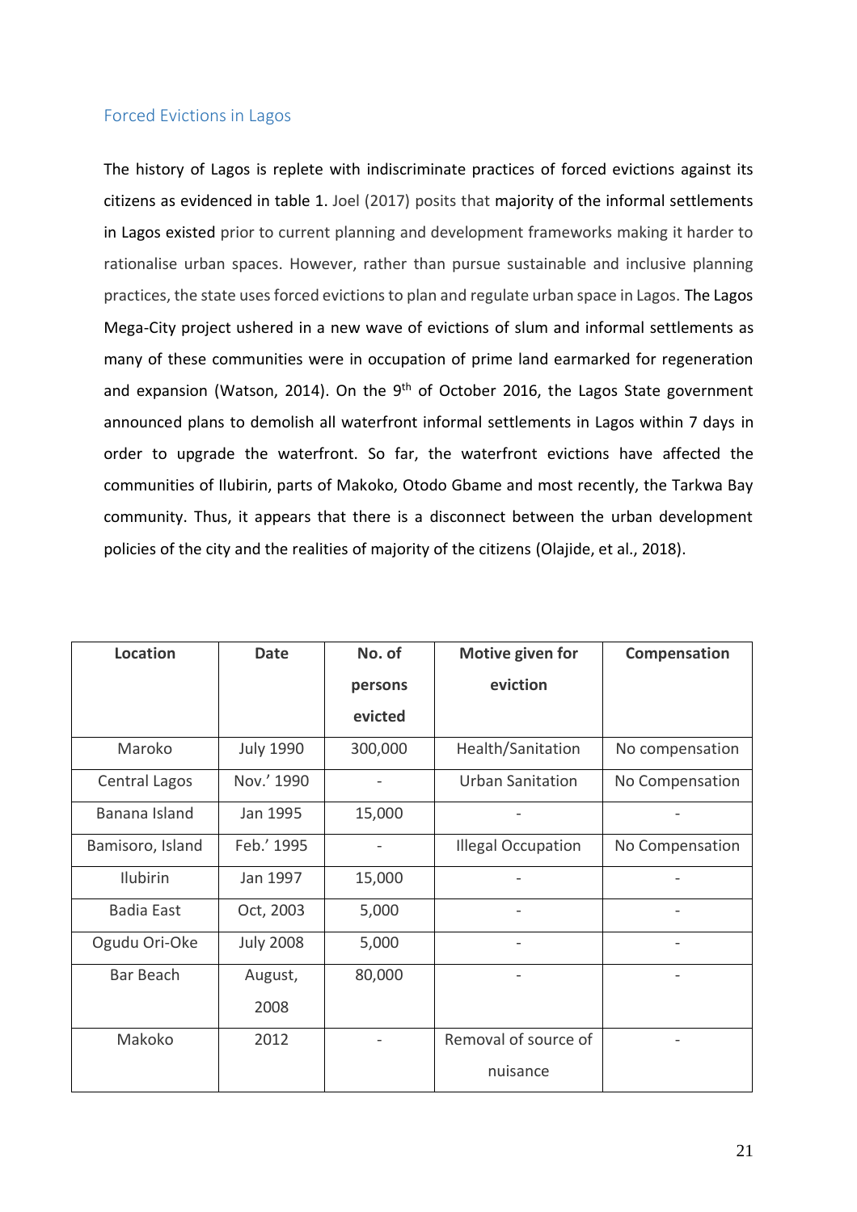## Forced Evictions in Lagos

The history of Lagos is replete with indiscriminate practices of forced evictions against its citizens as evidenced in table 1. Joel (2017) posits that majority of the informal settlements in Lagos existed prior to current planning and development frameworks making it harder to rationalise urban spaces. However, rather than pursue sustainable and inclusive planning practices, the state uses forced evictions to plan and regulate urban space in Lagos. The Lagos Mega-City project ushered in a new wave of evictions of slum and informal settlements as many of these communities were in occupation of prime land earmarked for regeneration and expansion (Watson, 2014). On the 9th of October 2016, the Lagos State government announced plans to demolish all waterfront informal settlements in Lagos within 7 days in order to upgrade the waterfront. So far, the waterfront evictions have affected the communities of Ilubirin, parts of Makoko, Otodo Gbame and most recently, the Tarkwa Bay community. Thus, it appears that there is a disconnect between the urban development policies of the city and the realities of majority of the citizens (Olajide, et al., 2018).

| Location | Date | No. of persons evicted | Motive given for eviction | Compensation |
|---|---|---|---|---|
| Maroko | July 1990 | 300,000 | Health/Sanitation | No compensation |
| Central Lagos | Nov.' 1990 | - | Urban Sanitation | No Compensation |
| Banana Island | Jan 1995 | 15,000 | - | - |
| Bamisoro, Island | Feb.' 1995 | - | Illegal Occupation | No Compensation |
| Ilubirin | Jan 1997 | 15,000 | - | - |
| Badia East | Oct, 2003 | 5,000 | - | - |
| Ogudu Ori-Oke | July 2008 | 5,000 | - | - |
| Bar Beach | August, 2008 | 80,000 | - | - |
| Makoko | 2012 | - | Removal of source of nuisance | - |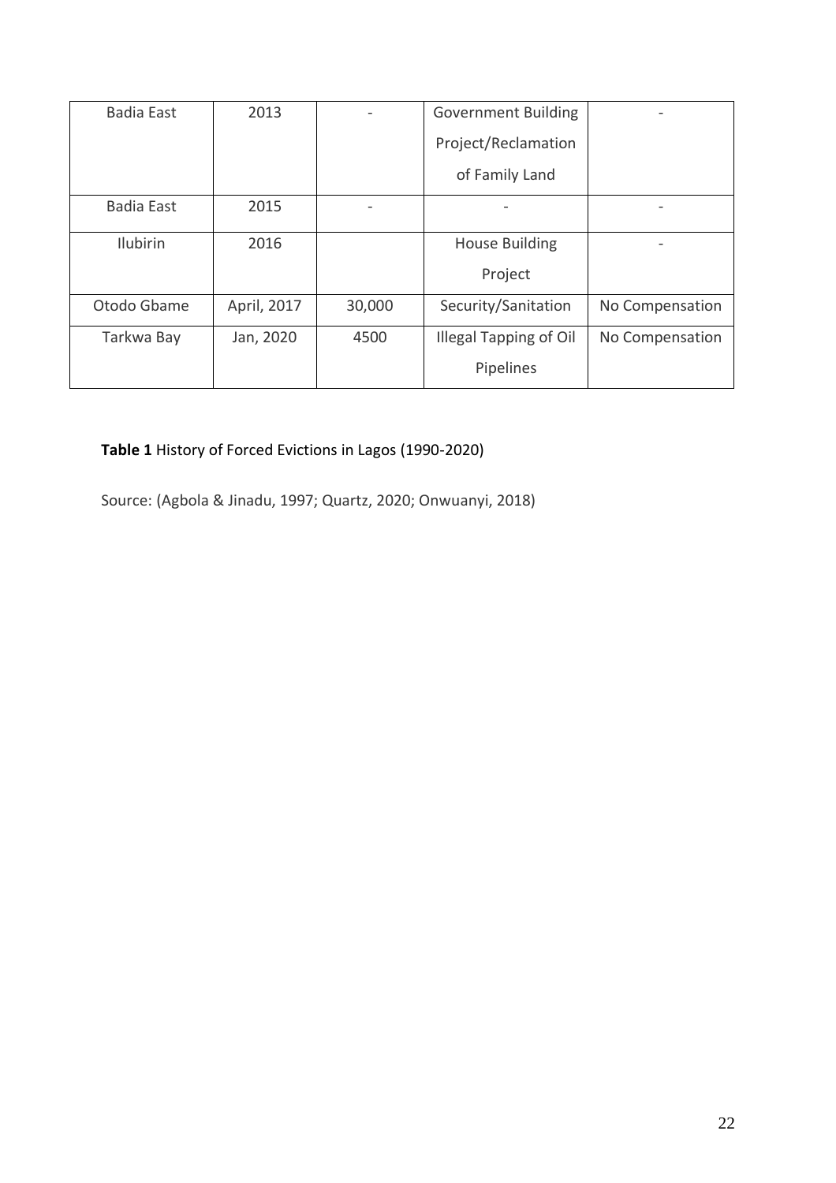| | | | | |
|---|---|---|---|---|
| Badia East | 2013 | - | Government Building Project/Reclamation of Family Land | - |
| Badia East | 2015 | - | - | - |
| Ilubirin | 2016 | | House Building Project | - |
| Otodo Gbame | April, 2017 | 30,000 | Security/Sanitation | No Compensation |
| Tarkwa Bay | Jan, 2020 | 4500 | Illegal Tapping of Oil Pipelines | No Compensation |

**Table 1** History of Forced Evictions in Lagos (1990-2020)

Source: (Agbola & Jinadu, 1997; Quartz, 2020; Onwuanyi, 2018)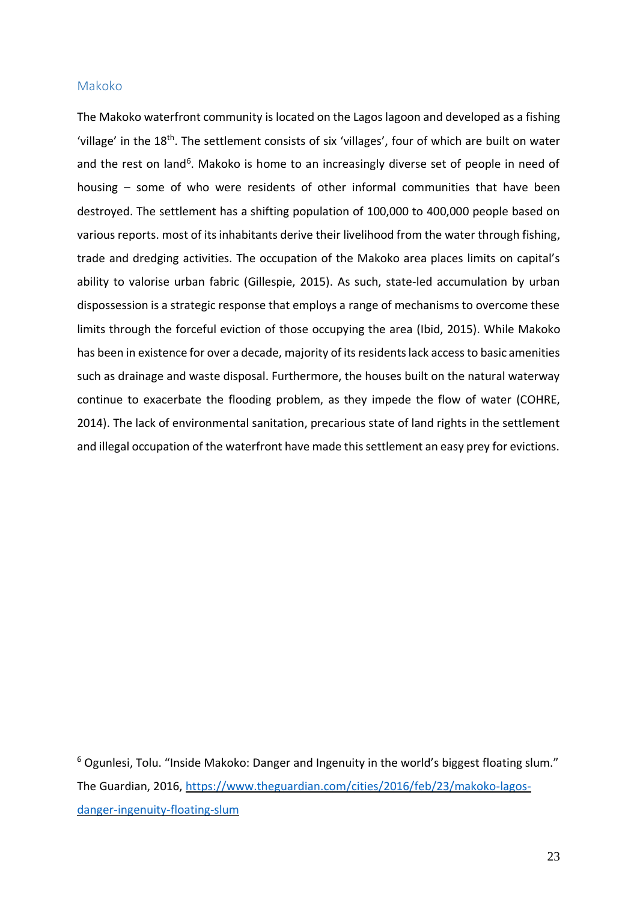## Makoko

The Makoko waterfront community is located on the Lagos lagoon and developed as a fishing 'village' in the $18^{th}$. The settlement consists of six 'villages', four of which are built on water and the rest on land[6]. Makoko is home to an increasingly diverse set of people in need of housing – some of who were residents of other informal communities that have been destroyed. The settlement has a shifting population of 100,000 to 400,000 people based on various reports. most of its inhabitants derive their livelihood from the water through fishing, trade and dredging activities. The occupation of the Makoko area places limits on capital's ability to valorise urban fabric (Gillespie, 2015). As such, state-led accumulation by urban dispossession is a strategic response that employs a range of mechanisms to overcome these limits through the forceful eviction of those occupying the area (Ibid, 2015). While Makoko has been in existence for over a decade, majority of its residents lack access to basic amenities such as drainage and waste disposal. Furthermore, the houses built on the natural waterway continue to exacerbate the flooding problem, as they impede the flow of water (COHRE, 2014). The lack of environmental sanitation, precarious state of land rights in the settlement and illegal occupation of the waterfront have made this settlement an easy prey for evictions.

[6] Ogunlesi, Tolu. "Inside Makoko: Danger and Ingenuity in the world's biggest floating slum." The Guardian, 2016, https://www.theguardian.com/cities/2016/feb/23/makoko-lagos-danger-ingenuity-floating-slum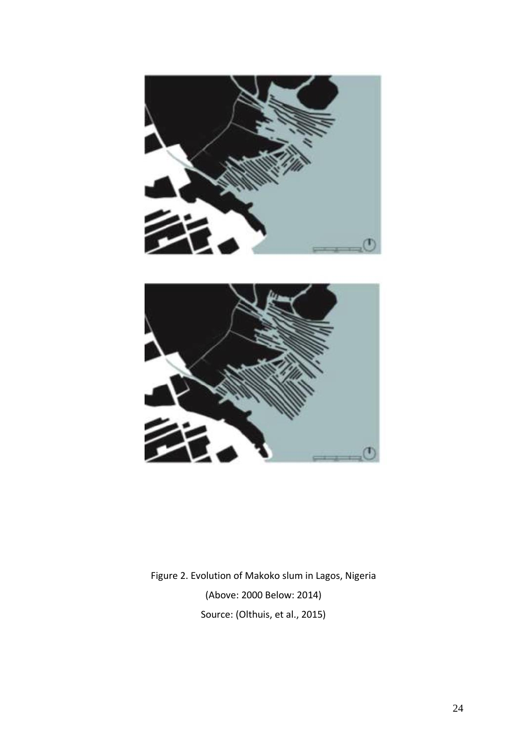Figure 2. Evolution of Makoko slum in Lagos, Nigeria

(Above: 2000 Below: 2014)

Source: (Olthuis, et al., 2015)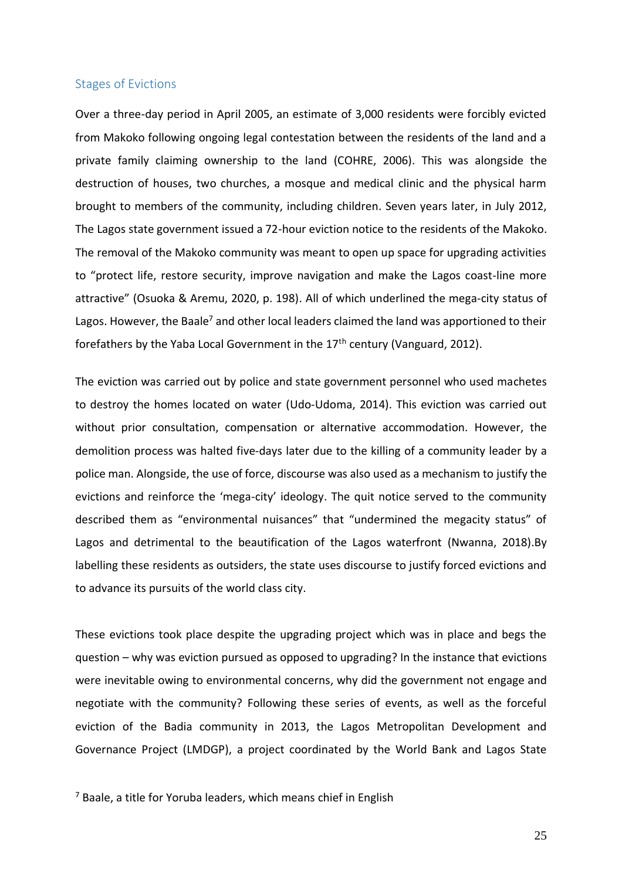## Stages of Evictions

Over a three-day period in April 2005, an estimate of 3,000 residents were forcibly evicted from Makoko following ongoing legal contestation between the residents of the land and a private family claiming ownership to the land (COHRE, 2006). This was alongside the destruction of houses, two churches, a mosque and medical clinic and the physical harm brought to members of the community, including children. Seven years later, in July 2012, The Lagos state government issued a 72-hour eviction notice to the residents of the Makoko. The removal of the Makoko community was meant to open up space for upgrading activities to "protect life, restore security, improve navigation and make the Lagos coast-line more attractive" (Osuoka & Aremu, 2020, p. 198). All of which underlined the mega-city status of Lagos. However, the Baale[7] and other local leaders claimed the land was apportioned to their forefathers by the Yaba Local Government in the 17th century (Vanguard, 2012).

The eviction was carried out by police and state government personnel who used machetes to destroy the homes located on water (Udo-Udoma, 2014). This eviction was carried out without prior consultation, compensation or alternative accommodation. However, the demolition process was halted five-days later due to the killing of a community leader by a police man. Alongside, the use of force, discourse was also used as a mechanism to justify the evictions and reinforce the 'mega-city' ideology. The quit notice served to the community described them as "environmental nuisances" that "undermined the megacity status" of Lagos and detrimental to the beautification of the Lagos waterfront (Nwanna, 2018).By labelling these residents as outsiders, the state uses discourse to justify forced evictions and to advance its pursuits of the world class city.

These evictions took place despite the upgrading project which was in place and begs the question – why was eviction pursued as opposed to upgrading? In the instance that evictions were inevitable owing to environmental concerns, why did the government not engage and negotiate with the community? Following these series of events, as well as the forceful eviction of the Badia community in 2013, the Lagos Metropolitan Development and Governance Project (LMDGP), a project coordinated by the World Bank and Lagos State

[7] Baale, a title for Yoruba leaders, which means chief in English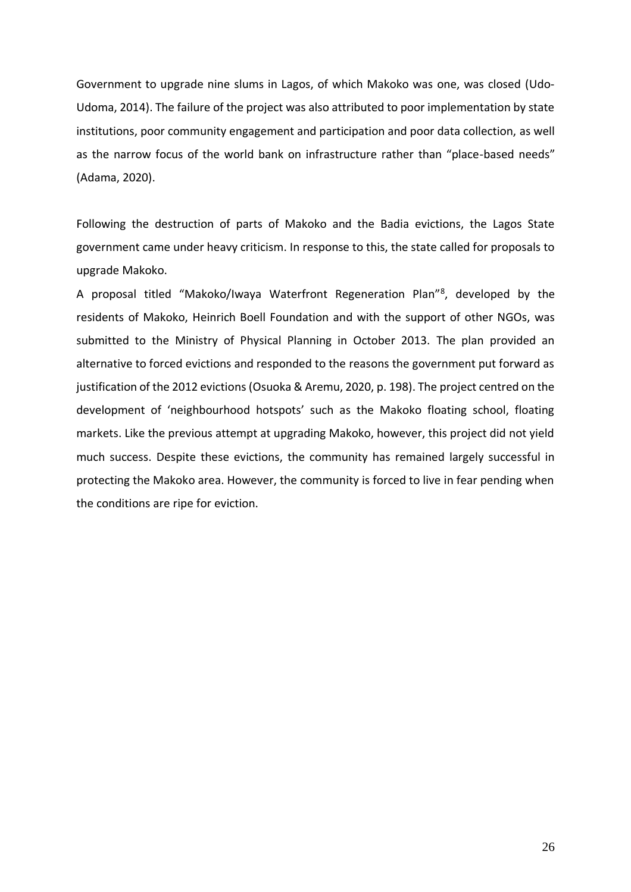Government to upgrade nine slums in Lagos, of which Makoko was one, was closed (Udo-Udoma, 2014). The failure of the project was also attributed to poor implementation by state institutions, poor community engagement and participation and poor data collection, as well as the narrow focus of the world bank on infrastructure rather than "place-based needs" (Adama, 2020).

Following the destruction of parts of Makoko and the Badia evictions, the Lagos State government came under heavy criticism. In response to this, the state called for proposals to upgrade Makoko.

A proposal titled "Makoko/Iwaya Waterfront Regeneration Plan"[8], developed by the residents of Makoko, Heinrich Boell Foundation and with the support of other NGOs, was submitted to the Ministry of Physical Planning in October 2013. The plan provided an alternative to forced evictions and responded to the reasons the government put forward as justification of the 2012 evictions (Osuoka & Aremu, 2020, p. 198). The project centred on the development of 'neighbourhood hotspots' such as the Makoko floating school, floating markets. Like the previous attempt at upgrading Makoko, however, this project did not yield much success. Despite these evictions, the community has remained largely successful in protecting the Makoko area. However, the community is forced to live in fear pending when the conditions are ripe for eviction.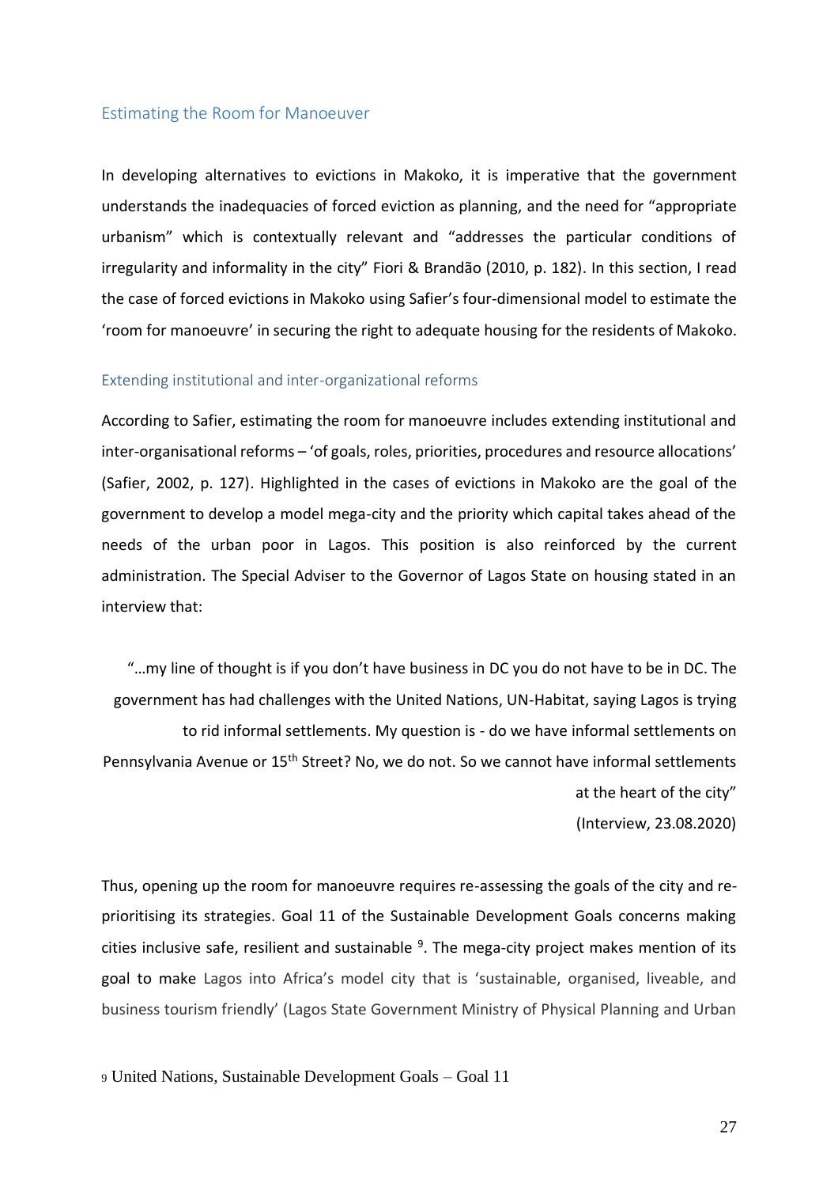## Estimating the Room for Manoeuver

In developing alternatives to evictions in Makoko, it is imperative that the government understands the inadequacies of forced eviction as planning, and the need for "appropriate urbanism" which is contextually relevant and "addresses the particular conditions of irregularity and informality in the city" Fiori & Brandão (2010, p. 182). In this section, I read the case of forced evictions in Makoko using Safier's four-dimensional model to estimate the 'room for manoeuvre' in securing the right to adequate housing for the residents of Makoko.

### Extending institutional and inter-organizational reforms

According to Safier, estimating the room for manoeuvre includes extending institutional and inter-organisational reforms – 'of goals, roles, priorities, procedures and resource allocations' (Safier, 2002, p. 127). Highlighted in the cases of evictions in Makoko are the goal of the government to develop a model mega-city and the priority which capital takes ahead of the needs of the urban poor in Lagos. This position is also reinforced by the current administration. The Special Adviser to the Governor of Lagos State on housing stated in an interview that:

> "…my line of thought is if you don't have business in DC you do not have to be in DC. The government has had challenges with the United Nations, UN-Habitat, saying Lagos is trying to rid informal settlements. My question is - do we have informal settlements on Pennsylvania Avenue or 15th Street? No, we do not. So we cannot have informal settlements at the heart of the city"
>
> (Interview, 23.08.2020)

Thus, opening up the room for manoeuvre requires re-assessing the goals of the city and re-prioritising its strategies. Goal 11 of the Sustainable Development Goals concerns making cities inclusive safe, resilient and sustainable [9]. The mega-city project makes mention of its goal to make Lagos into Africa's model city that is 'sustainable, organised, liveable, and business tourism friendly' (Lagos State Government Ministry of Physical Planning and Urban

[9] United Nations, Sustainable Development Goals – Goal 11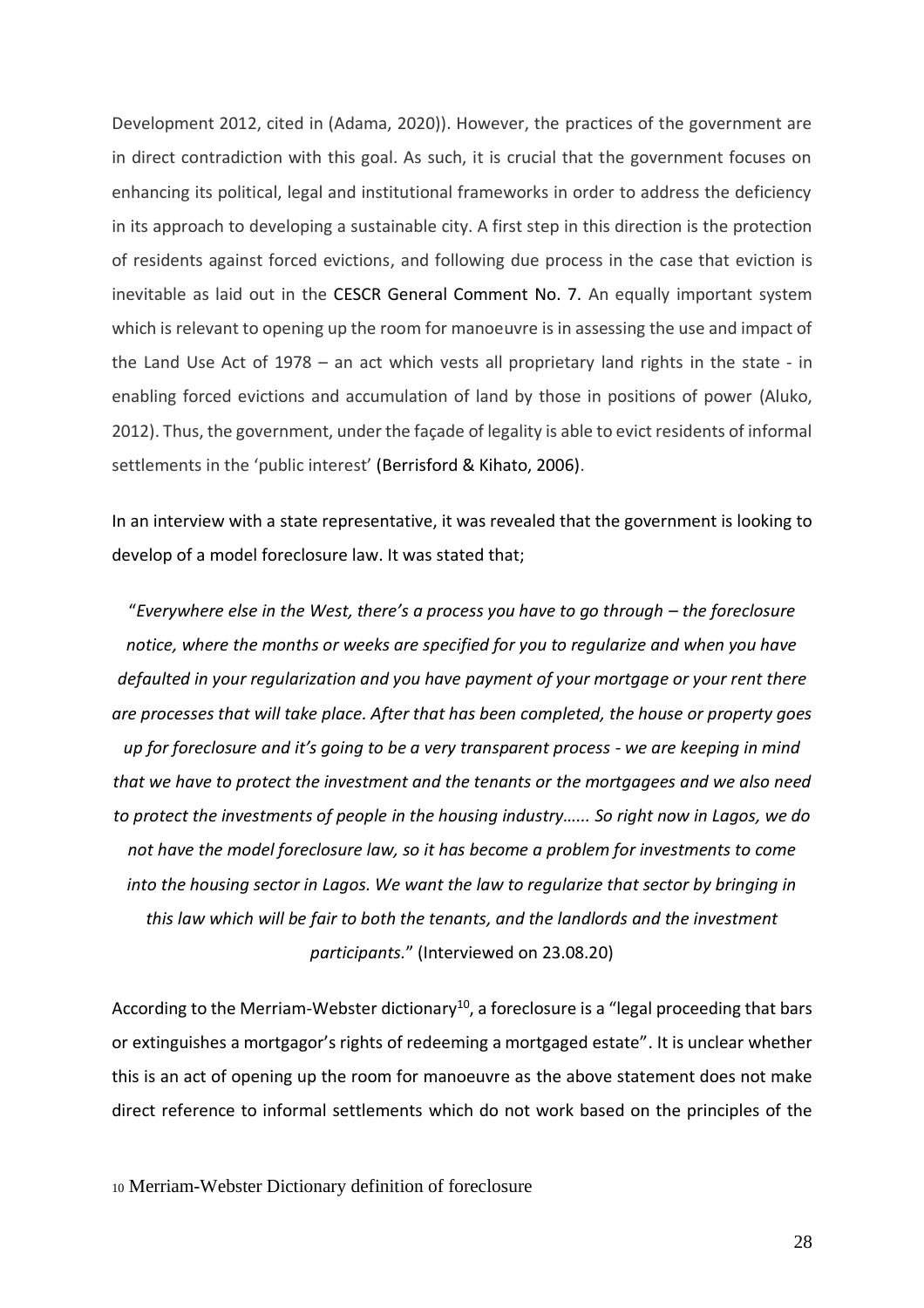Development 2012, cited in (Adama, 2020)). However, the practices of the government are in direct contradiction with this goal. As such, it is crucial that the government focuses on enhancing its political, legal and institutional frameworks in order to address the deficiency in its approach to developing a sustainable city. A first step in this direction is the protection of residents against forced evictions, and following due process in the case that eviction is inevitable as laid out in the CESCR General Comment No. 7. An equally important system which is relevant to opening up the room for manoeuvre is in assessing the use and impact of the Land Use Act of 1978 – an act which vests all proprietary land rights in the state - in enabling forced evictions and accumulation of land by those in positions of power (Aluko, 2012). Thus, the government, under the façade of legality is able to evict residents of informal settlements in the 'public interest' (Berrisford & Kihato, 2006).

In an interview with a state representative, it was revealed that the government is looking to develop of a model foreclosure law. It was stated that;

> "*Everywhere else in the West, there's a process you have to go through – the foreclosure notice, where the months or weeks are specified for you to regularize and when you have defaulted in your regularization and you have payment of your mortgage or your rent there are processes that will take place. After that has been completed, the house or property goes up for foreclosure and it's going to be a very transparent process - we are keeping in mind that we have to protect the investment and the tenants or the mortgagees and we also need to protect the investments of people in the housing industry…… So right now in Lagos, we do not have the model foreclosure law, so it has become a problem for investments to come into the housing sector in Lagos. We want the law to regularize that sector by bringing in this law which will be fair to both the tenants, and the landlords and the investment participants.*" (Interviewed on 23.08.20)

According to the Merriam-Webster dictionary[10], a foreclosure is a "legal proceeding that bars or extinguishes a mortgagor's rights of redeeming a mortgaged estate". It is unclear whether this is an act of opening up the room for manoeuvre as the above statement does not make direct reference to informal settlements which do not work based on the principles of the

[10] Merriam-Webster Dictionary definition of foreclosure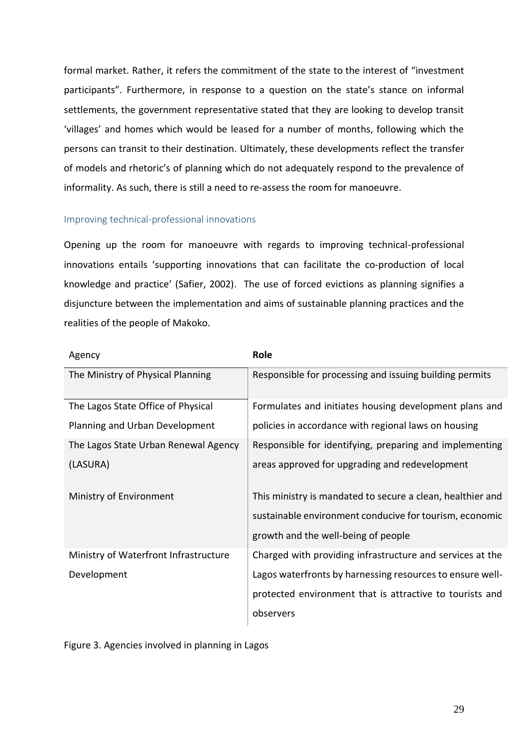formal market. Rather, it refers the commitment of the state to the interest of "investment participants". Furthermore, in response to a question on the state's stance on informal settlements, the government representative stated that they are looking to develop transit 'villages' and homes which would be leased for a number of months, following which the persons can transit to their destination. Ultimately, these developments reflect the transfer of models and rhetoric's of planning which do not adequately respond to the prevalence of informality. As such, there is still a need to re-assess the room for manoeuvre.

### Improving technical-professional innovations

Opening up the room for manoeuvre with regards to improving technical-professional innovations entails 'supporting innovations that can facilitate the co-production of local knowledge and practice' (Safier, 2002). The use of forced evictions as planning signifies a disjuncture between the implementation and aims of sustainable planning practices and the realities of the people of Makoko.

| Agency | **Role** |
|---|---|
| The Ministry of Physical Planning | Responsible for processing and issuing building permits |
| The Lagos State Office of Physical Planning and Urban Development | Formulates and initiates housing development plans and policies in accordance with regional laws on housing |
| The Lagos State Urban Renewal Agency (LASURA) | Responsible for identifying, preparing and implementing areas approved for upgrading and redevelopment |
| Ministry of Environment | This ministry is mandated to secure a clean, healthier and sustainable environment conducive for tourism, economic growth and the well-being of people |
| Ministry of Waterfront Infrastructure Development | Charged with providing infrastructure and services at the Lagos waterfronts by harnessing resources to ensure well-protected environment that is attractive to tourists and observers |

Figure 3. Agencies involved in planning in Lagos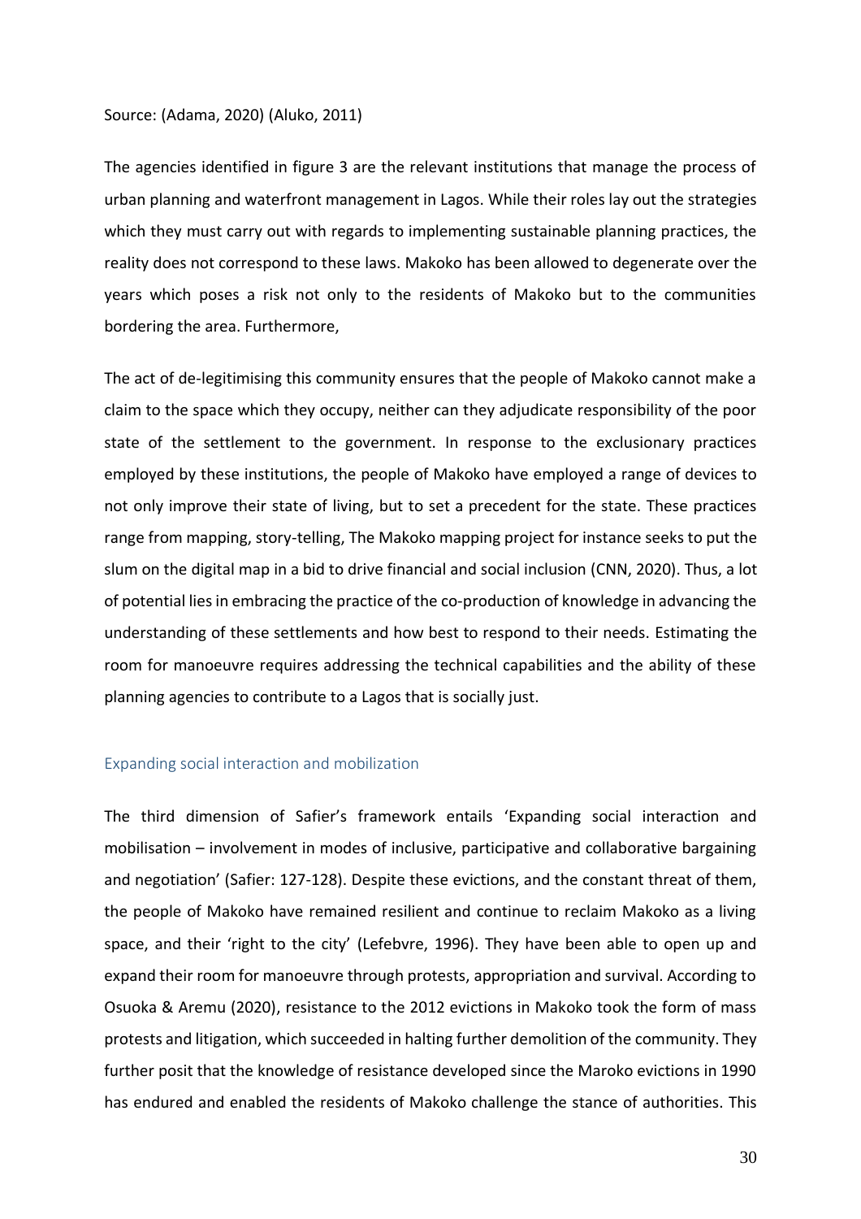Source: (Adama, 2020) (Aluko, 2011)

The agencies identified in figure 3 are the relevant institutions that manage the process of urban planning and waterfront management in Lagos. While their roles lay out the strategies which they must carry out with regards to implementing sustainable planning practices, the reality does not correspond to these laws. Makoko has been allowed to degenerate over the years which poses a risk not only to the residents of Makoko but to the communities bordering the area. Furthermore,

The act of de-legitimising this community ensures that the people of Makoko cannot make a claim to the space which they occupy, neither can they adjudicate responsibility of the poor state of the settlement to the government. In response to the exclusionary practices employed by these institutions, the people of Makoko have employed a range of devices to not only improve their state of living, but to set a precedent for the state. These practices range from mapping, story-telling, The Makoko mapping project for instance seeks to put the slum on the digital map in a bid to drive financial and social inclusion (CNN, 2020). Thus, a lot of potential lies in embracing the practice of the co-production of knowledge in advancing the understanding of these settlements and how best to respond to their needs. Estimating the room for manoeuvre requires addressing the technical capabilities and the ability of these planning agencies to contribute to a Lagos that is socially just.

### Expanding social interaction and mobilization

The third dimension of Safier's framework entails 'Expanding social interaction and mobilisation – involvement in modes of inclusive, participative and collaborative bargaining and negotiation' (Safier: 127-128). Despite these evictions, and the constant threat of them, the people of Makoko have remained resilient and continue to reclaim Makoko as a living space, and their 'right to the city' (Lefebvre, 1996). They have been able to open up and expand their room for manoeuvre through protests, appropriation and survival. According to Osuoka & Aremu (2020), resistance to the 2012 evictions in Makoko took the form of mass protests and litigation, which succeeded in halting further demolition of the community. They further posit that the knowledge of resistance developed since the Maroko evictions in 1990 has endured and enabled the residents of Makoko challenge the stance of authorities. This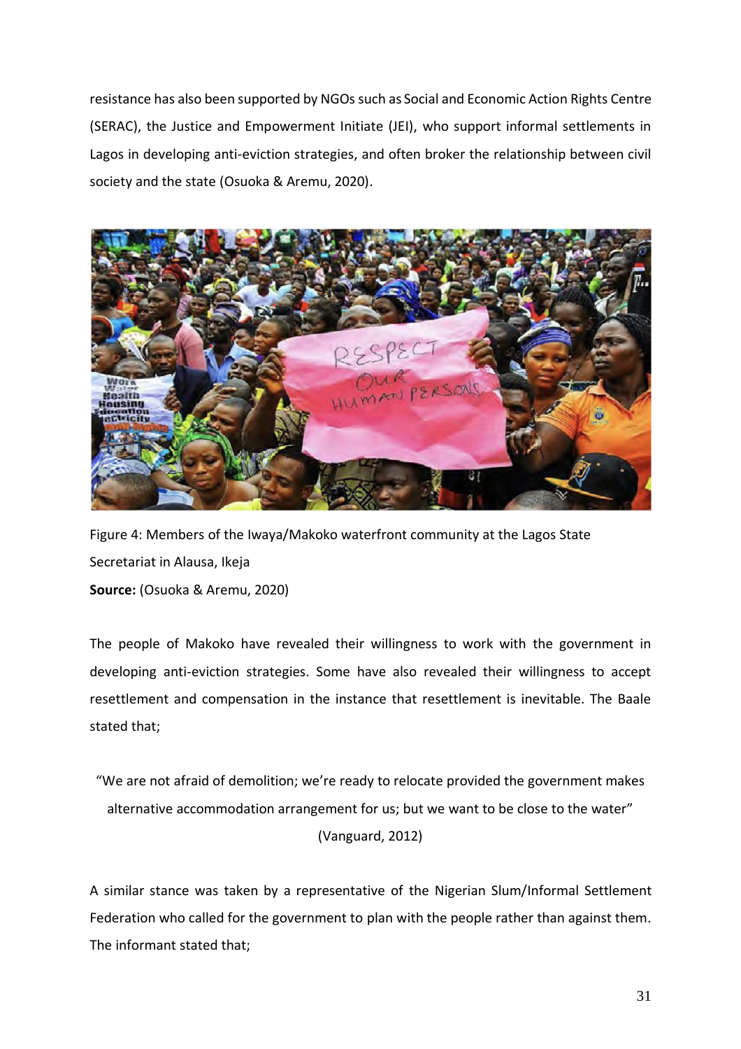resistance has also been supported by NGOs such as Social and Economic Action Rights Centre (SERAC), the Justice and Empowerment Initiate (JEI), who support informal settlements in Lagos in developing anti-eviction strategies, and often broker the relationship between civil society and the state (Osuoka & Aremu, 2020).

Figure 4: Members of the Iwaya/Makoko waterfront community at the Lagos State Secretariat in Alausa, Ikeja

**Source:** (Osuoka & Aremu, 2020)

The people of Makoko have revealed their willingness to work with the government in developing anti-eviction strategies. Some have also revealed their willingness to accept resettlement and compensation in the instance that resettlement is inevitable. The Baale stated that;

> "We are not afraid of demolition; we're ready to relocate provided the government makes alternative accommodation arrangement for us; but we want to be close to the water"
>
> (Vanguard, 2012)

A similar stance was taken by a representative of the Nigerian Slum/Informal Settlement Federation who called for the government to plan with the people rather than against them. The informant stated that;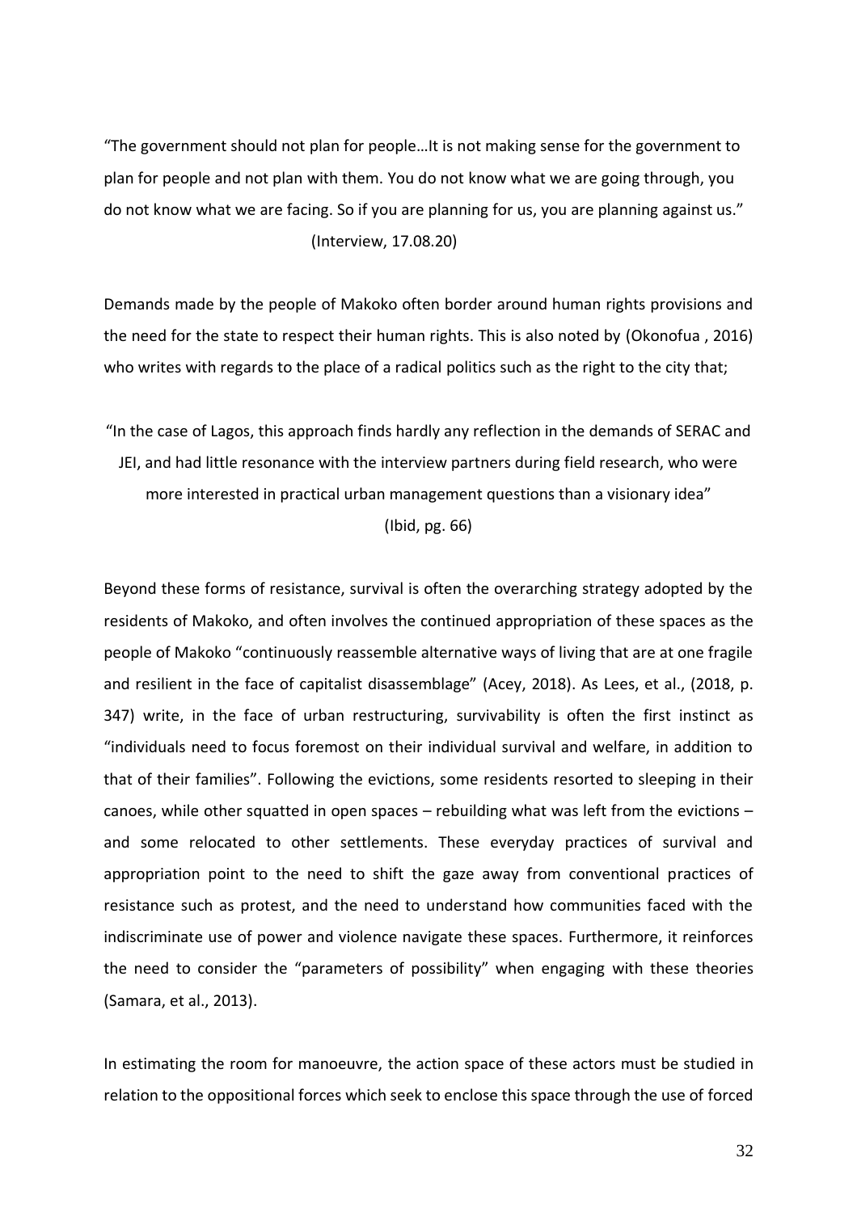"The government should not plan for people…It is not making sense for the government to plan for people and not plan with them. You do not know what we are going through, you do not know what we are facing. So if you are planning for us, you are planning against us."

(Interview, 17.08.20)

Demands made by the people of Makoko often border around human rights provisions and the need for the state to respect their human rights. This is also noted by (Okonofua , 2016) who writes with regards to the place of a radical politics such as the right to the city that;

"In the case of Lagos, this approach finds hardly any reflection in the demands of SERAC and JEI, and had little resonance with the interview partners during field research, who were more interested in practical urban management questions than a visionary idea"

(Ibid, pg. 66)

Beyond these forms of resistance, survival is often the overarching strategy adopted by the residents of Makoko, and often involves the continued appropriation of these spaces as the people of Makoko "continuously reassemble alternative ways of living that are at one fragile and resilient in the face of capitalist disassemblage" (Acey, 2018). As Lees, et al., (2018, p. 347) write, in the face of urban restructuring, survivability is often the first instinct as "individuals need to focus foremost on their individual survival and welfare, in addition to that of their families". Following the evictions, some residents resorted to sleeping in their canoes, while other squatted in open spaces – rebuilding what was left from the evictions – and some relocated to other settlements. These everyday practices of survival and appropriation point to the need to shift the gaze away from conventional practices of resistance such as protest, and the need to understand how communities faced with the indiscriminate use of power and violence navigate these spaces. Furthermore, it reinforces the need to consider the "parameters of possibility" when engaging with these theories (Samara, et al., 2013).

In estimating the room for manoeuvre, the action space of these actors must be studied in relation to the oppositional forces which seek to enclose this space through the use of forced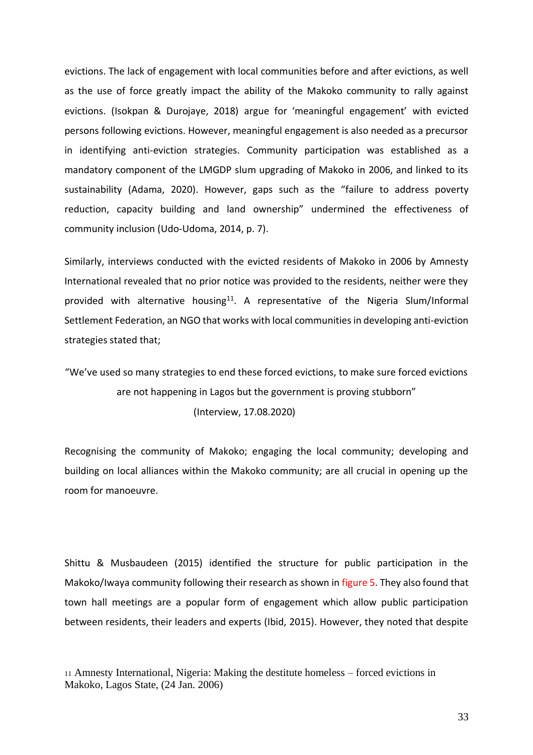evictions. The lack of engagement with local communities before and after evictions, as well as the use of force greatly impact the ability of the Makoko community to rally against evictions. (Isokpan & Durojaye, 2018) argue for 'meaningful engagement' with evicted persons following evictions. However, meaningful engagement is also needed as a precursor in identifying anti-eviction strategies. Community participation was established as a mandatory component of the LMGDP slum upgrading of Makoko in 2006, and linked to its sustainability (Adama, 2020). However, gaps such as the "failure to address poverty reduction, capacity building and land ownership" undermined the effectiveness of community inclusion (Udo-Udoma, 2014, p. 7).

Similarly, interviews conducted with the evicted residents of Makoko in 2006 by Amnesty International revealed that no prior notice was provided to the residents, neither were they provided with alternative housing[11]. A representative of the Nigeria Slum/Informal Settlement Federation, an NGO that works with local communities in developing anti-eviction strategies stated that;

> "We've used so many strategies to end these forced evictions, to make sure forced evictions are not happening in Lagos but the government is proving stubborn"
>
> (Interview, 17.08.2020)

Recognising the community of Makoko; engaging the local community; developing and building on local alliances within the Makoko community; are all crucial in opening up the room for manoeuvre.

Shittu & Musbaudeen (2015) identified the structure for public participation in the Makoko/Iwaya community following their research as shown in figure 5. They also found that town hall meetings are a popular form of engagement which allow public participation between residents, their leaders and experts (Ibid, 2015). However, they noted that despite

[11] Amnesty International, Nigeria: Making the destitute homeless – forced evictions in Makoko, Lagos State, (24 Jan. 2006)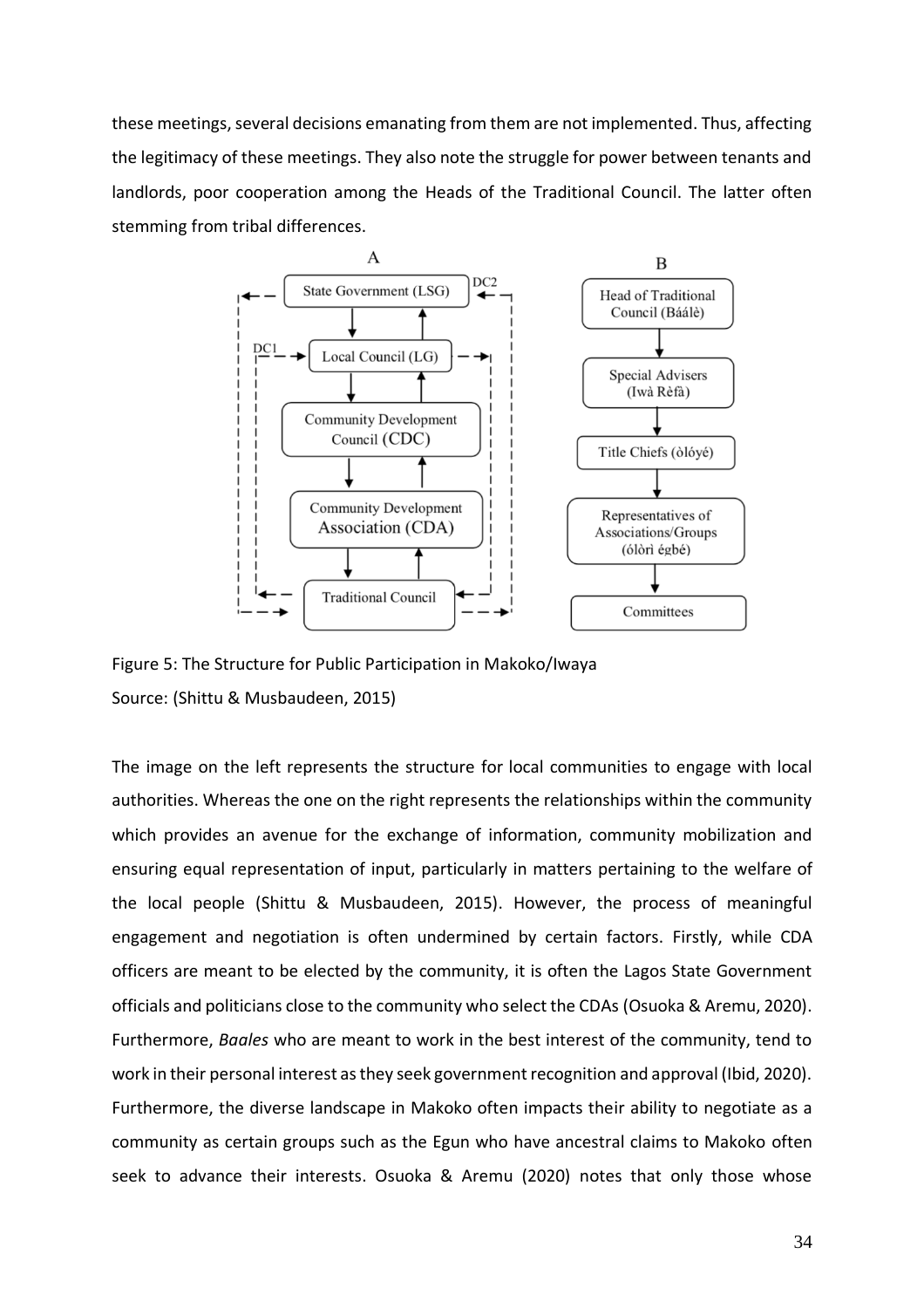these meetings, several decisions emanating from them are not implemented. Thus, affecting the legitimacy of these meetings. They also note the struggle for power between tenants and landlords, poor cooperation among the Heads of the Traditional Council. The latter often stemming from tribal differences.

Figure 5: The Structure for Public Participation in Makoko/Iwaya
Source: (Shittu & Musbaudeen, 2015)

The image on the left represents the structure for local communities to engage with local authorities. Whereas the one on the right represents the relationships within the community which provides an avenue for the exchange of information, community mobilization and ensuring equal representation of input, particularly in matters pertaining to the welfare of the local people (Shittu & Musbaudeen, 2015). However, the process of meaningful engagement and negotiation is often undermined by certain factors. Firstly, while CDA officers are meant to be elected by the community, it is often the Lagos State Government officials and politicians close to the community who select the CDAs (Osuoka & Aremu, 2020). Furthermore, *Baales* who are meant to work in the best interest of the community, tend to work in their personal interest as they seek government recognition and approval (Ibid, 2020). Furthermore, the diverse landscape in Makoko often impacts their ability to negotiate as a community as certain groups such as the Egun who have ancestral claims to Makoko often seek to advance their interests. Osuoka & Aremu (2020) notes that only those whose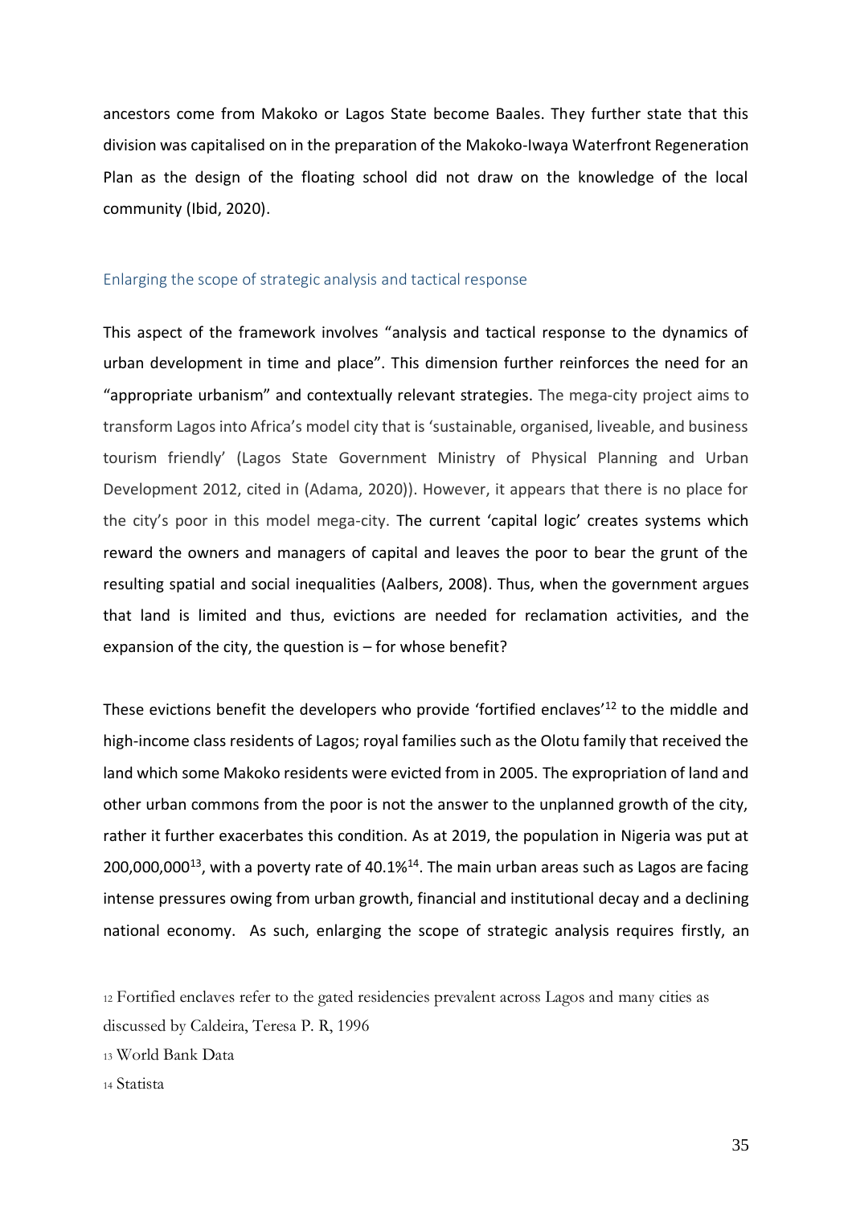ancestors come from Makoko or Lagos State become Baales. They further state that this division was capitalised on in the preparation of the Makoko-Iwaya Waterfront Regeneration Plan as the design of the floating school did not draw on the knowledge of the local community (Ibid, 2020).

### Enlarging the scope of strategic analysis and tactical response

This aspect of the framework involves "analysis and tactical response to the dynamics of urban development in time and place". This dimension further reinforces the need for an "appropriate urbanism" and contextually relevant strategies. The mega-city project aims to transform Lagos into Africa's model city that is 'sustainable, organised, liveable, and business tourism friendly' (Lagos State Government Ministry of Physical Planning and Urban Development 2012, cited in (Adama, 2020)). However, it appears that there is no place for the city's poor in this model mega-city. The current 'capital logic' creates systems which reward the owners and managers of capital and leaves the poor to bear the grunt of the resulting spatial and social inequalities (Aalbers, 2008). Thus, when the government argues that land is limited and thus, evictions are needed for reclamation activities, and the expansion of the city, the question is – for whose benefit?

These evictions benefit the developers who provide 'fortified enclaves'[12] to the middle and high-income class residents of Lagos; royal families such as the Olotu family that received the land which some Makoko residents were evicted from in 2005. The expropriation of land and other urban commons from the poor is not the answer to the unplanned growth of the city, rather it further exacerbates this condition. As at 2019, the population in Nigeria was put at 200,000,000[13], with a poverty rate of 40.1%[14]. The main urban areas such as Lagos are facing intense pressures owing from urban growth, financial and institutional decay and a declining national economy. As such, enlarging the scope of strategic analysis requires firstly, an

[12] Fortified enclaves refer to the gated residencies prevalent across Lagos and many cities as discussed by Caldeira, Teresa P. R, 1996

[13] World Bank Data

[14] Statista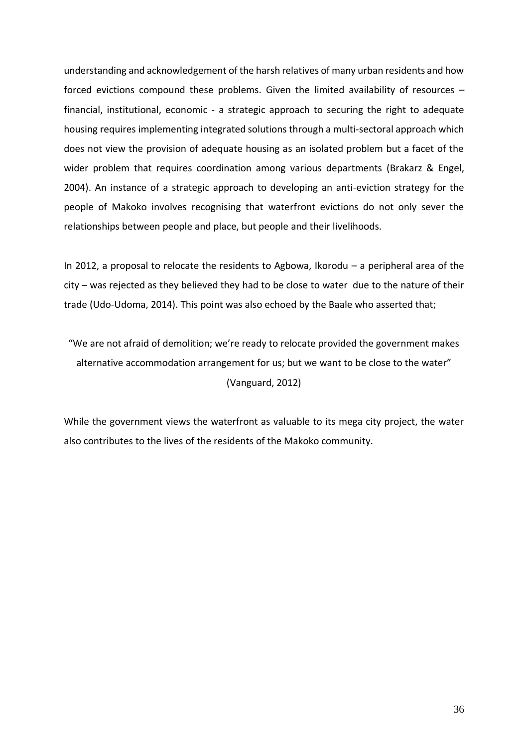understanding and acknowledgement of the harsh relatives of many urban residents and how forced evictions compound these problems. Given the limited availability of resources – financial, institutional, economic - a strategic approach to securing the right to adequate housing requires implementing integrated solutions through a multi-sectoral approach which does not view the provision of adequate housing as an isolated problem but a facet of the wider problem that requires coordination among various departments (Brakarz & Engel, 2004). An instance of a strategic approach to developing an anti-eviction strategy for the people of Makoko involves recognising that waterfront evictions do not only sever the relationships between people and place, but people and their livelihoods.

In 2012, a proposal to relocate the residents to Agbowa, Ikorodu – a peripheral area of the city – was rejected as they believed they had to be close to water due to the nature of their trade (Udo-Udoma, 2014). This point was also echoed by the Baale who asserted that;

> "We are not afraid of demolition; we're ready to relocate provided the government makes alternative accommodation arrangement for us; but we want to be close to the water" (Vanguard, 2012)

While the government views the waterfront as valuable to its mega city project, the water also contributes to the lives of the residents of the Makoko community.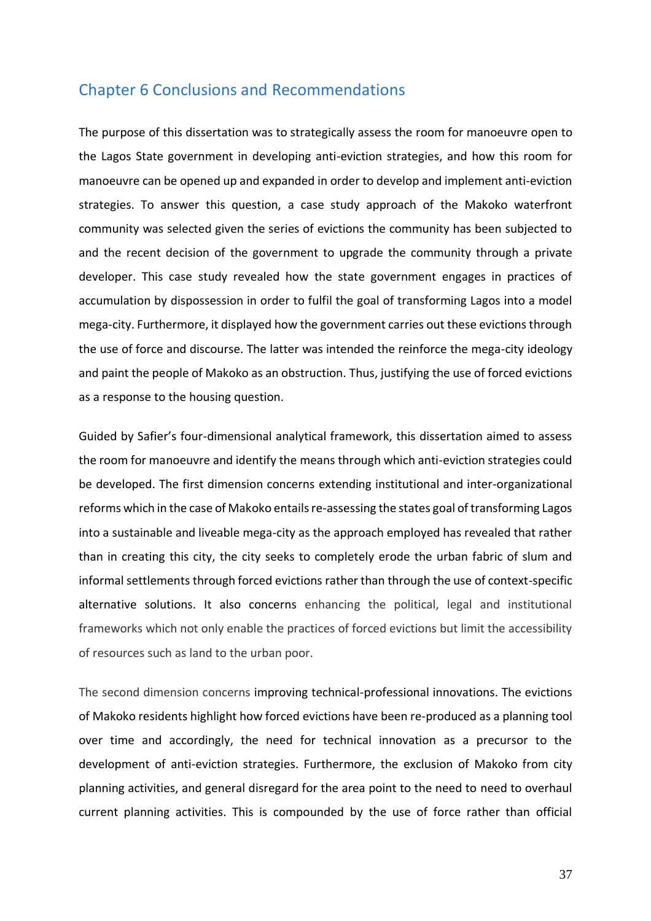## Chapter 6 Conclusions and Recommendations

The purpose of this dissertation was to strategically assess the room for manoeuvre open to the Lagos State government in developing anti-eviction strategies, and how this room for manoeuvre can be opened up and expanded in order to develop and implement anti-eviction strategies. To answer this question, a case study approach of the Makoko waterfront community was selected given the series of evictions the community has been subjected to and the recent decision of the government to upgrade the community through a private developer. This case study revealed how the state government engages in practices of accumulation by dispossession in order to fulfil the goal of transforming Lagos into a model mega-city. Furthermore, it displayed how the government carries out these evictions through the use of force and discourse. The latter was intended the reinforce the mega-city ideology and paint the people of Makoko as an obstruction. Thus, justifying the use of forced evictions as a response to the housing question.

Guided by Safier's four-dimensional analytical framework, this dissertation aimed to assess the room for manoeuvre and identify the means through which anti-eviction strategies could be developed. The first dimension concerns extending institutional and inter-organizational reforms which in the case of Makoko entails re-assessing the states goal of transforming Lagos into a sustainable and liveable mega-city as the approach employed has revealed that rather than in creating this city, the city seeks to completely erode the urban fabric of slum and informal settlements through forced evictions rather than through the use of context-specific alternative solutions. It also concerns enhancing the political, legal and institutional frameworks which not only enable the practices of forced evictions but limit the accessibility of resources such as land to the urban poor.

The second dimension concerns improving technical-professional innovations. The evictions of Makoko residents highlight how forced evictions have been re-produced as a planning tool over time and accordingly, the need for technical innovation as a precursor to the development of anti-eviction strategies. Furthermore, the exclusion of Makoko from city planning activities, and general disregard for the area point to the need to need to overhaul current planning activities. This is compounded by the use of force rather than official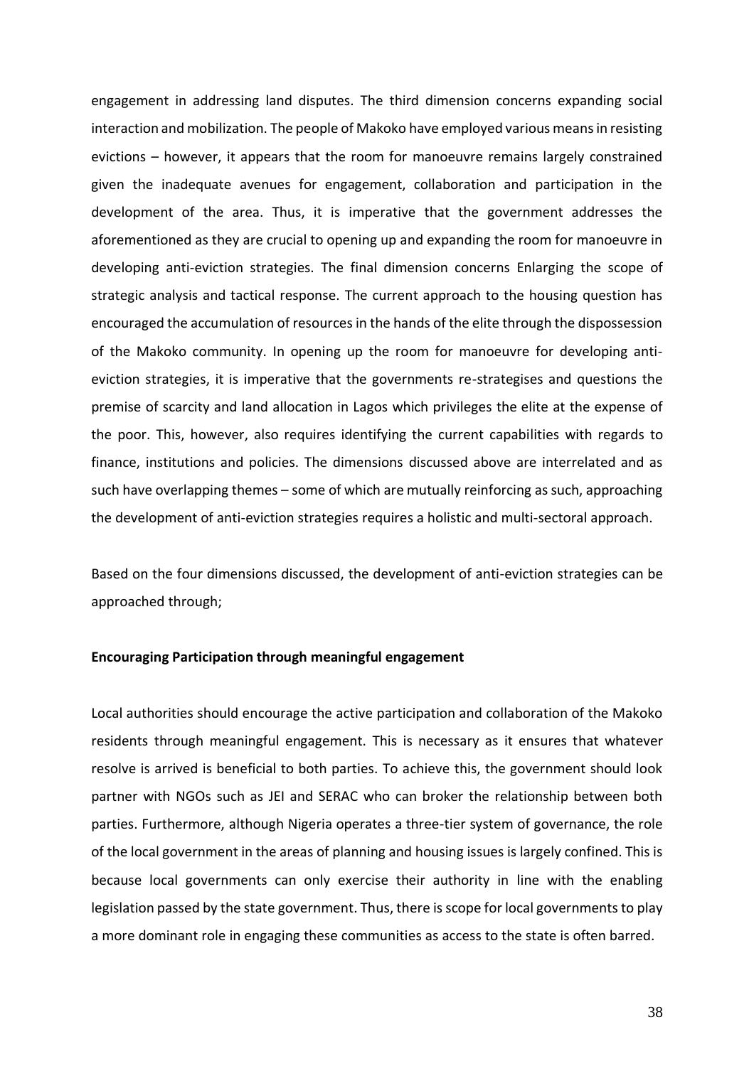engagement in addressing land disputes. The third dimension concerns expanding social interaction and mobilization. The people of Makoko have employed various means in resisting evictions – however, it appears that the room for manoeuvre remains largely constrained given the inadequate avenues for engagement, collaboration and participation in the development of the area. Thus, it is imperative that the government addresses the aforementioned as they are crucial to opening up and expanding the room for manoeuvre in developing anti-eviction strategies. The final dimension concerns Enlarging the scope of strategic analysis and tactical response. The current approach to the housing question has encouraged the accumulation of resources in the hands of the elite through the dispossession of the Makoko community. In opening up the room for manoeuvre for developing anti-eviction strategies, it is imperative that the governments re-strategises and questions the premise of scarcity and land allocation in Lagos which privileges the elite at the expense of the poor. This, however, also requires identifying the current capabilities with regards to finance, institutions and policies. The dimensions discussed above are interrelated and as such have overlapping themes – some of which are mutually reinforcing as such, approaching the development of anti-eviction strategies requires a holistic and multi-sectoral approach.

Based on the four dimensions discussed, the development of anti-eviction strategies can be approached through;

**Encouraging Participation through meaningful engagement**

Local authorities should encourage the active participation and collaboration of the Makoko residents through meaningful engagement. This is necessary as it ensures that whatever resolve is arrived is beneficial to both parties. To achieve this, the government should look partner with NGOs such as JEI and SERAC who can broker the relationship between both parties. Furthermore, although Nigeria operates a three-tier system of governance, the role of the local government in the areas of planning and housing issues is largely confined. This is because local governments can only exercise their authority in line with the enabling legislation passed by the state government. Thus, there is scope for local governments to play a more dominant role in engaging these communities as access to the state is often barred.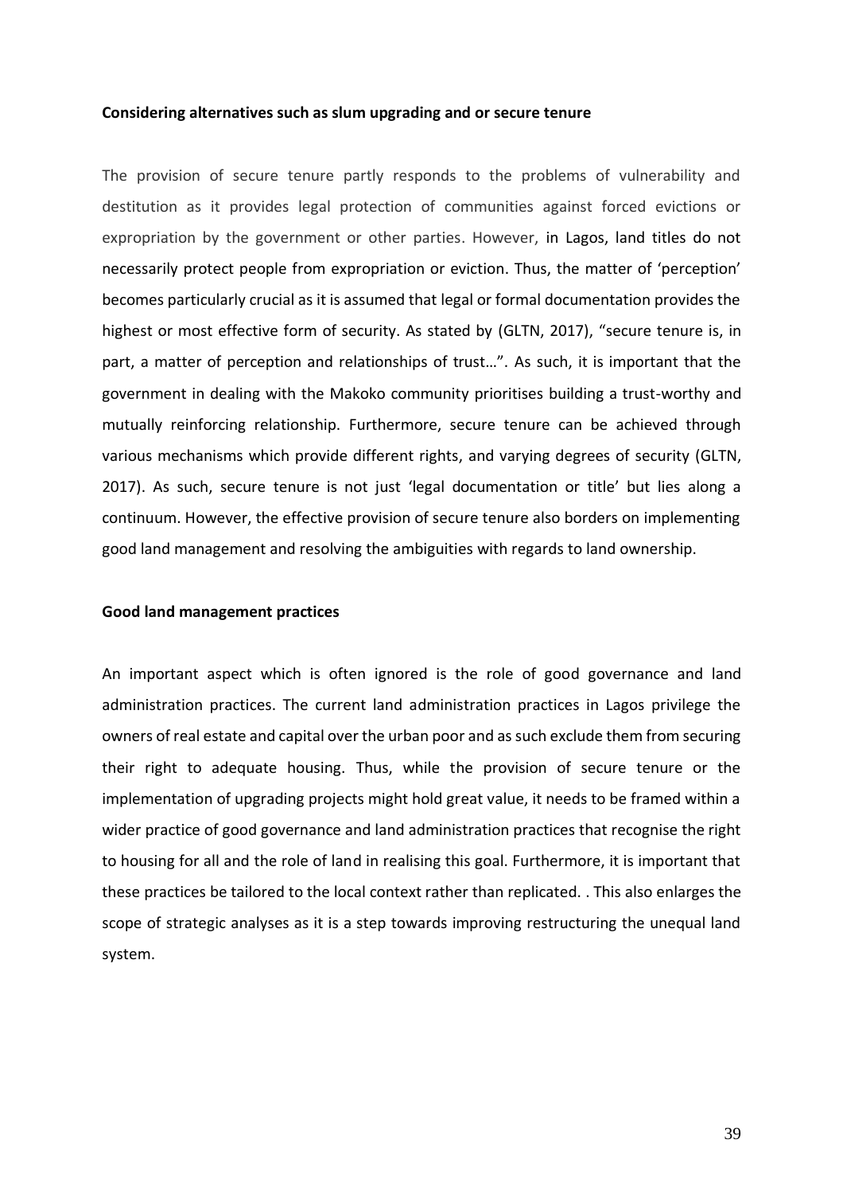**Considering alternatives such as slum upgrading and or secure tenure**

The provision of secure tenure partly responds to the problems of vulnerability and destitution as it provides legal protection of communities against forced evictions or expropriation by the government or other parties. However, in Lagos, land titles do not necessarily protect people from expropriation or eviction. Thus, the matter of 'perception' becomes particularly crucial as it is assumed that legal or formal documentation provides the highest or most effective form of security. As stated by (GLTN, 2017), "secure tenure is, in part, a matter of perception and relationships of trust…". As such, it is important that the government in dealing with the Makoko community prioritises building a trust-worthy and mutually reinforcing relationship. Furthermore, secure tenure can be achieved through various mechanisms which provide different rights, and varying degrees of security (GLTN, 2017). As such, secure tenure is not just 'legal documentation or title' but lies along a continuum. However, the effective provision of secure tenure also borders on implementing good land management and resolving the ambiguities with regards to land ownership.

**Good land management practices**

An important aspect which is often ignored is the role of good governance and land administration practices. The current land administration practices in Lagos privilege the owners of real estate and capital over the urban poor and as such exclude them from securing their right to adequate housing. Thus, while the provision of secure tenure or the implementation of upgrading projects might hold great value, it needs to be framed within a wider practice of good governance and land administration practices that recognise the right to housing for all and the role of land in realising this goal. Furthermore, it is important that these practices be tailored to the local context rather than replicated. . This also enlarges the scope of strategic analyses as it is a step towards improving restructuring the unequal land system.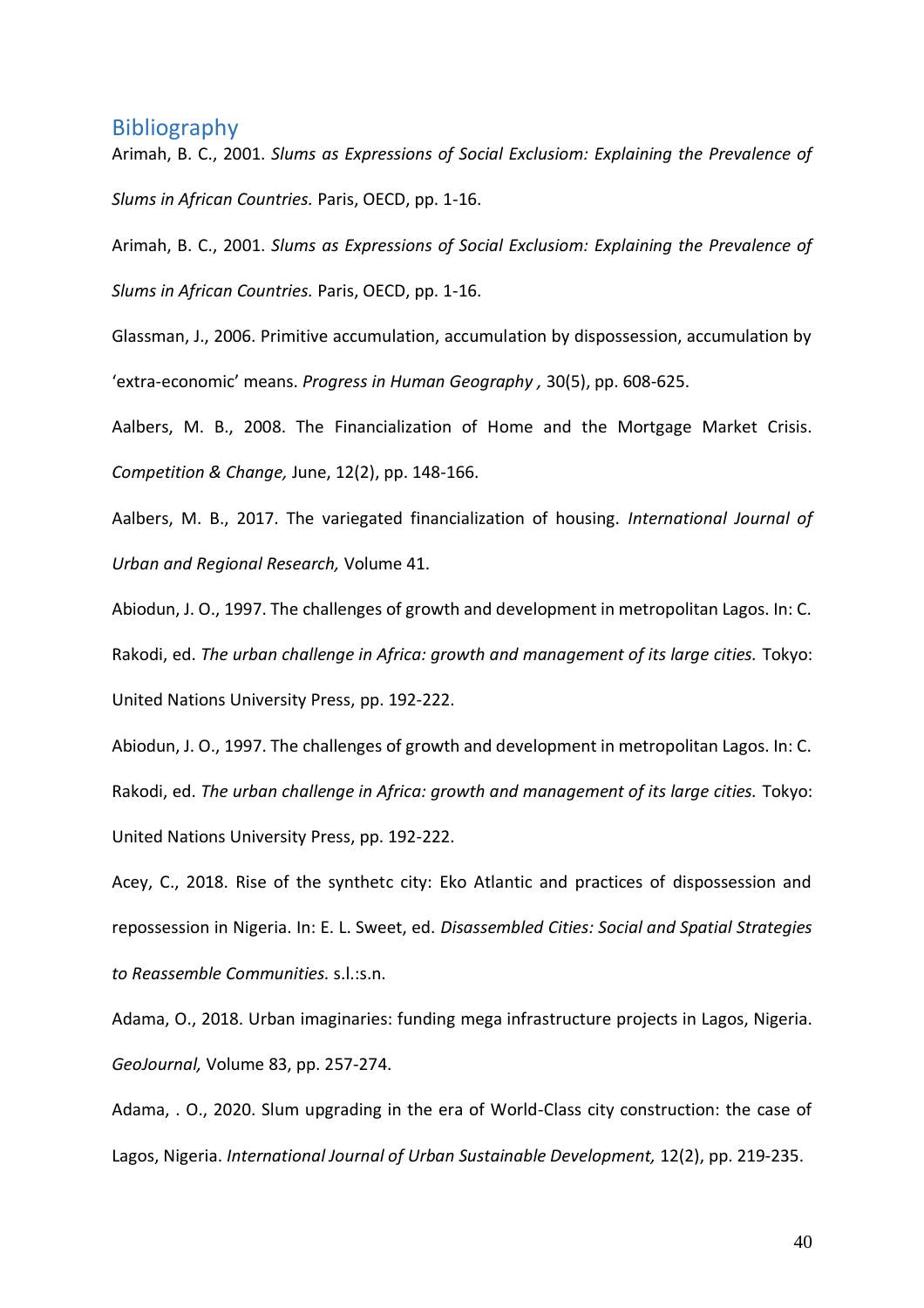## Bibliography

Arimah, B. C., 2001. *Slums as Expressions of Social Exclusiom: Explaining the Prevalence of Slums in African Countries.* Paris, OECD, pp. 1-16.

Arimah, B. C., 2001. *Slums as Expressions of Social Exclusiom: Explaining the Prevalence of Slums in African Countries.* Paris, OECD, pp. 1-16.

Glassman, J., 2006. Primitive accumulation, accumulation by dispossession, accumulation by 'extra-economic' means. *Progress in Human Geography ,* 30(5), pp. 608-625.

Aalbers, M. B., 2008. The Financialization of Home and the Mortgage Market Crisis. *Competition & Change,* June, 12(2), pp. 148-166.

Aalbers, M. B., 2017. The variegated financialization of housing. *International Journal of Urban and Regional Research,* Volume 41.

Abiodun, J. O., 1997. The challenges of growth and development in metropolitan Lagos. In: C. Rakodi, ed. *The urban challenge in Africa: growth and management of its large cities.* Tokyo: United Nations University Press, pp. 192-222.

Abiodun, J. O., 1997. The challenges of growth and development in metropolitan Lagos. In: C. Rakodi, ed. *The urban challenge in Africa: growth and management of its large cities.* Tokyo: United Nations University Press, pp. 192-222.

Acey, C., 2018. Rise of the synthetc city: Eko Atlantic and practices of dispossession and repossession in Nigeria. In: E. L. Sweet, ed. *Disassembled Cities: Social and Spatial Strategies to Reassemble Communities.* s.l.:s.n.

Adama, O., 2018. Urban imaginaries: funding mega infrastructure projects in Lagos, Nigeria. *GeoJournal,* Volume 83, pp. 257-274.

Adama, . O., 2020. Slum upgrading in the era of World-Class city construction: the case of Lagos, Nigeria. *International Journal of Urban Sustainable Development,* 12(2), pp. 219-235.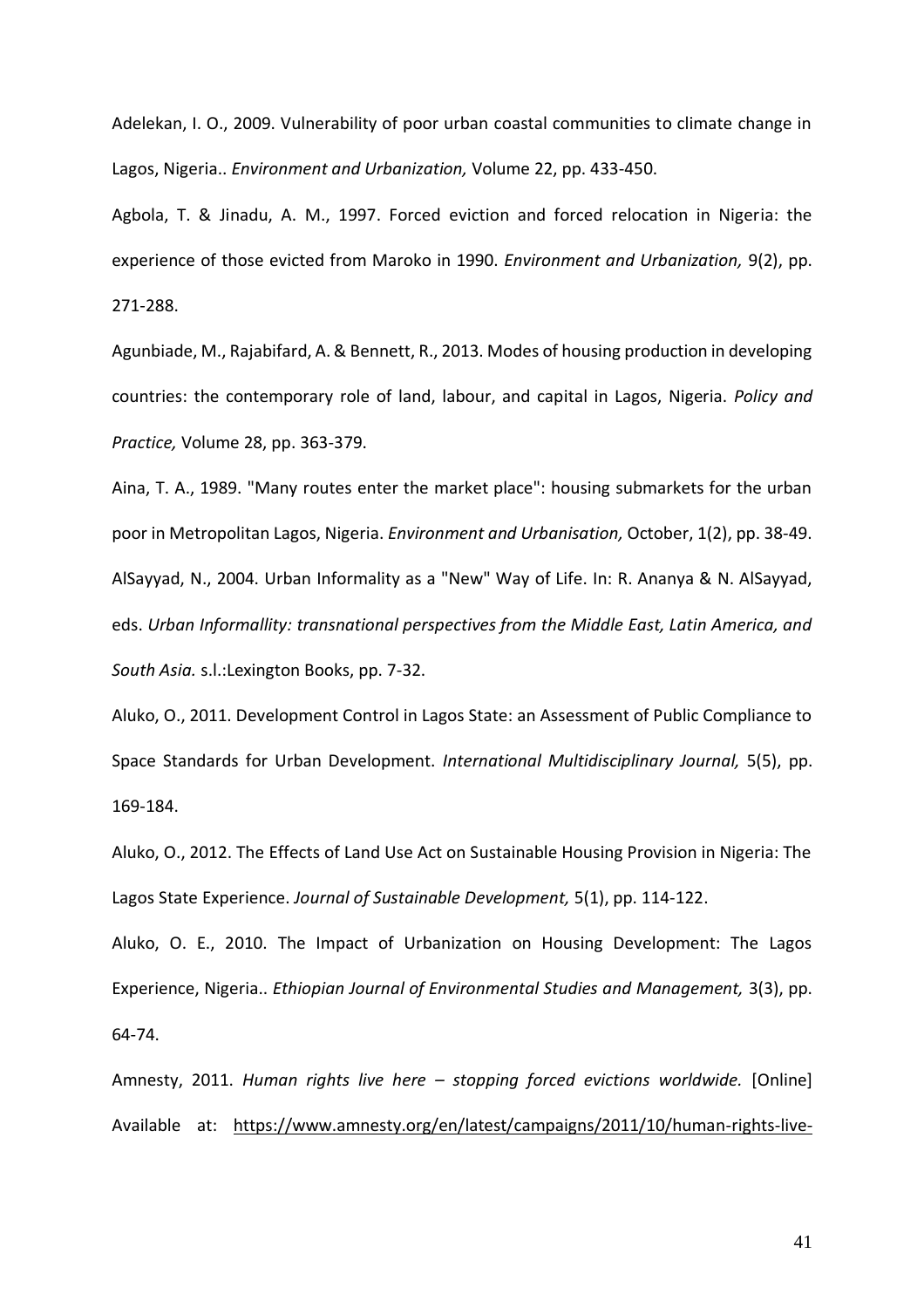Adelekan, I. O., 2009. Vulnerability of poor urban coastal communities to climate change in Lagos, Nigeria.. *Environment and Urbanization,* Volume 22, pp. 433-450.

Agbola, T. & Jinadu, A. M., 1997. Forced eviction and forced relocation in Nigeria: the experience of those evicted from Maroko in 1990. *Environment and Urbanization,* 9(2), pp. 271-288.

Agunbiade, M., Rajabifard, A. & Bennett, R., 2013. Modes of housing production in developing countries: the contemporary role of land, labour, and capital in Lagos, Nigeria. *Policy and Practice,* Volume 28, pp. 363-379.

Aina, T. A., 1989. "Many routes enter the market place": housing submarkets for the urban poor in Metropolitan Lagos, Nigeria. *Environment and Urbanisation,* October, 1(2), pp. 38-49.

AlSayyad, N., 2004. Urban Informality as a "New" Way of Life. In: R. Ananya & N. AlSayyad, eds. *Urban Informallity: transnational perspectives from the Middle East, Latin America, and South Asia.* s.l.:Lexington Books, pp. 7-32.

Aluko, O., 2011. Development Control in Lagos State: an Assessment of Public Compliance to Space Standards for Urban Development. *International Multidisciplinary Journal,* 5(5), pp. 169-184.

Aluko, O., 2012. The Effects of Land Use Act on Sustainable Housing Provision in Nigeria: The Lagos State Experience. *Journal of Sustainable Development,* 5(1), pp. 114-122.

Aluko, O. E., 2010. The Impact of Urbanization on Housing Development: The Lagos Experience, Nigeria.. *Ethiopian Journal of Environmental Studies and Management,* 3(3), pp. 64-74.

Amnesty, 2011. *Human rights live here – stopping forced evictions worldwide.* [Online] Available at: https://www.amnesty.org/en/latest/campaigns/2011/10/human-rights-live-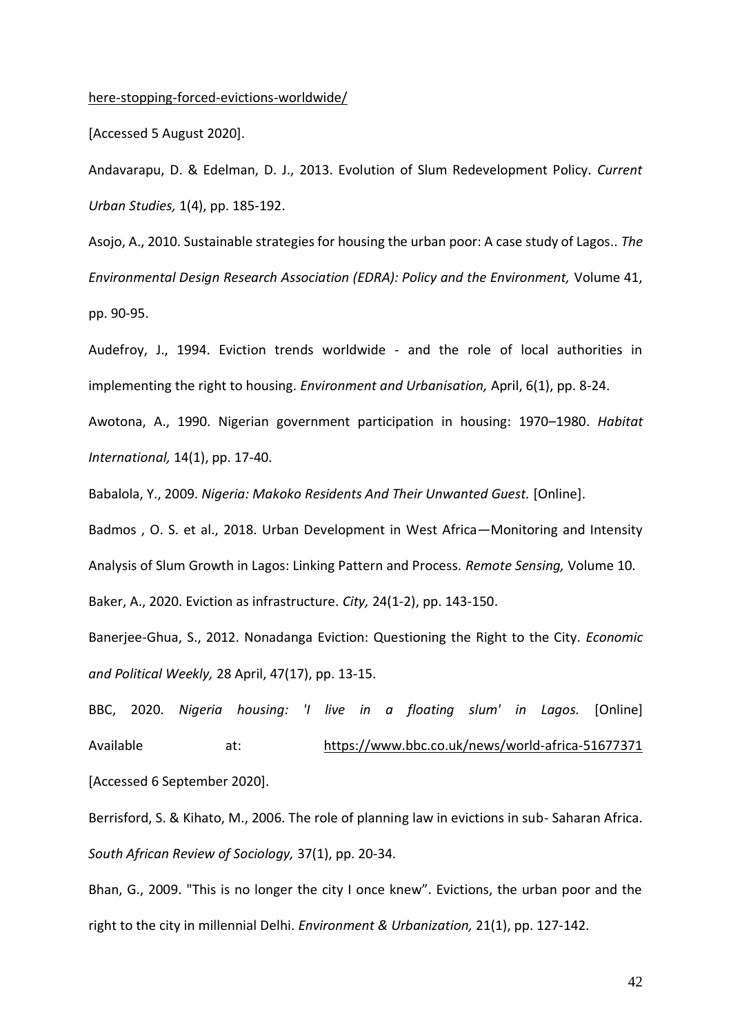here-stopping-forced-evictions-worldwide/

[Accessed 5 August 2020].

Andavarapu, D. & Edelman, D. J., 2013. Evolution of Slum Redevelopment Policy. *Current Urban Studies,* 1(4), pp. 185-192.

Asojo, A., 2010. Sustainable strategies for housing the urban poor: A case study of Lagos.. *The Environmental Design Research Association (EDRA): Policy and the Environment,* Volume 41, pp. 90-95.

Audefroy, J., 1994. Eviction trends worldwide - and the role of local authorities in implementing the right to housing. *Environment and Urbanisation,* April, 6(1), pp. 8-24.

Awotona, A., 1990. Nigerian government participation in housing: 1970–1980. *Habitat International,* 14(1), pp. 17-40.

Babalola, Y., 2009. *Nigeria: Makoko Residents And Their Unwanted Guest.* [Online].

Badmos , O. S. et al., 2018. Urban Development in West Africa—Monitoring and Intensity Analysis of Slum Growth in Lagos: Linking Pattern and Process. *Remote Sensing,* Volume 10.

Baker, A., 2020. Eviction as infrastructure. *City,* 24(1-2), pp. 143-150.

Banerjee-Ghua, S., 2012. Nonadanga Eviction: Questioning the Right to the City. *Economic and Political Weekly,* 28 April, 47(17), pp. 13-15.

BBC, 2020. *Nigeria housing: 'I live in a floating slum' in Lagos.* [Online] Available at: https://www.bbc.co.uk/news/world-africa-51677371 [Accessed 6 September 2020].

Berrisford, S. & Kihato, M., 2006. The role of planning law in evictions in sub- Saharan Africa. *South African Review of Sociology,* 37(1), pp. 20-34.

Bhan, G., 2009. "This is no longer the city I once knew". Evictions, the urban poor and the right to the city in millennial Delhi. *Environment & Urbanization,* 21(1), pp. 127-142.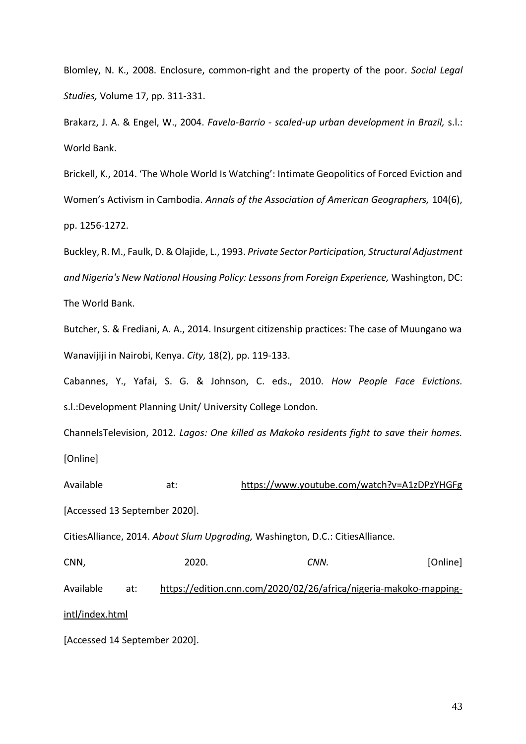Blomley, N. K., 2008. Enclosure, common-right and the property of the poor. *Social Legal Studies,* Volume 17, pp. 311-331.

Brakarz, J. A. & Engel, W., 2004. *Favela-Barrio - scaled-up urban development in Brazil,* s.l.: World Bank.

Brickell, K., 2014. 'The Whole World Is Watching': Intimate Geopolitics of Forced Eviction and Women's Activism in Cambodia. *Annals of the Association of American Geographers,* 104(6), pp. 1256-1272.

Buckley, R. M., Faulk, D. & Olajide, L., 1993. *Private Sector Participation, Structural Adjustment and Nigeria's New National Housing Policy: Lessons from Foreign Experience,* Washington, DC: The World Bank.

Butcher, S. & Frediani, A. A., 2014. Insurgent citizenship practices: The case of Muungano wa Wanavijiji in Nairobi, Kenya. *City,* 18(2), pp. 119-133.

Cabannes, Y., Yafai, S. G. & Johnson, C. eds., 2010. *How People Face Evictions.* s.l.:Development Planning Unit/ University College London.

ChannelsTelevision, 2012. *Lagos: One killed as Makoko residents fight to save their homes.* [Online]
Available at: https://www.youtube.com/watch?v=A1zDPzYHGFg
[Accessed 13 September 2020].

CitiesAlliance, 2014. *About Slum Upgrading,* Washington, D.C.: CitiesAlliance.

CNN, 2020. *CNN.* [Online]
Available at: https://edition.cnn.com/2020/02/26/africa/nigeria-makoko-mapping-intl/index.html
[Accessed 14 September 2020].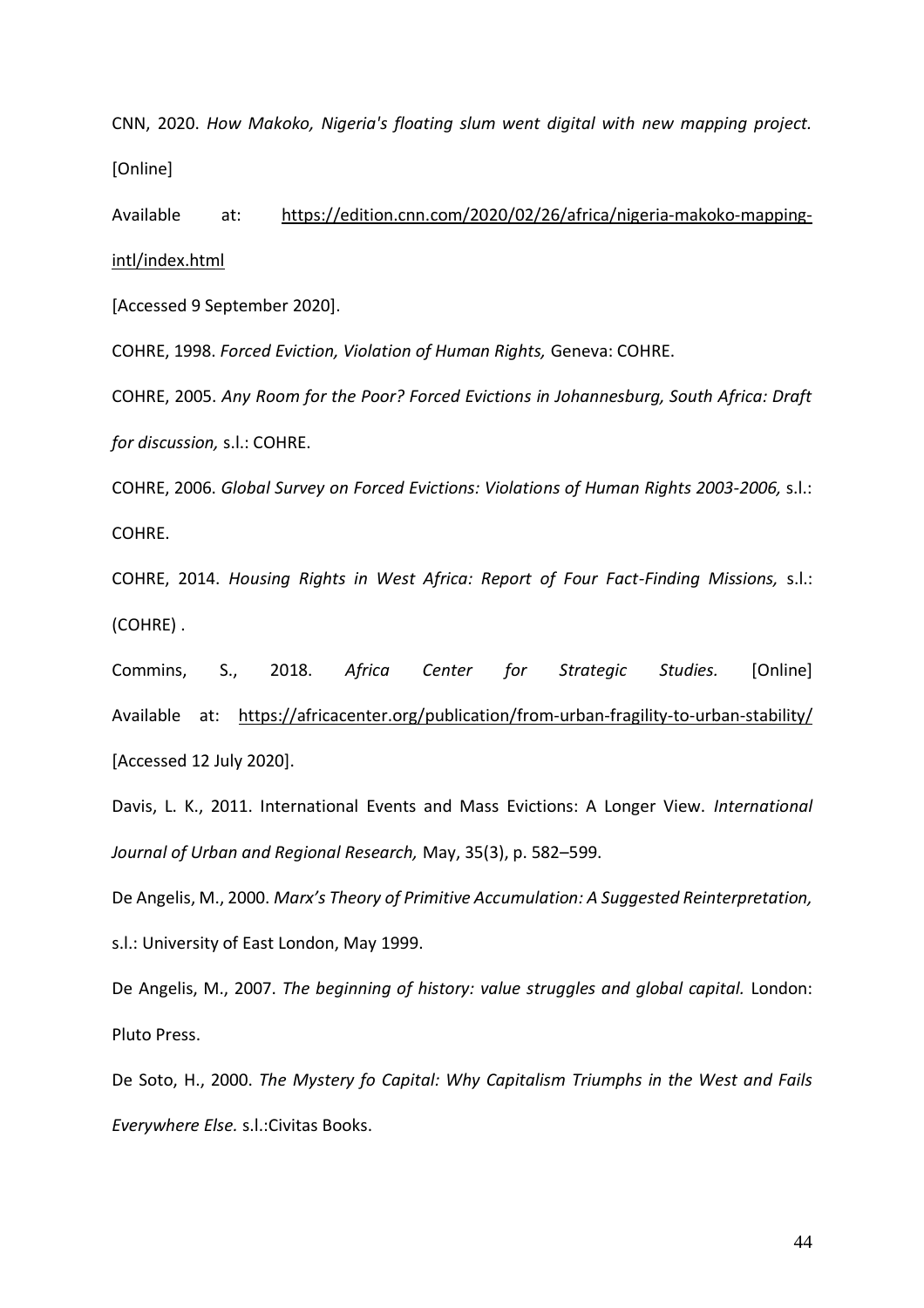CNN, 2020. *How Makoko, Nigeria's floating slum went digital with new mapping project.* [Online]

Available at: https://edition.cnn.com/2020/02/26/africa/nigeria-makoko-mapping-intl/index.html

[Accessed 9 September 2020].

COHRE, 1998. *Forced Eviction, Violation of Human Rights,* Geneva: COHRE.

COHRE, 2005. *Any Room for the Poor? Forced Evictions in Johannesburg, South Africa: Draft for discussion,* s.l.: COHRE.

COHRE, 2006. *Global Survey on Forced Evictions: Violations of Human Rights 2003-2006,* s.l.: COHRE.

COHRE, 2014. *Housing Rights in West Africa: Report of Four Fact-Finding Missions,* s.l.: (COHRE) .

Commins, S., 2018. *Africa Center for Strategic Studies.* [Online] Available at: https://africacenter.org/publication/from-urban-fragility-to-urban-stability/ [Accessed 12 July 2020].

Davis, L. K., 2011. International Events and Mass Evictions: A Longer View. *International Journal of Urban and Regional Research,* May, 35(3), p. 582–599.

De Angelis, M., 2000. *Marx's Theory of Primitive Accumulation: A Suggested Reinterpretation,* s.l.: University of East London, May 1999.

De Angelis, M., 2007. *The beginning of history: value struggles and global capital.* London: Pluto Press.

De Soto, H., 2000. *The Mystery fo Capital: Why Capitalism Triumphs in the West and Fails Everywhere Else.* s.l.:Civitas Books.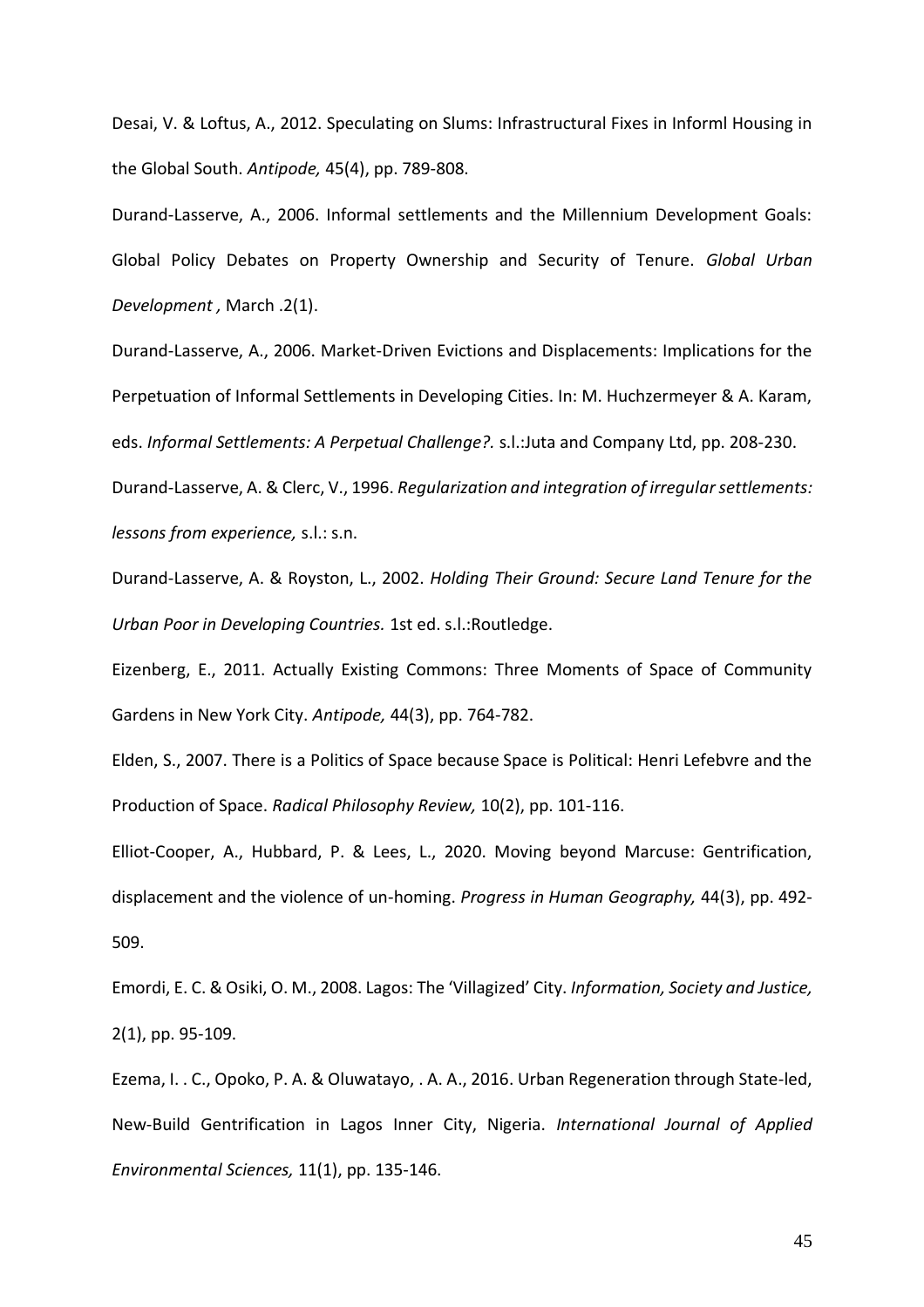Desai, V. & Loftus, A., 2012. Speculating on Slums: Infrastructural Fixes in Informl Housing in the Global South. *Antipode,* 45(4), pp. 789-808.

Durand-Lasserve, A., 2006. Informal settlements and the Millennium Development Goals: Global Policy Debates on Property Ownership and Security of Tenure. *Global Urban Development ,* March .2(1).

Durand-Lasserve, A., 2006. Market-Driven Evictions and Displacements: Implications for the Perpetuation of Informal Settlements in Developing Cities. In: M. Huchzermeyer & A. Karam, eds. *Informal Settlements: A Perpetual Challenge?.* s.l.:Juta and Company Ltd, pp. 208-230.

Durand-Lasserve, A. & Clerc, V., 1996. *Regularization and integration of irregular settlements: lessons from experience,* s.l.: s.n.

Durand-Lasserve, A. & Royston, L., 2002. *Holding Their Ground: Secure Land Tenure for the Urban Poor in Developing Countries.* 1st ed. s.l.:Routledge.

Eizenberg, E., 2011. Actually Existing Commons: Three Moments of Space of Community Gardens in New York City. *Antipode,* 44(3), pp. 764-782.

Elden, S., 2007. There is a Politics of Space because Space is Political: Henri Lefebvre and the Production of Space. *Radical Philosophy Review,* 10(2), pp. 101-116.

Elliot-Cooper, A., Hubbard, P. & Lees, L., 2020. Moving beyond Marcuse: Gentrification, displacement and the violence of un-homing. *Progress in Human Geography,* 44(3), pp. 492-509.

Emordi, E. C. & Osiki, O. M., 2008. Lagos: The 'Villagized' City. *Information, Society and Justice,* 2(1), pp. 95-109.

Ezema, I. . C., Opoko, P. A. & Oluwatayo, . A. A., 2016. Urban Regeneration through State-led, New-Build Gentrification in Lagos Inner City, Nigeria. *International Journal of Applied Environmental Sciences,* 11(1), pp. 135-146.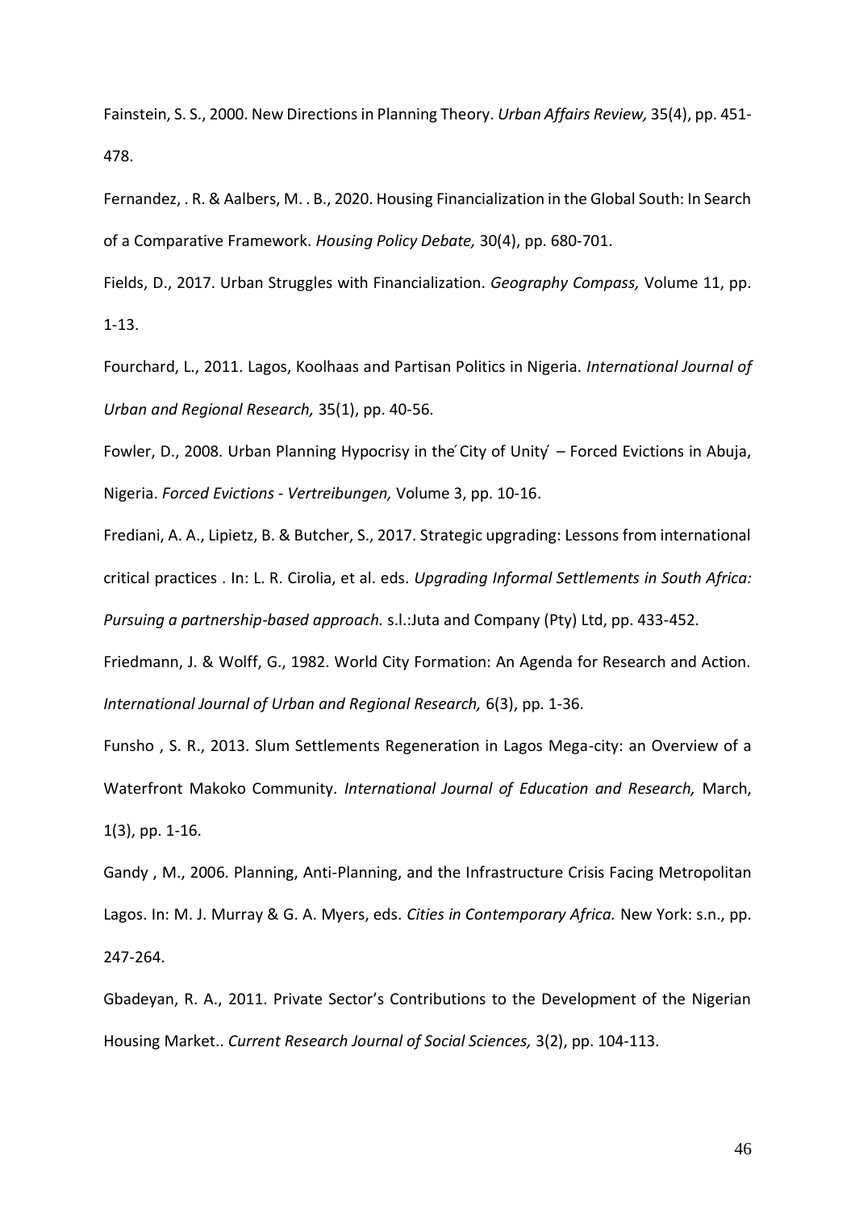Fainstein, S. S., 2000. New Directions in Planning Theory. *Urban Affairs Review,* 35(4), pp. 451-478.

Fernandez, . R. & Aalbers, M. . B., 2020. Housing Financialization in the Global South: In Search of a Comparative Framework. *Housing Policy Debate,* 30(4), pp. 680-701.

Fields, D., 2017. Urban Struggles with Financialization. *Geography Compass,* Volume 11, pp. 1-13.

Fourchard, L., 2011. Lagos, Koolhaas and Partisan Politics in Nigeria. *International Journal of Urban and Regional Research,* 35(1), pp. 40-56.

Fowler, D., 2008. Urban Planning Hypocrisy in the ́City of Unity ́ – Forced Evictions in Abuja, Nigeria. *Forced Evictions - Vertreibungen,* Volume 3, pp. 10-16.

Frediani, A. A., Lipietz, B. & Butcher, S., 2017. Strategic upgrading: Lessons from international critical practices . In: L. R. Cirolia, et al. eds. *Upgrading Informal Settlements in South Africa: Pursuing a partnership-based approach.* s.l.:Juta and Company (Pty) Ltd, pp. 433-452.

Friedmann, J. & Wolff, G., 1982. World City Formation: An Agenda for Research and Action. *International Journal of Urban and Regional Research,* 6(3), pp. 1-36.

Funsho , S. R., 2013. Slum Settlements Regeneration in Lagos Mega-city: an Overview of a Waterfront Makoko Community. *International Journal of Education and Research,* March, 1(3), pp. 1-16.

Gandy , M., 2006. Planning, Anti-Planning, and the Infrastructure Crisis Facing Metropolitan Lagos. In: M. J. Murray & G. A. Myers, eds. *Cities in Contemporary Africa.* New York: s.n., pp. 247-264.

Gbadeyan, R. A., 2011. Private Sector's Contributions to the Development of the Nigerian Housing Market.. *Current Research Journal of Social Sciences,* 3(2), pp. 104-113.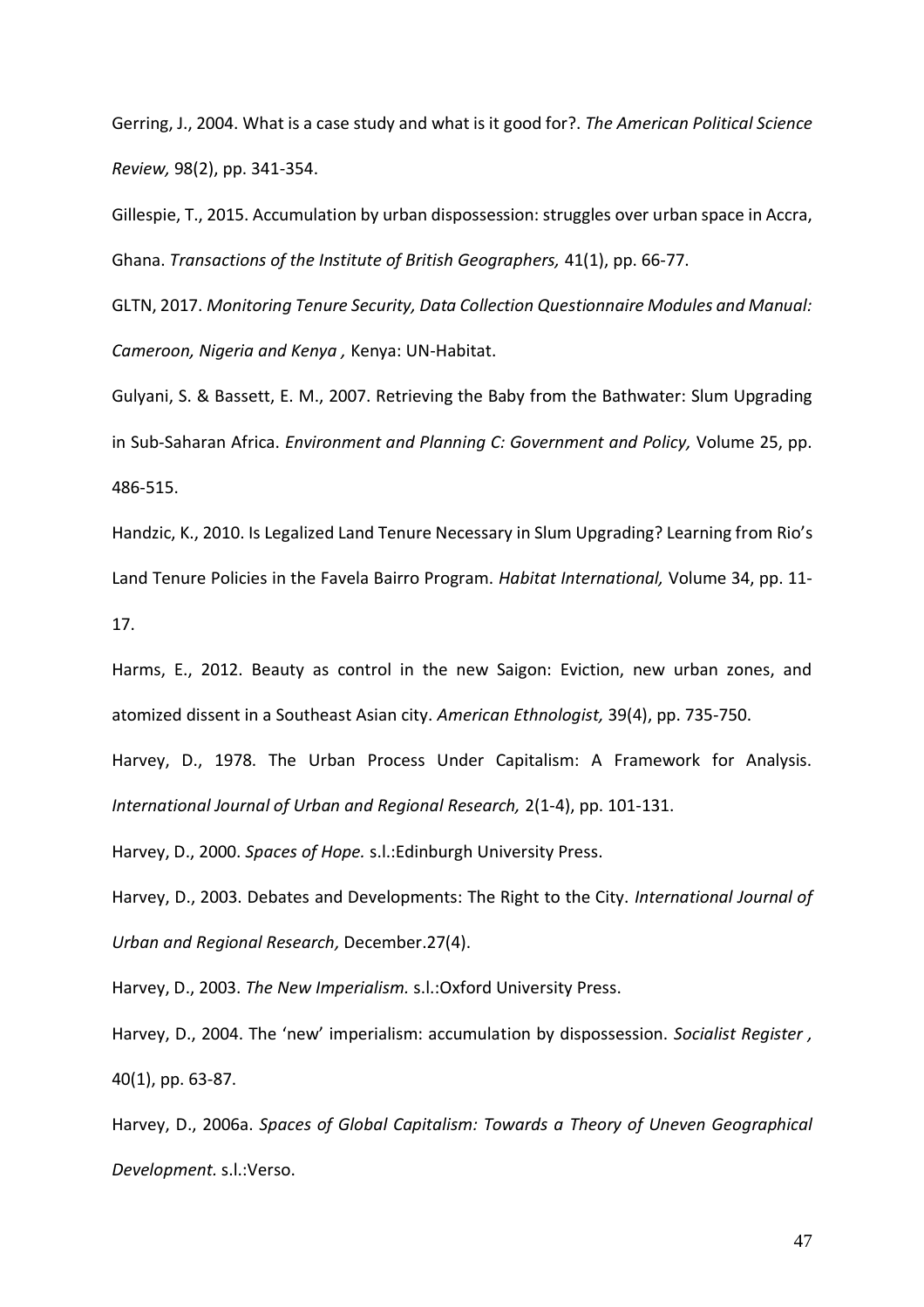Gerring, J., 2004. What is a case study and what is it good for?. *The American Political Science Review,* 98(2), pp. 341-354.

Gillespie, T., 2015. Accumulation by urban dispossession: struggles over urban space in Accra, Ghana. *Transactions of the Institute of British Geographers,* 41(1), pp. 66-77.

GLTN, 2017. *Monitoring Tenure Security, Data Collection Questionnaire Modules and Manual: Cameroon, Nigeria and Kenya ,* Kenya: UN-Habitat.

Gulyani, S. & Bassett, E. M., 2007. Retrieving the Baby from the Bathwater: Slum Upgrading in Sub-Saharan Africa. *Environment and Planning C: Government and Policy,* Volume 25, pp. 486-515.

Handzic, K., 2010. Is Legalized Land Tenure Necessary in Slum Upgrading? Learning from Rio's Land Tenure Policies in the Favela Bairro Program. *Habitat International,* Volume 34, pp. 11-17.

Harms, E., 2012. Beauty as control in the new Saigon: Eviction, new urban zones, and atomized dissent in a Southeast Asian city. *American Ethnologist,* 39(4), pp. 735-750.

Harvey, D., 1978. The Urban Process Under Capitalism: A Framework for Analysis. *International Journal of Urban and Regional Research,* 2(1-4), pp. 101-131.

Harvey, D., 2000. *Spaces of Hope.* s.l.:Edinburgh University Press.

Harvey, D., 2003. Debates and Developments: The Right to the City. *International Journal of Urban and Regional Research,* December.27(4).

Harvey, D., 2003. *The New Imperialism.* s.l.:Oxford University Press.

Harvey, D., 2004. The 'new' imperialism: accumulation by dispossession. *Socialist Register ,* 40(1), pp. 63-87.

Harvey, D., 2006a. *Spaces of Global Capitalism: Towards a Theory of Uneven Geographical Development.* s.l.:Verso.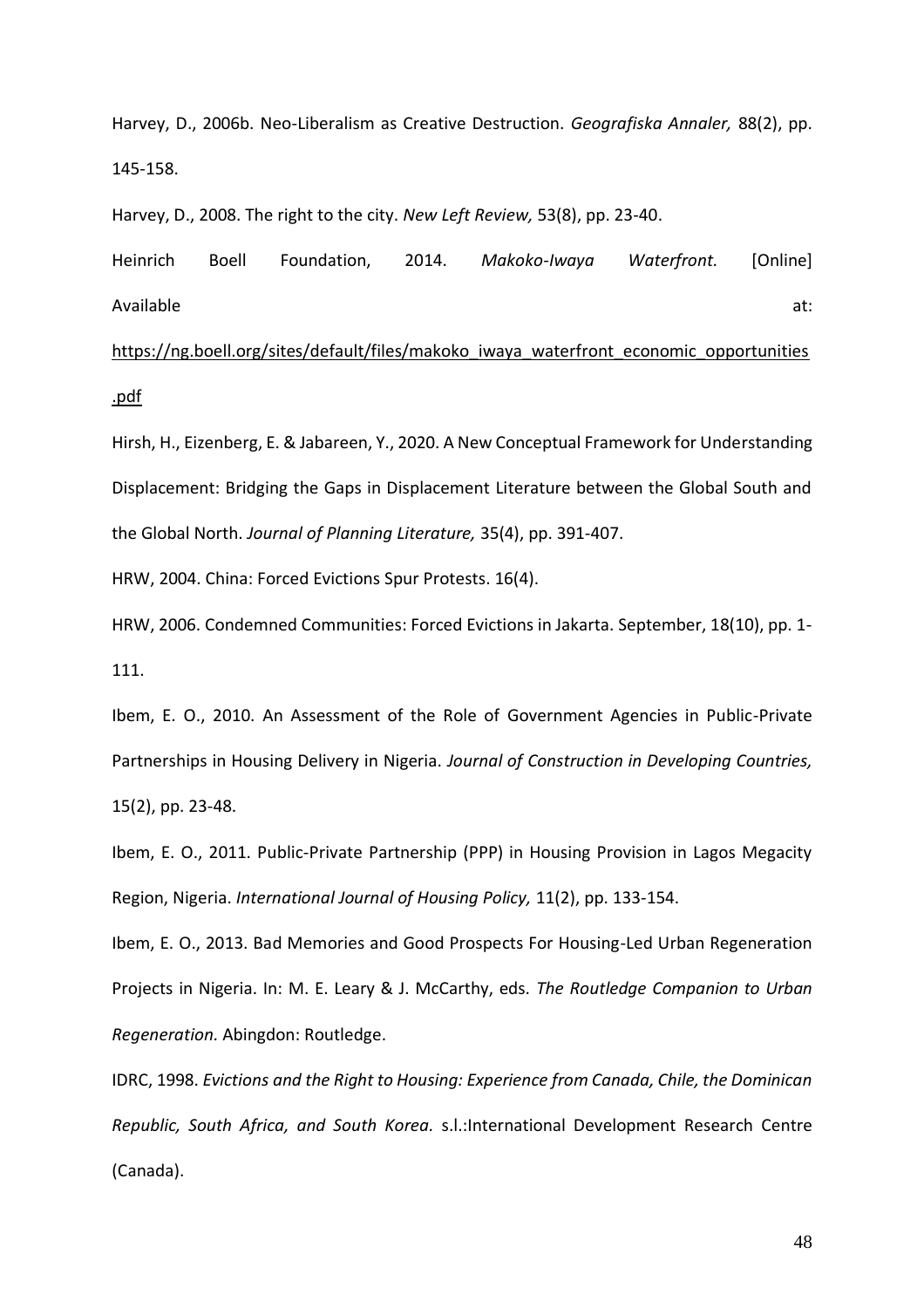Harvey, D., 2006b. Neo-Liberalism as Creative Destruction. *Geografiska Annaler,* 88(2), pp. 145-158.

Harvey, D., 2008. The right to the city. *New Left Review,* 53(8), pp. 23-40.

Heinrich Boell Foundation, 2014. *Makoko-Iwaya Waterfront.* [Online] Available at: https://ng.boell.org/sites/default/files/makoko_iwaya_waterfront_economic_opportunities.pdf

Hirsh, H., Eizenberg, E. & Jabareen, Y., 2020. A New Conceptual Framework for Understanding Displacement: Bridging the Gaps in Displacement Literature between the Global South and the Global North. *Journal of Planning Literature,* 35(4), pp. 391-407.

HRW, 2004. China: Forced Evictions Spur Protests. 16(4).

HRW, 2006. Condemned Communities: Forced Evictions in Jakarta. September, 18(10), pp. 1-111.

Ibem, E. O., 2010. An Assessment of the Role of Government Agencies in Public-Private Partnerships in Housing Delivery in Nigeria. *Journal of Construction in Developing Countries,* 15(2), pp. 23-48.

Ibem, E. O., 2011. Public-Private Partnership (PPP) in Housing Provision in Lagos Megacity Region, Nigeria. *International Journal of Housing Policy,* 11(2), pp. 133-154.

Ibem, E. O., 2013. Bad Memories and Good Prospects For Housing-Led Urban Regeneration Projects in Nigeria. In: M. E. Leary & J. McCarthy, eds. *The Routledge Companion to Urban Regeneration.* Abingdon: Routledge.

IDRC, 1998. *Evictions and the Right to Housing: Experience from Canada, Chile, the Dominican Republic, South Africa, and South Korea.* s.l.:International Development Research Centre (Canada).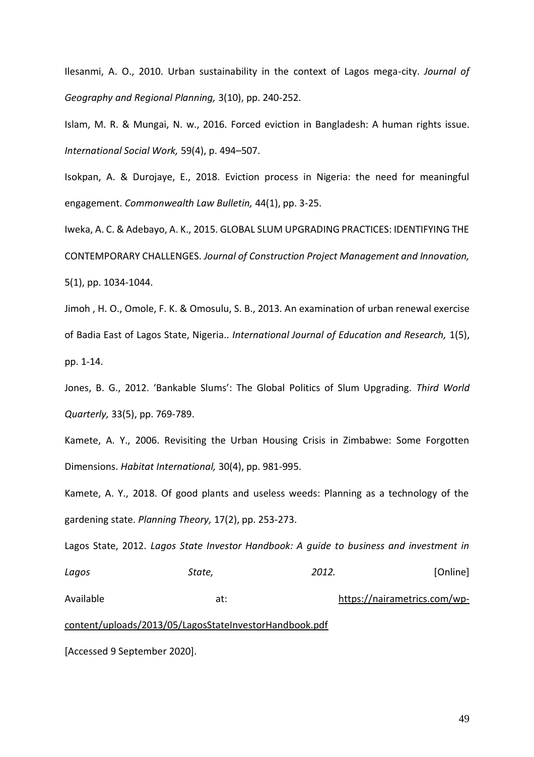Ilesanmi, A. O., 2010. Urban sustainability in the context of Lagos mega-city. *Journal of Geography and Regional Planning,* 3(10), pp. 240-252.

Islam, M. R. & Mungai, N. w., 2016. Forced eviction in Bangladesh: A human rights issue. *International Social Work,* 59(4), p. 494–507.

Isokpan, A. & Durojaye, E., 2018. Eviction process in Nigeria: the need for meaningful engagement. *Commonwealth Law Bulletin,* 44(1), pp. 3-25.

Iweka, A. C. & Adebayo, A. K., 2015. GLOBAL SLUM UPGRADING PRACTICES: IDENTIFYING THE CONTEMPORARY CHALLENGES. *Journal of Construction Project Management and Innovation,* 5(1), pp. 1034-1044.

Jimoh , H. O., Omole, F. K. & Omosulu, S. B., 2013. An examination of urban renewal exercise of Badia East of Lagos State, Nigeria.. *International Journal of Education and Research,* 1(5), pp. 1-14.

Jones, B. G., 2012. 'Bankable Slums': The Global Politics of Slum Upgrading. *Third World Quarterly,* 33(5), pp. 769-789.

Kamete, A. Y., 2006. Revisiting the Urban Housing Crisis in Zimbabwe: Some Forgotten Dimensions. *Habitat International,* 30(4), pp. 981-995.

Kamete, A. Y., 2018. Of good plants and useless weeds: Planning as a technology of the gardening state. *Planning Theory,* 17(2), pp. 253-273.

Lagos State, 2012. *Lagos State Investor Handbook: A guide to business and investment in Lagos State, 2012.* [Online] Available at: https://nairametrics.com/wp-content/uploads/2013/05/LagosStateInvestorHandbook.pdf [Accessed 9 September 2020].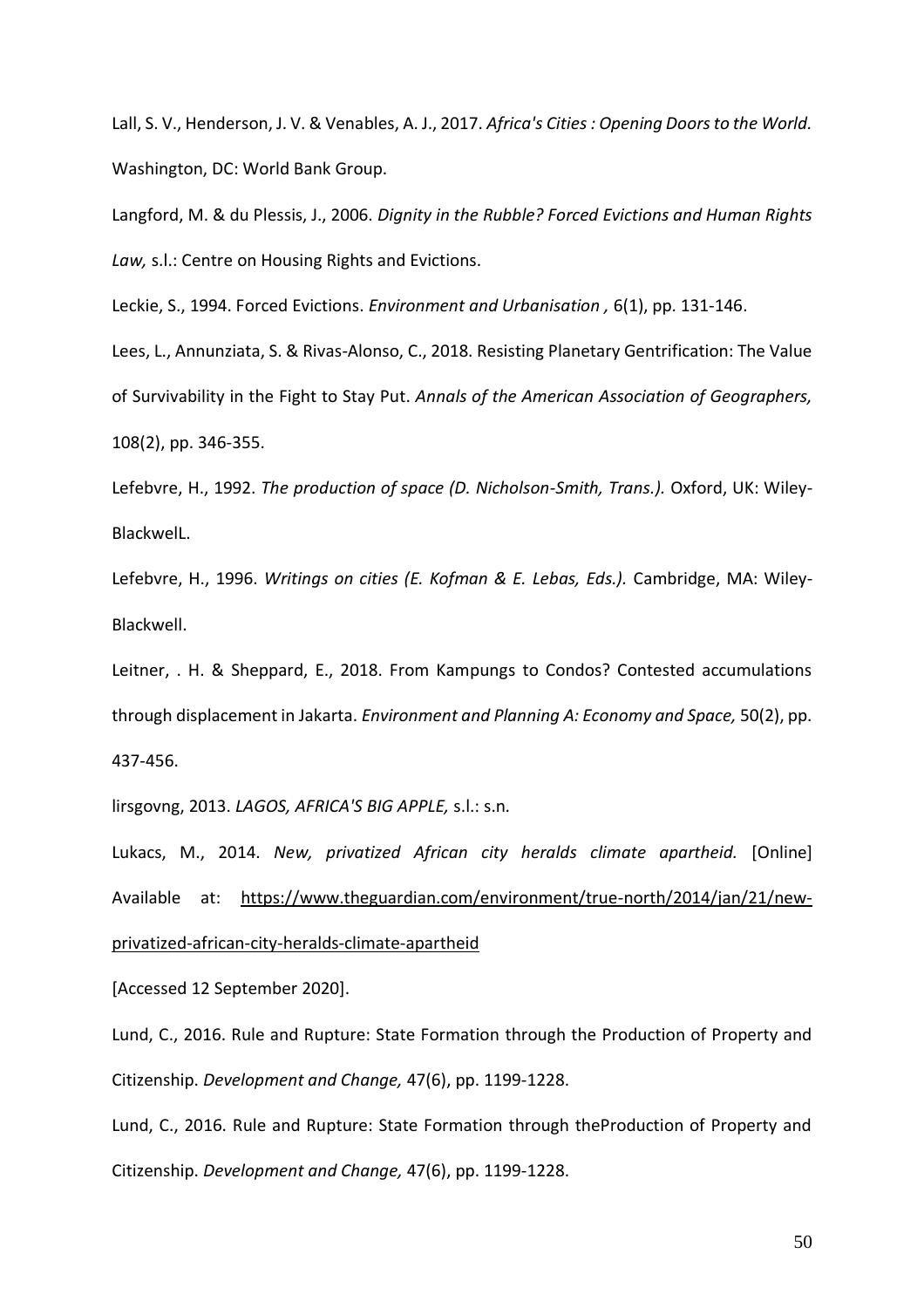Lall, S. V., Henderson, J. V. & Venables, A. J., 2017. *Africa's Cities : Opening Doors to the World.* Washington, DC: World Bank Group.

Langford, M. & du Plessis, J., 2006. *Dignity in the Rubble? Forced Evictions and Human Rights Law,* s.l.: Centre on Housing Rights and Evictions.

Leckie, S., 1994. Forced Evictions. *Environment and Urbanisation ,* 6(1), pp. 131-146.

Lees, L., Annunziata, S. & Rivas-Alonso, C., 2018. Resisting Planetary Gentrification: The Value of Survivability in the Fight to Stay Put. *Annals of the American Association of Geographers,* 108(2), pp. 346-355.

Lefebvre, H., 1992. *The production of space (D. Nicholson-Smith, Trans.).* Oxford, UK: Wiley-BlackwelL.

Lefebvre, H., 1996. *Writings on cities (E. Kofman & E. Lebas, Eds.).* Cambridge, MA: Wiley-Blackwell.

Leitner, . H. & Sheppard, E., 2018. From Kampungs to Condos? Contested accumulations through displacement in Jakarta. *Environment and Planning A: Economy and Space,* 50(2), pp. 437-456.

lirsgovng, 2013. *LAGOS, AFRICA'S BIG APPLE,* s.l.: s.n.

Lukacs, M., 2014. *New, privatized African city heralds climate apartheid.* [Online] Available at: https://www.theguardian.com/environment/true-north/2014/jan/21/new-privatized-african-city-heralds-climate-apartheid

[Accessed 12 September 2020].

Lund, C., 2016. Rule and Rupture: State Formation through the Production of Property and Citizenship. *Development and Change,* 47(6), pp. 1199-1228.

Lund, C., 2016. Rule and Rupture: State Formation through theProduction of Property and Citizenship. *Development and Change,* 47(6), pp. 1199-1228.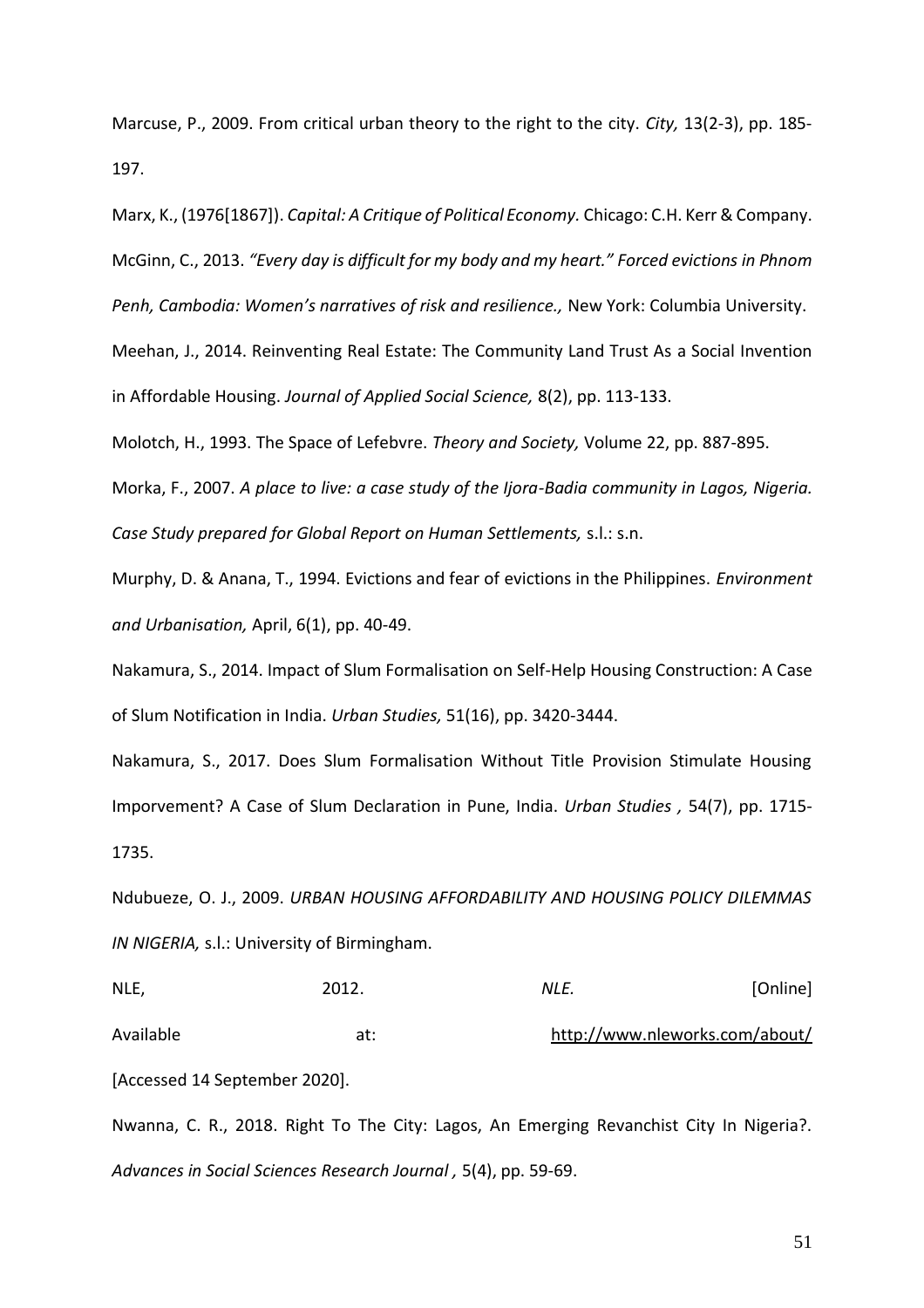Marcuse, P., 2009. From critical urban theory to the right to the city. *City,* 13(2-3), pp. 185-197.

Marx, K., (1976[1867]). *Capital: A Critique of Political Economy.* Chicago: C.H. Kerr & Company.

McGinn, C., 2013. *"Every day is difficult for my body and my heart." Forced evictions in Phnom Penh, Cambodia: Women's narratives of risk and resilience.,* New York: Columbia University.

Meehan, J., 2014. Reinventing Real Estate: The Community Land Trust As a Social Invention in Affordable Housing. *Journal of Applied Social Science,* 8(2), pp. 113-133.

Molotch, H., 1993. The Space of Lefebvre. *Theory and Society,* Volume 22, pp. 887-895.

Morka, F., 2007. *A place to live: a case study of the Ijora-Badia community in Lagos, Nigeria. Case Study prepared for Global Report on Human Settlements,* s.l.: s.n.

Murphy, D. & Anana, T., 1994. Evictions and fear of evictions in the Philippines. *Environment and Urbanisation,* April, 6(1), pp. 40-49.

Nakamura, S., 2014. Impact of Slum Formalisation on Self-Help Housing Construction: A Case of Slum Notification in India. *Urban Studies,* 51(16), pp. 3420-3444.

Nakamura, S., 2017. Does Slum Formalisation Without Title Provision Stimulate Housing Imporvement? A Case of Slum Declaration in Pune, India. *Urban Studies ,* 54(7), pp. 1715-1735.

Ndubueze, O. J., 2009. *URBAN HOUSING AFFORDABILITY AND HOUSING POLICY DILEMMAS IN NIGERIA,* s.l.: University of Birmingham.

NLE, 2012. *NLE.* [Online] Available at: http://www.nleworks.com/about/ [Accessed 14 September 2020].

Nwanna, C. R., 2018. Right To The City: Lagos, An Emerging Revanchist City In Nigeria?. *Advances in Social Sciences Research Journal ,* 5(4), pp. 59-69.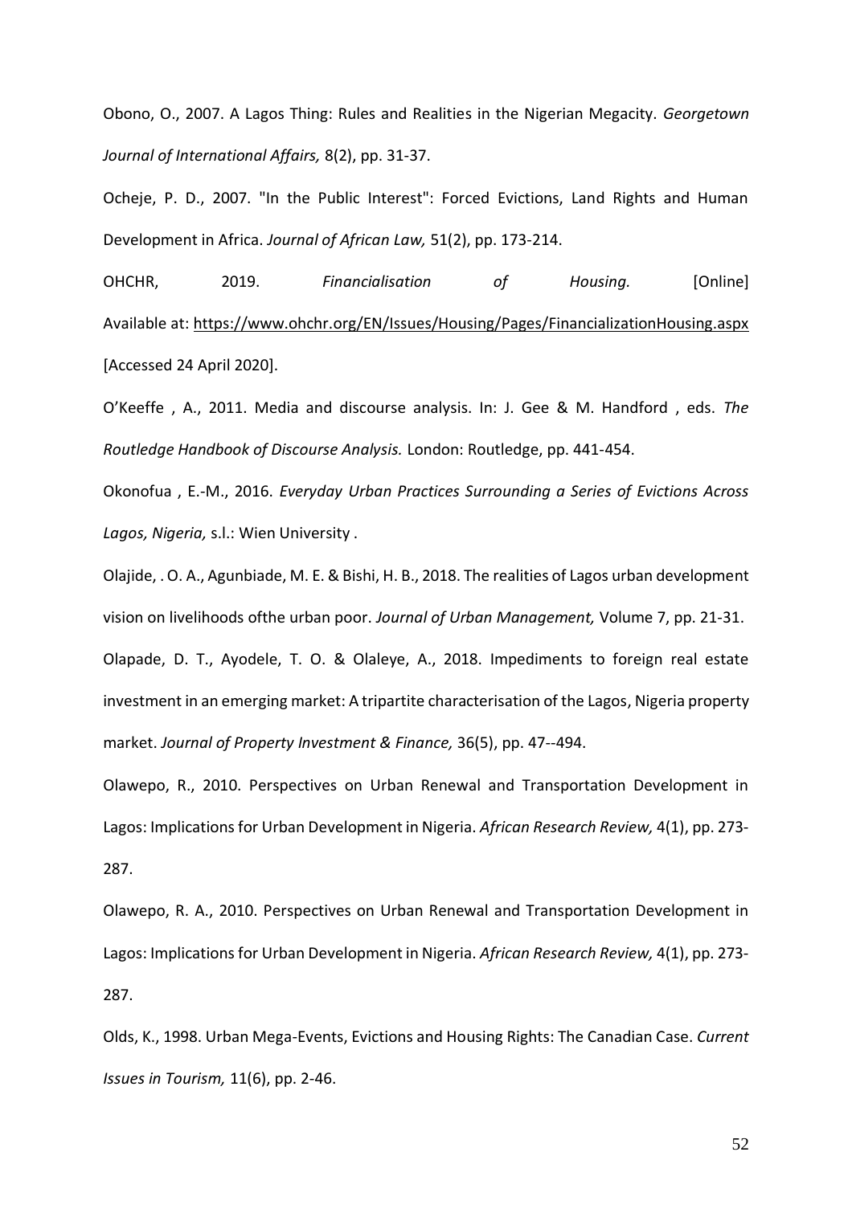Obono, O., 2007. A Lagos Thing: Rules and Realities in the Nigerian Megacity. *Georgetown Journal of International Affairs,* 8(2), pp. 31-37.

Ocheje, P. D., 2007. "In the Public Interest": Forced Evictions, Land Rights and Human Development in Africa. *Journal of African Law,* 51(2), pp. 173-214.

OHCHR, 2019. *Financialisation of Housing.* [Online] Available at: https://www.ohchr.org/EN/Issues/Housing/Pages/FinancializationHousing.aspx [Accessed 24 April 2020].

O'Keeffe , A., 2011. Media and discourse analysis. In: J. Gee & M. Handford , eds. *The Routledge Handbook of Discourse Analysis.* London: Routledge, pp. 441-454.

Okonofua , E.-M., 2016. *Everyday Urban Practices Surrounding a Series of Evictions Across Lagos, Nigeria,* s.l.: Wien University .

Olajide, . O. A., Agunbiade, M. E. & Bishi, H. B., 2018. The realities of Lagos urban development vision on livelihoods ofthe urban poor. *Journal of Urban Management,* Volume 7, pp. 21-31.

Olapade, D. T., Ayodele, T. O. & Olaleye, A., 2018. Impediments to foreign real estate investment in an emerging market: A tripartite characterisation of the Lagos, Nigeria property market. *Journal of Property Investment & Finance,* 36(5), pp. 47--494.

Olawepo, R., 2010. Perspectives on Urban Renewal and Transportation Development in Lagos: Implications for Urban Development in Nigeria. *African Research Review,* 4(1), pp. 273-287.

Olawepo, R. A., 2010. Perspectives on Urban Renewal and Transportation Development in Lagos: Implications for Urban Development in Nigeria. *African Research Review,* 4(1), pp. 273-287.

Olds, K., 1998. Urban Mega-Events, Evictions and Housing Rights: The Canadian Case. *Current Issues in Tourism,* 11(6), pp. 2-46.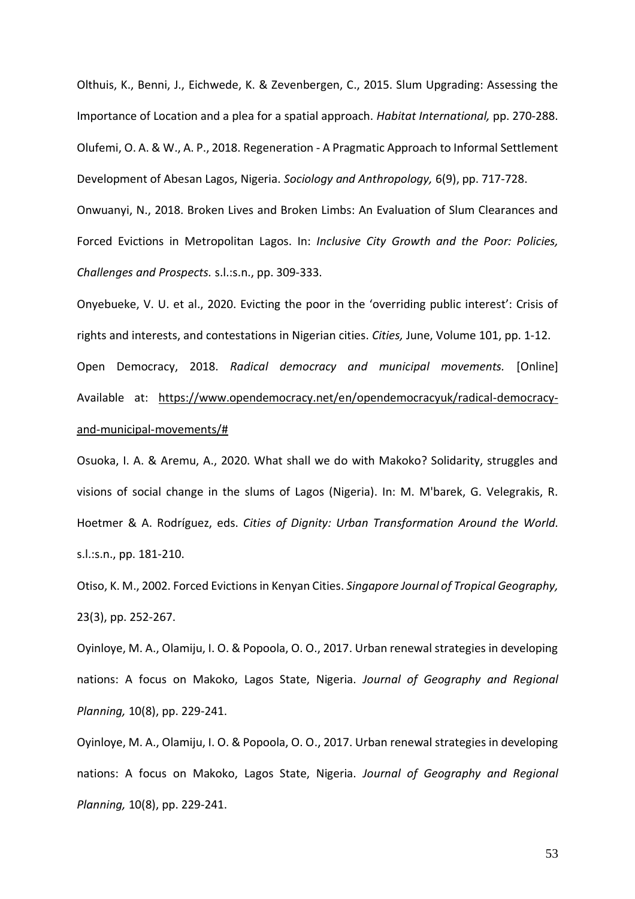Olthuis, K., Benni, J., Eichwede, K. & Zevenbergen, C., 2015. Slum Upgrading: Assessing the Importance of Location and a plea for a spatial approach. *Habitat International,* pp. 270-288.

Olufemi, O. A. & W., A. P., 2018. Regeneration - A Pragmatic Approach to Informal Settlement Development of Abesan Lagos, Nigeria. *Sociology and Anthropology,* 6(9), pp. 717-728.

Onwuanyi, N., 2018. Broken Lives and Broken Limbs: An Evaluation of Slum Clearances and Forced Evictions in Metropolitan Lagos. In: *Inclusive City Growth and the Poor: Policies, Challenges and Prospects.* s.l.:s.n., pp. 309-333.

Onyebueke, V. U. et al., 2020. Evicting the poor in the 'overriding public interest': Crisis of rights and interests, and contestations in Nigerian cities. *Cities,* June, Volume 101, pp. 1-12.

Open Democracy, 2018. *Radical democracy and municipal movements.* [Online] Available at: https://www.opendemocracy.net/en/opendemocracyuk/radical-democracy-and-municipal-movements/#

Osuoka, I. A. & Aremu, A., 2020. What shall we do with Makoko? Solidarity, struggles and visions of social change in the slums of Lagos (Nigeria). In: M. M'barek, G. Velegrakis, R. Hoetmer & A. Rodríguez, eds. *Cities of Dignity: Urban Transformation Around the World.* s.l.:s.n., pp. 181-210.

Otiso, K. M., 2002. Forced Evictions in Kenyan Cities. *Singapore Journal of Tropical Geography,* 23(3), pp. 252-267.

Oyinloye, M. A., Olamiju, I. O. & Popoola, O. O., 2017. Urban renewal strategies in developing nations: A focus on Makoko, Lagos State, Nigeria. *Journal of Geography and Regional Planning,* 10(8), pp. 229-241.

Oyinloye, M. A., Olamiju, I. O. & Popoola, O. O., 2017. Urban renewal strategies in developing nations: A focus on Makoko, Lagos State, Nigeria. *Journal of Geography and Regional Planning,* 10(8), pp. 229-241.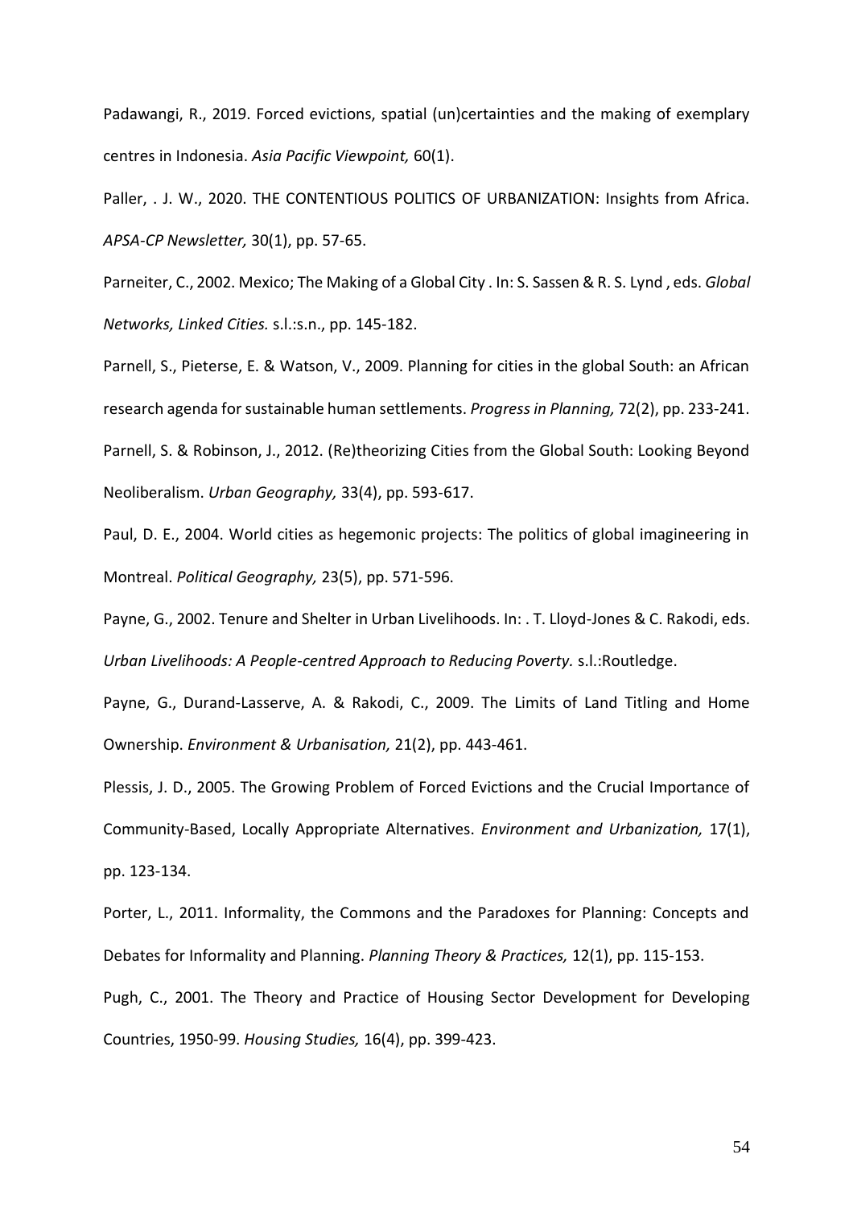Padawangi, R., 2019. Forced evictions, spatial (un)certainties and the making of exemplary centres in Indonesia. *Asia Pacific Viewpoint,* 60(1).

Paller, . J. W., 2020. THE CONTENTIOUS POLITICS OF URBANIZATION: Insights from Africa. *APSA-CP Newsletter,* 30(1), pp. 57-65.

Parneiter, C., 2002. Mexico; The Making of a Global City . In: S. Sassen & R. S. Lynd , eds. *Global Networks, Linked Cities.* s.l.:s.n., pp. 145-182.

Parnell, S., Pieterse, E. & Watson, V., 2009. Planning for cities in the global South: an African research agenda for sustainable human settlements. *Progress in Planning,* 72(2), pp. 233-241.

Parnell, S. & Robinson, J., 2012. (Re)theorizing Cities from the Global South: Looking Beyond Neoliberalism. *Urban Geography,* 33(4), pp. 593-617.

Paul, D. E., 2004. World cities as hegemonic projects: The politics of global imagineering in Montreal. *Political Geography,* 23(5), pp. 571-596.

Payne, G., 2002. Tenure and Shelter in Urban Livelihoods. In: . T. Lloyd-Jones & C. Rakodi, eds. *Urban Livelihoods: A People-centred Approach to Reducing Poverty.* s.l.:Routledge.

Payne, G., Durand-Lasserve, A. & Rakodi, C., 2009. The Limits of Land Titling and Home Ownership. *Environment & Urbanisation,* 21(2), pp. 443-461.

Plessis, J. D., 2005. The Growing Problem of Forced Evictions and the Crucial Importance of Community-Based, Locally Appropriate Alternatives. *Environment and Urbanization,* 17(1), pp. 123-134.

Porter, L., 2011. Informality, the Commons and the Paradoxes for Planning: Concepts and Debates for Informality and Planning. *Planning Theory & Practices,* 12(1), pp. 115-153.

Pugh, C., 2001. The Theory and Practice of Housing Sector Development for Developing Countries, 1950-99. *Housing Studies,* 16(4), pp. 399-423.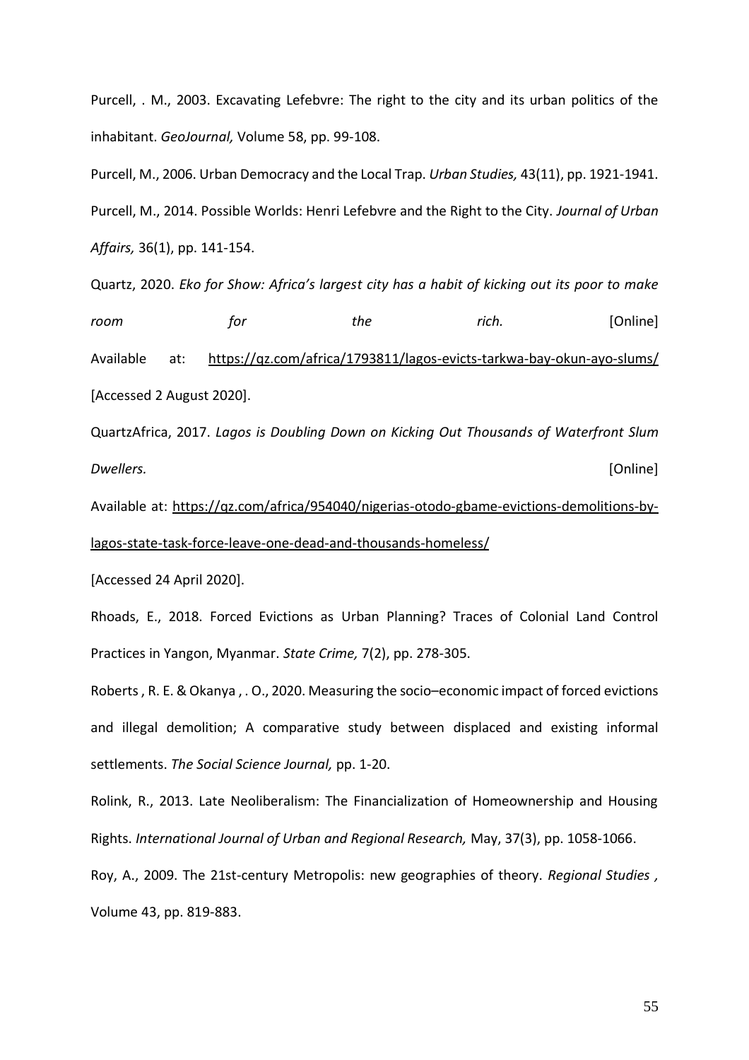Purcell, . M., 2003. Excavating Lefebvre: The right to the city and its urban politics of the inhabitant. *GeoJournal,* Volume 58, pp. 99-108.

Purcell, M., 2006. Urban Democracy and the Local Trap. *Urban Studies,* 43(11), pp. 1921-1941.

Purcell, M., 2014. Possible Worlds: Henri Lefebvre and the Right to the City. *Journal of Urban Affairs,* 36(1), pp. 141-154.

Quartz, 2020. *Eko for Show: Africa's largest city has a habit of kicking out its poor to make room for the rich.* [Online] Available at: https://qz.com/africa/1793811/lagos-evicts-tarkwa-bay-okun-ayo-slums/ [Accessed 2 August 2020].

QuartzAfrica, 2017. *Lagos is Doubling Down on Kicking Out Thousands of Waterfront Slum Dwellers.* [Online] Available at: https://qz.com/africa/954040/nigerias-otodo-gbame-evictions-demolitions-by-lagos-state-task-force-leave-one-dead-and-thousands-homeless/ [Accessed 24 April 2020].

Rhoads, E., 2018. Forced Evictions as Urban Planning? Traces of Colonial Land Control Practices in Yangon, Myanmar. *State Crime,* 7(2), pp. 278-305.

Roberts , R. E. & Okanya , . O., 2020. Measuring the socio–economic impact of forced evictions and illegal demolition; A comparative study between displaced and existing informal settlements. *The Social Science Journal,* pp. 1-20.

Rolink, R., 2013. Late Neoliberalism: The Financialization of Homeownership and Housing Rights. *International Journal of Urban and Regional Research,* May, 37(3), pp. 1058-1066.

Roy, A., 2009. The 21st-century Metropolis: new geographies of theory. *Regional Studies ,* Volume 43, pp. 819-883.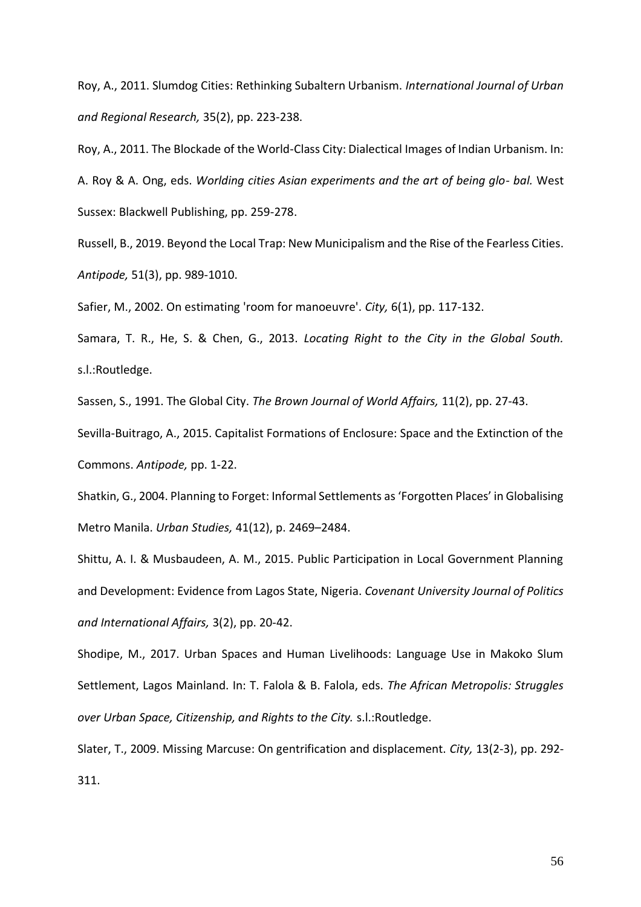Roy, A., 2011. Slumdog Cities: Rethinking Subaltern Urbanism. *International Journal of Urban and Regional Research,* 35(2), pp. 223-238.

Roy, A., 2011. The Blockade of the World-Class City: Dialectical Images of Indian Urbanism. In: A. Roy & A. Ong, eds. *Worlding cities Asian experiments and the art of being glo- bal.* West Sussex: Blackwell Publishing, pp. 259-278.

Russell, B., 2019. Beyond the Local Trap: New Municipalism and the Rise of the Fearless Cities. *Antipode,* 51(3), pp. 989-1010.

Safier, M., 2002. On estimating 'room for manoeuvre'. *City,* 6(1), pp. 117-132.

Samara, T. R., He, S. & Chen, G., 2013. *Locating Right to the City in the Global South.* s.l.:Routledge.

Sassen, S., 1991. The Global City. *The Brown Journal of World Affairs,* 11(2), pp. 27-43.

Sevilla-Buitrago, A., 2015. Capitalist Formations of Enclosure: Space and the Extinction of the Commons. *Antipode,* pp. 1-22.

Shatkin, G., 2004. Planning to Forget: Informal Settlements as 'Forgotten Places' in Globalising Metro Manila. *Urban Studies,* 41(12), p. 2469–2484.

Shittu, A. I. & Musbaudeen, A. M., 2015. Public Participation in Local Government Planning and Development: Evidence from Lagos State, Nigeria. *Covenant University Journal of Politics and International Affairs,* 3(2), pp. 20-42.

Shodipe, M., 2017. Urban Spaces and Human Livelihoods: Language Use in Makoko Slum Settlement, Lagos Mainland. In: T. Falola & B. Falola, eds. *The African Metropolis: Struggles over Urban Space, Citizenship, and Rights to the City.* s.l.:Routledge.

Slater, T., 2009. Missing Marcuse: On gentrification and displacement. *City,* 13(2-3), pp. 292-311.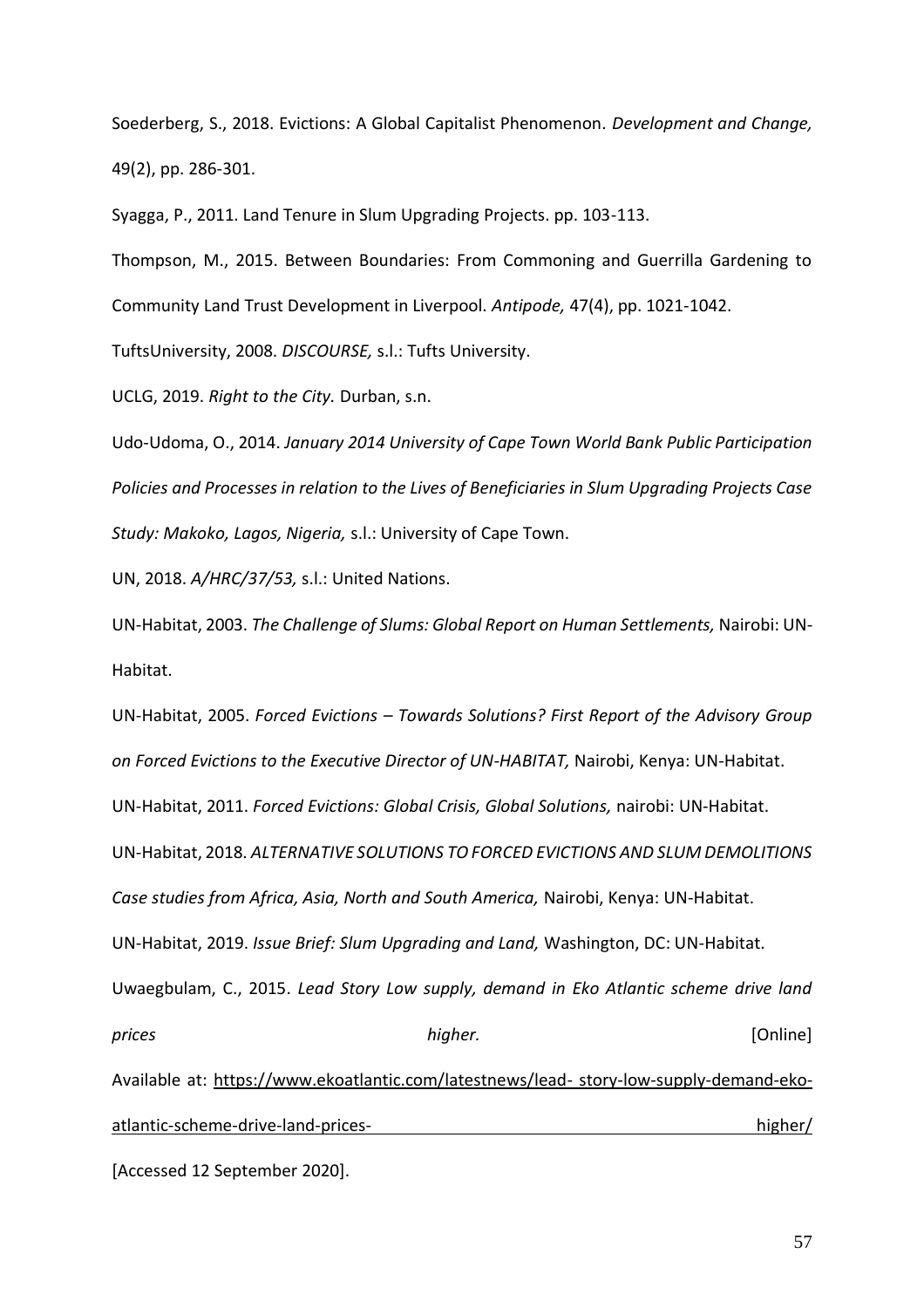Soederberg, S., 2018. Evictions: A Global Capitalist Phenomenon. *Development and Change,* 49(2), pp. 286-301.

Syagga, P., 2011. Land Tenure in Slum Upgrading Projects. pp. 103-113.

Thompson, M., 2015. Between Boundaries: From Commoning and Guerrilla Gardening to Community Land Trust Development in Liverpool. *Antipode,* 47(4), pp. 1021-1042.

TuftsUniversity, 2008. *DISCOURSE,* s.l.: Tufts University.

UCLG, 2019. *Right to the City.* Durban, s.n.

Udo-Udoma, O., 2014. *January 2014 University of Cape Town World Bank Public Participation Policies and Processes in relation to the Lives of Beneficiaries in Slum Upgrading Projects Case Study: Makoko, Lagos, Nigeria,* s.l.: University of Cape Town.

UN, 2018. *A/HRC/37/53,* s.l.: United Nations.

UN-Habitat, 2003. *The Challenge of Slums: Global Report on Human Settlements,* Nairobi: UN-Habitat.

UN-Habitat, 2005. *Forced Evictions – Towards Solutions? First Report of the Advisory Group on Forced Evictions to the Executive Director of UN-HABITAT,* Nairobi, Kenya: UN-Habitat.

UN-Habitat, 2011. *Forced Evictions: Global Crisis, Global Solutions,* nairobi: UN-Habitat.

UN-Habitat, 2018. *ALTERNATIVE SOLUTIONS TO FORCED EVICTIONS AND SLUM DEMOLITIONS Case studies from Africa, Asia, North and South America,* Nairobi, Kenya: UN-Habitat.

UN-Habitat, 2019. *Issue Brief: Slum Upgrading and Land,* Washington, DC: UN-Habitat.

Uwaegbulam, C., 2015. *Lead Story Low supply, demand in Eko Atlantic scheme drive land prices higher.* [Online] Available at: https://www.ekoatlantic.com/latestnews/lead- story-low-supply-demand-eko-atlantic-scheme-drive-land-prices- higher/ [Accessed 12 September 2020].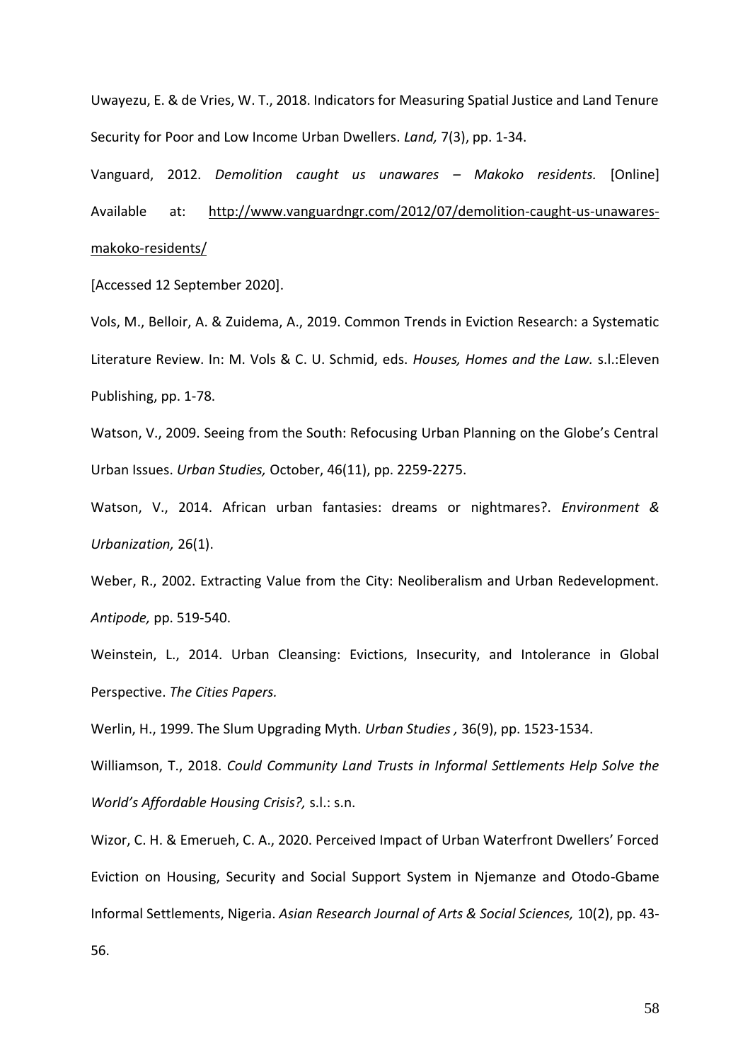Uwayezu, E. & de Vries, W. T., 2018. Indicators for Measuring Spatial Justice and Land Tenure Security for Poor and Low Income Urban Dwellers. *Land,* 7(3), pp. 1-34.

Vanguard, 2012. *Demolition caught us unawares – Makoko residents.* [Online] Available at: http://www.vanguardngr.com/2012/07/demolition-caught-us-unawares-makoko-residents/

[Accessed 12 September 2020].

Vols, M., Belloir, A. & Zuidema, A., 2019. Common Trends in Eviction Research: a Systematic Literature Review. In: M. Vols & C. U. Schmid, eds. *Houses, Homes and the Law.* s.l.:Eleven Publishing, pp. 1-78.

Watson, V., 2009. Seeing from the South: Refocusing Urban Planning on the Globe's Central Urban Issues. *Urban Studies,* October, 46(11), pp. 2259-2275.

Watson, V., 2014. African urban fantasies: dreams or nightmares?. *Environment & Urbanization,* 26(1).

Weber, R., 2002. Extracting Value from the City: Neoliberalism and Urban Redevelopment. *Antipode,* pp. 519-540.

Weinstein, L., 2014. Urban Cleansing: Evictions, Insecurity, and Intolerance in Global Perspective. *The Cities Papers.*

Werlin, H., 1999. The Slum Upgrading Myth. *Urban Studies ,* 36(9), pp. 1523-1534.

Williamson, T., 2018. *Could Community Land Trusts in Informal Settlements Help Solve the World's Affordable Housing Crisis?,* s.l.: s.n.

Wizor, C. H. & Emerueh, C. A., 2020. Perceived Impact of Urban Waterfront Dwellers' Forced Eviction on Housing, Security and Social Support System in Njemanze and Otodo-Gbame Informal Settlements, Nigeria. *Asian Research Journal of Arts & Social Sciences,* 10(2), pp. 43-56.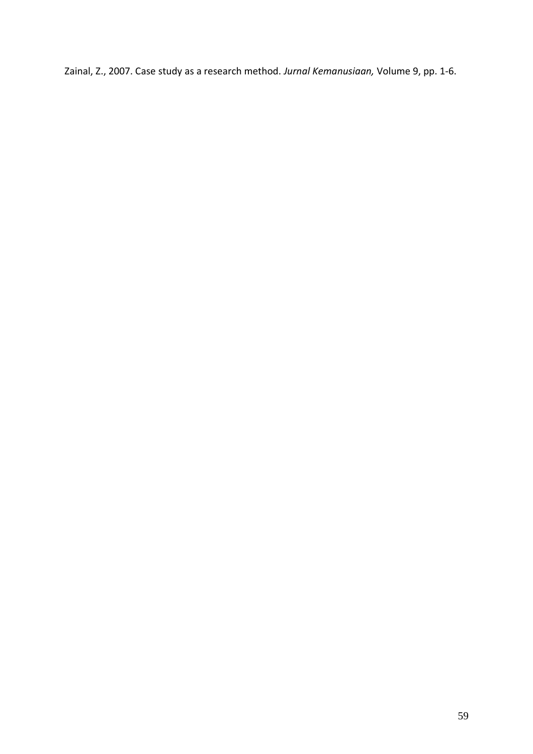Zainal, Z., 2007. Case study as a research method. *Jurnal Kemanusiaan,* Volume 9, pp. 1-6.